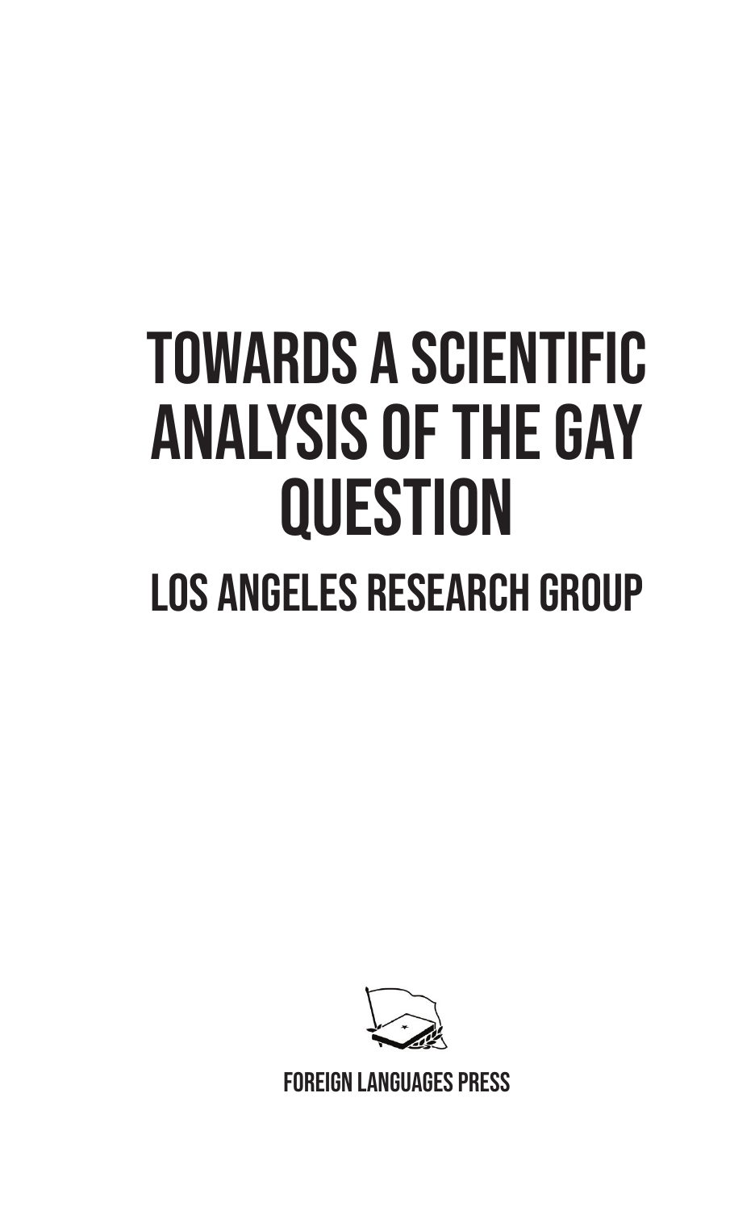# TOWARDS A SCIENTIFIC ANALYSIS OF THE GAY QUESTION

## LOS ANGELES RESEARCH GROUP

FOREIGN LANGUAGES PRESS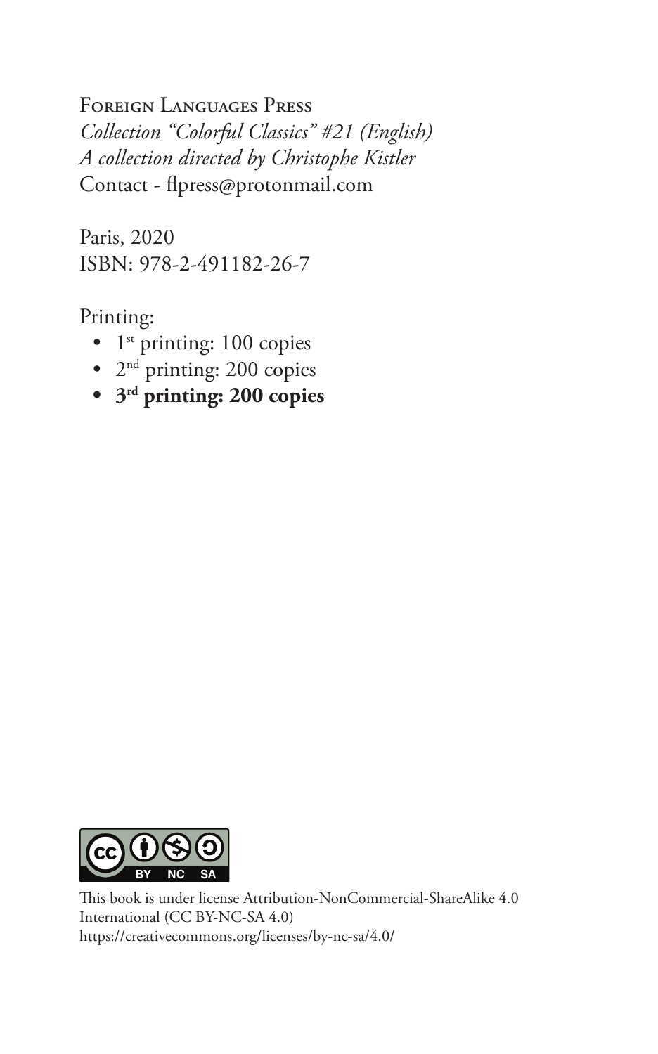Foreign Languages Press  
*Collection "Colorful Classics" #21 (English)*  
*A collection directed by Christophe Kistler*  
Contact - flpress@protonmail.com

Paris, 2020  
ISBN: 978-2-491182-26-7

Printing:

- 1st printing: 100 copies
- 2nd printing: 200 copies
- **3rd printing: 200 copies**

This book is under license Attribution-NonCommercial-ShareAlike 4.0 International (CC BY-NC-SA 4.0)  
https://creativecommons.org/licenses/by-nc-sa/4.0/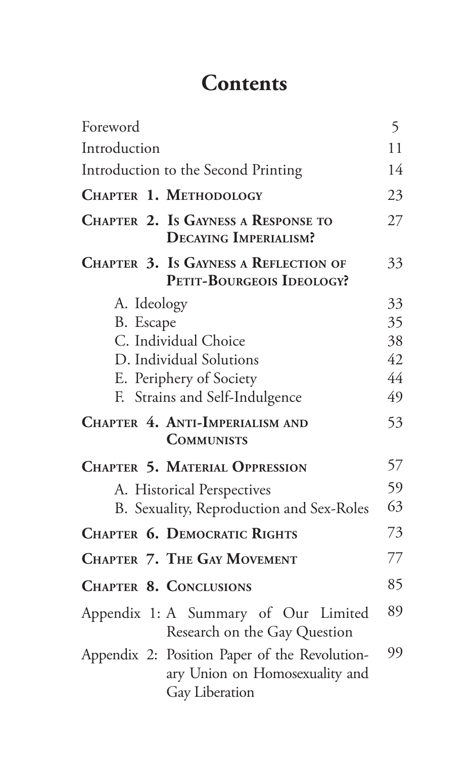# Contents

| | |
|---|---|
| Foreword | 5 |
| Introduction | 11 |
| Introduction to the Second Printing | 14 |
| **Chapter 1. Methodology** | 23 |
| **Chapter 2. Is Gayness a Response to Decaying Imperialism?** | 27 |
| **Chapter 3. Is Gayness a Reflection of Petit-Bourgeois Ideology?** | 33 |
| A. Ideology | 33 |
| B. Escape | 35 |
| C. Individual Choice | 38 |
| D. Individual Solutions | 42 |
| E. Periphery of Society | 44 |
| F. Strains and Self-Indulgence | 49 |
| **Chapter 4. Anti-Imperialism and Communists** | 53 |
| **Chapter 5. Material Oppression** | 57 |
| A. Historical Perspectives | 59 |
| B. Sexuality, Reproduction and Sex-Roles | 63 |
| **Chapter 6. Democratic Rights** | 73 |
| **Chapter 7. The Gay Movement** | 77 |
| **Chapter 8. Conclusions** | 85 |
| Appendix 1: A Summary of Our Limited Research on the Gay Question | 89 |
| Appendix 2: Position Paper of the Revolutionary Union on Homosexuality and Gay Liberation | 99 |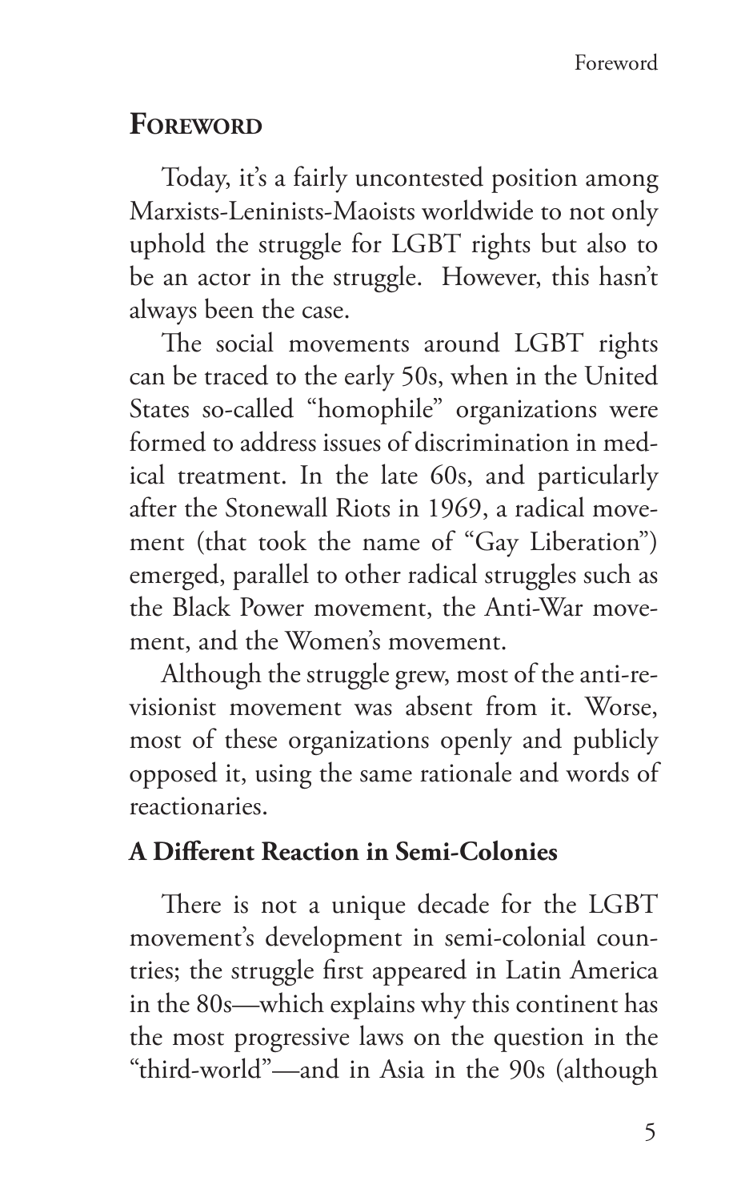## Foreword

Today, it's a fairly uncontested position among Marxists-Leninists-Maoists worldwide to not only uphold the struggle for LGBT rights but also to be an actor in the struggle. However, this hasn't always been the case.

The social movements around LGBT rights can be traced to the early 50s, when in the United States so-called "homophile" organizations were formed to address issues of discrimination in medical treatment. In the late 60s, and particularly after the Stonewall Riots in 1969, a radical movement (that took the name of "Gay Liberation") emerged, parallel to other radical struggles such as the Black Power movement, the Anti-War movement, and the Women's movement.

Although the struggle grew, most of the anti-revisionist movement was absent from it. Worse, most of these organizations openly and publicly opposed it, using the same rationale and words of reactionaries.

### A Different Reaction in Semi-Colonies

There is not a unique decade for the LGBT movement's development in semi-colonial countries; the struggle first appeared in Latin America in the 80s—which explains why this continent has the most progressive laws on the question in the "third-world"—and in Asia in the 90s (although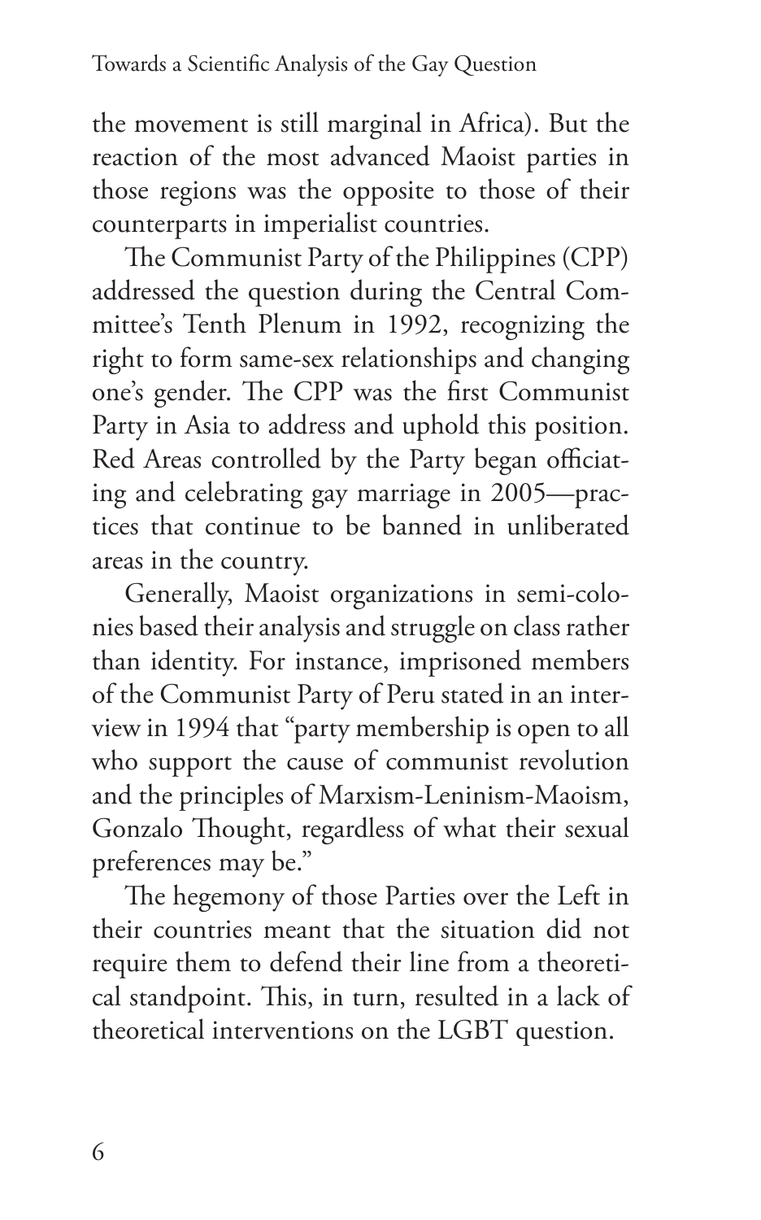the movement is still marginal in Africa). But the reaction of the most advanced Maoist parties in those regions was the opposite to those of their counterparts in imperialist countries.

The Communist Party of the Philippines (CPP) addressed the question during the Central Committee's Tenth Plenum in 1992, recognizing the right to form same-sex relationships and changing one's gender. The CPP was the first Communist Party in Asia to address and uphold this position. Red Areas controlled by the Party began officiating and celebrating gay marriage in 2005—practices that continue to be banned in unliberated areas in the country.

Generally, Maoist organizations in semi-colonies based their analysis and struggle on class rather than identity. For instance, imprisoned members of the Communist Party of Peru stated in an interview in 1994 that "party membership is open to all who support the cause of communist revolution and the principles of Marxism-Leninism-Maoism, Gonzalo Thought, regardless of what their sexual preferences may be."

The hegemony of those Parties over the Left in their countries meant that the situation did not require them to defend their line from a theoretical standpoint. This, in turn, resulted in a lack of theoretical interventions on the LGBT question.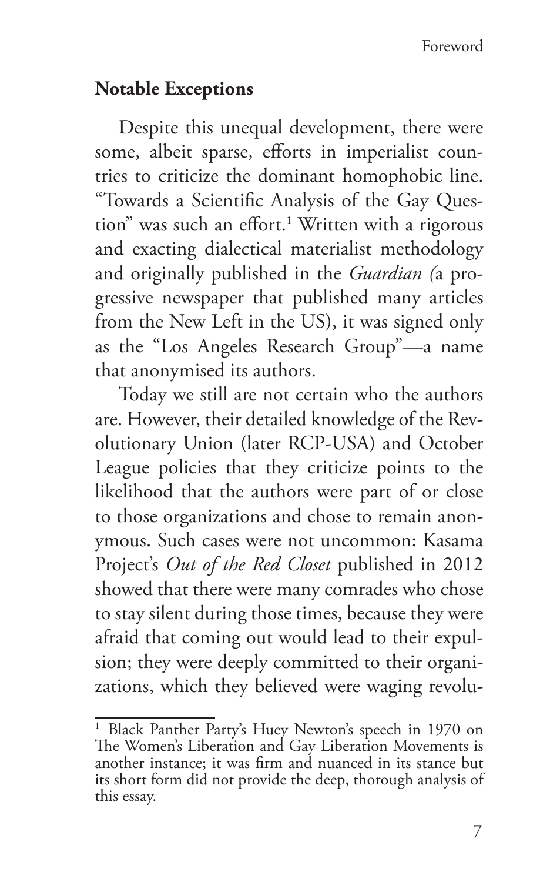## Notable Exceptions

Despite this unequal development, there were some, albeit sparse, efforts in imperialist countries to criticize the dominant homophobic line. "Towards a Scientific Analysis of the Gay Question" was such an effort.[1] Written with a rigorous and exacting dialectical materialist methodology and originally published in the *Guardian (*a progressive newspaper that published many articles from the New Left in the US), it was signed only as the "Los Angeles Research Group"—a name that anonymised its authors.

Today we still are not certain who the authors are. However, their detailed knowledge of the Revolutionary Union (later RCP-USA) and October League policies that they criticize points to the likelihood that the authors were part of or close to those organizations and chose to remain anonymous. Such cases were not uncommon: Kasama Project's *Out of the Red Closet* published in 2012 showed that there were many comrades who chose to stay silent during those times, because they were afraid that coming out would lead to their expulsion; they were deeply committed to their organizations, which they believed were waging revolu-

[1] Black Panther Party's Huey Newton's speech in 1970 on The Women's Liberation and Gay Liberation Movements is another instance; it was firm and nuanced in its stance but its short form did not provide the deep, thorough analysis of this essay.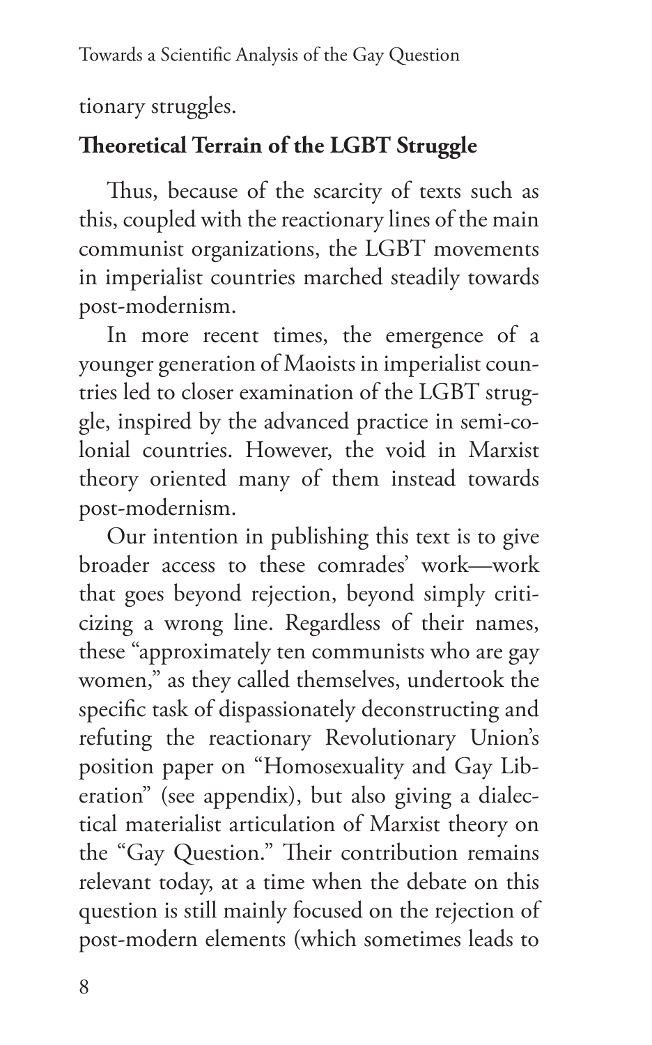tionary struggles.

## Theoretical Terrain of the LGBT Struggle

Thus, because of the scarcity of texts such as this, coupled with the reactionary lines of the main communist organizations, the LGBT movements in imperialist countries marched steadily towards post-modernism.

In more recent times, the emergence of a younger generation of Maoists in imperialist countries led to closer examination of the LGBT struggle, inspired by the advanced practice in semi-colonial countries. However, the void in Marxist theory oriented many of them instead towards post-modernism.

Our intention in publishing this text is to give broader access to these comrades' work—work that goes beyond rejection, beyond simply criticizing a wrong line. Regardless of their names, these "approximately ten communists who are gay women," as they called themselves, undertook the specific task of dispassionately deconstructing and refuting the reactionary Revolutionary Union's position paper on "Homosexuality and Gay Liberation" (see appendix), but also giving a dialectical materialist articulation of Marxist theory on the "Gay Question." Their contribution remains relevant today, at a time when the debate on this question is still mainly focused on the rejection of post-modern elements (which sometimes leads to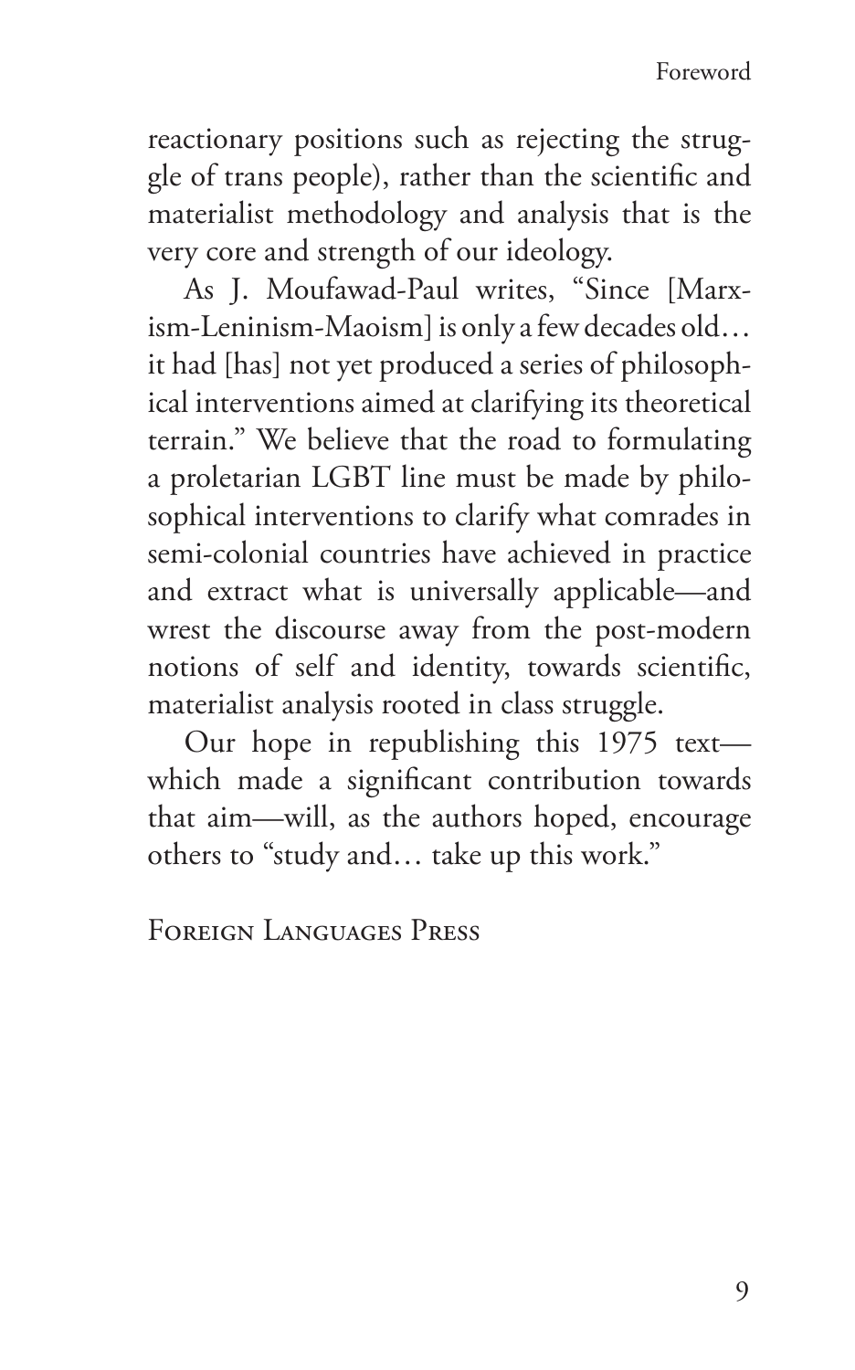reactionary positions such as rejecting the struggle of trans people), rather than the scientific and materialist methodology and analysis that is the very core and strength of our ideology.

As J. Moufawad-Paul writes, "Since [Marxism-Leninism-Maoism] is only a few decades old… it had [has] not yet produced a series of philosophical interventions aimed at clarifying its theoretical terrain." We believe that the road to formulating a proletarian LGBT line must be made by philosophical interventions to clarify what comrades in semi-colonial countries have achieved in practice and extract what is universally applicable—and wrest the discourse away from the post-modern notions of self and identity, towards scientific, materialist analysis rooted in class struggle.

Our hope in republishing this 1975 text—which made a significant contribution towards that aim—will, as the authors hoped, encourage others to "study and… take up this work."

Foreign Languages Press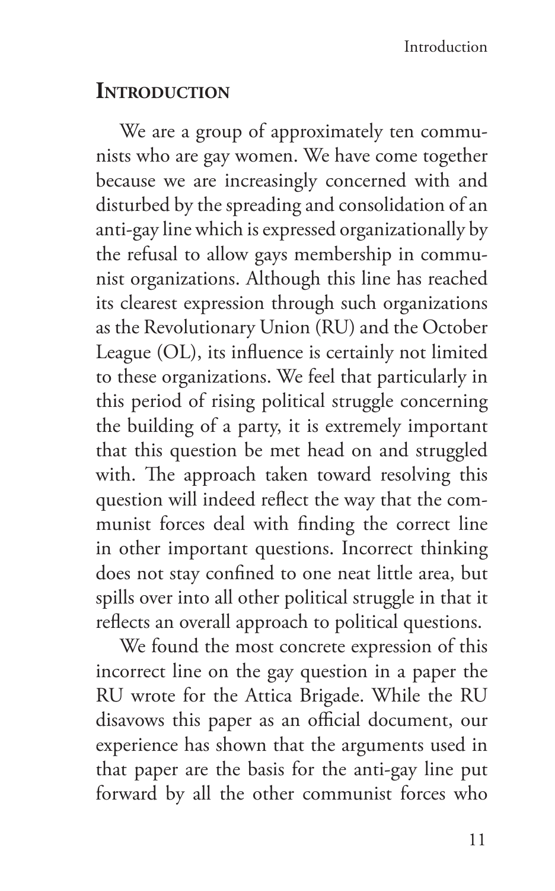## Introduction

We are a group of approximately ten communists who are gay women. We have come together because we are increasingly concerned with and disturbed by the spreading and consolidation of an anti-gay line which is expressed organizationally by the refusal to allow gays membership in communist organizations. Although this line has reached its clearest expression through such organizations as the Revolutionary Union (RU) and the October League (OL), its influence is certainly not limited to these organizations. We feel that particularly in this period of rising political struggle concerning the building of a party, it is extremely important that this question be met head on and struggled with. The approach taken toward resolving this question will indeed reflect the way that the communist forces deal with finding the correct line in other important questions. Incorrect thinking does not stay confined to one neat little area, but spills over into all other political struggle in that it reflects an overall approach to political questions.

We found the most concrete expression of this incorrect line on the gay question in a paper the RU wrote for the Attica Brigade. While the RU disavows this paper as an official document, our experience has shown that the arguments used in that paper are the basis for the anti-gay line put forward by all the other communist forces who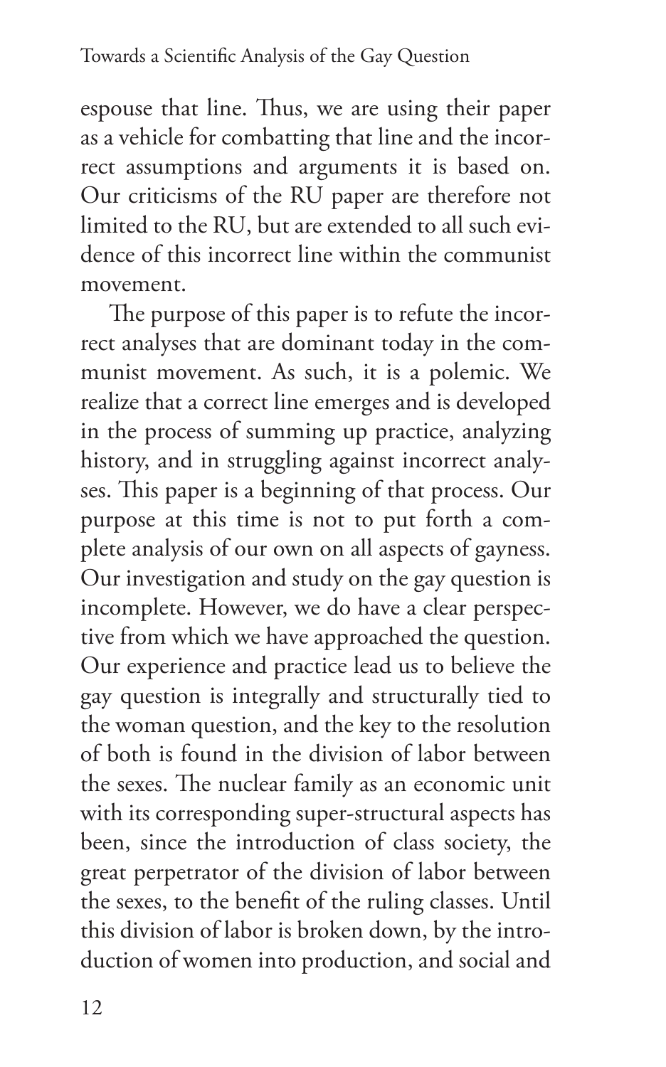espouse that line. Thus, we are using their paper as a vehicle for combatting that line and the incorrect assumptions and arguments it is based on. Our criticisms of the RU paper are therefore not limited to the RU, but are extended to all such evidence of this incorrect line within the communist movement.

The purpose of this paper is to refute the incorrect analyses that are dominant today in the communist movement. As such, it is a polemic. We realize that a correct line emerges and is developed in the process of summing up practice, analyzing history, and in struggling against incorrect analyses. This paper is a beginning of that process. Our purpose at this time is not to put forth a complete analysis of our own on all aspects of gayness. Our investigation and study on the gay question is incomplete. However, we do have a clear perspective from which we have approached the question. Our experience and practice lead us to believe the gay question is integrally and structurally tied to the woman question, and the key to the resolution of both is found in the division of labor between the sexes. The nuclear family as an economic unit with its corresponding super-structural aspects has been, since the introduction of class society, the great perpetrator of the division of labor between the sexes, to the benefit of the ruling classes. Until this division of labor is broken down, by the introduction of women into production, and social and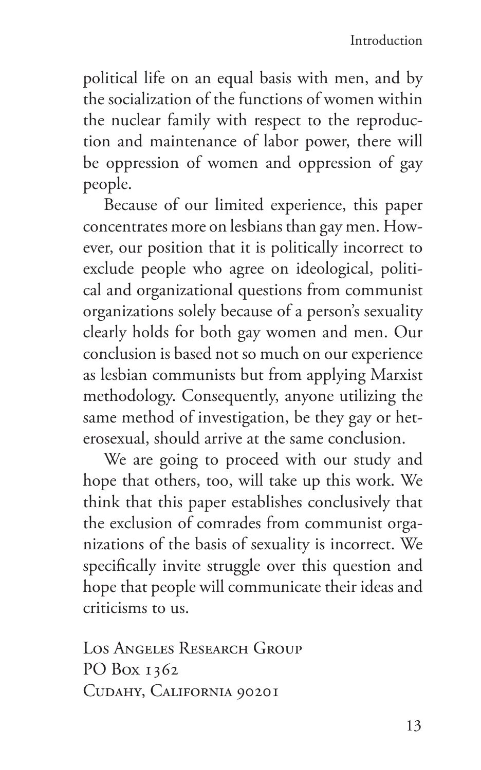political life on an equal basis with men, and by the socialization of the functions of women within the nuclear family with respect to the reproduction and maintenance of labor power, there will be oppression of women and oppression of gay people.

Because of our limited experience, this paper concentrates more on lesbians than gay men. However, our position that it is politically incorrect to exclude people who agree on ideological, political and organizational questions from communist organizations solely because of a person's sexuality clearly holds for both gay women and men. Our conclusion is based not so much on our experience as lesbian communists but from applying Marxist methodology. Consequently, anyone utilizing the same method of investigation, be they gay or heterosexual, should arrive at the same conclusion.

We are going to proceed with our study and hope that others, too, will take up this work. We think that this paper establishes conclusively that the exclusion of comrades from communist organizations of the basis of sexuality is incorrect. We specifically invite struggle over this question and hope that people will communicate their ideas and criticisms to us.

Los Angeles Research Group
PO Box 1362
Cudahy, California 90201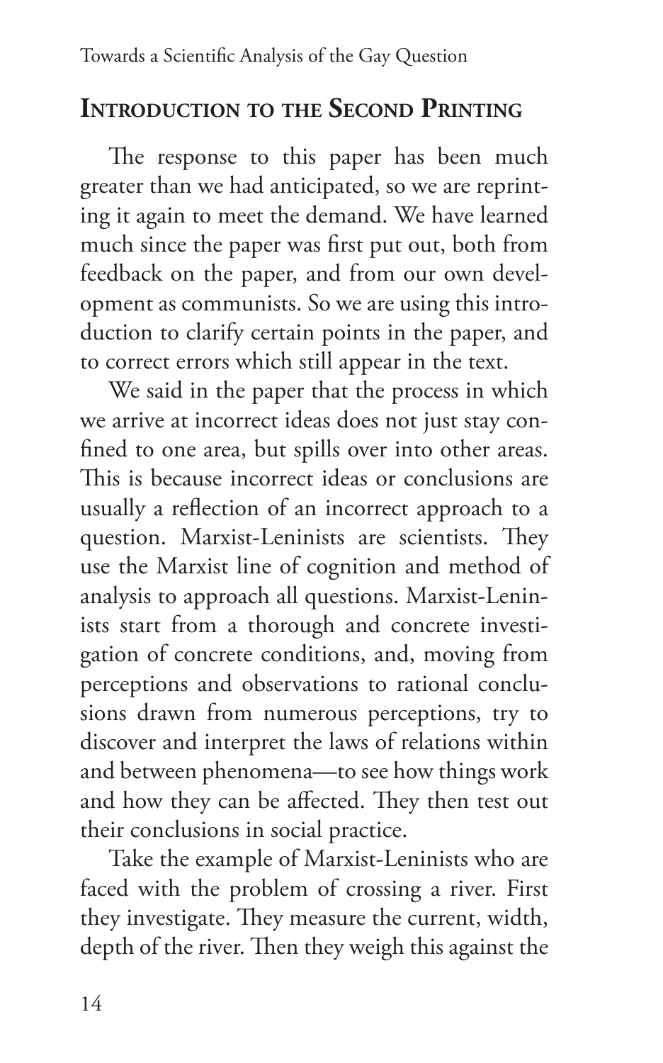## Introduction to the Second Printing

The response to this paper has been much greater than we had anticipated, so we are reprinting it again to meet the demand. We have learned much since the paper was first put out, both from feedback on the paper, and from our own development as communists. So we are using this introduction to clarify certain points in the paper, and to correct errors which still appear in the text.

We said in the paper that the process in which we arrive at incorrect ideas does not just stay confined to one area, but spills over into other areas. This is because incorrect ideas or conclusions are usually a reflection of an incorrect approach to a question. Marxist-Leninists are scientists. They use the Marxist line of cognition and method of analysis to approach all questions. Marxist-Leninists start from a thorough and concrete investigation of concrete conditions, and, moving from perceptions and observations to rational conclusions drawn from numerous perceptions, try to discover and interpret the laws of relations within and between phenomena—to see how things work and how they can be affected. They then test out their conclusions in social practice.

Take the example of Marxist-Leninists who are faced with the problem of crossing a river. First they investigate. They measure the current, width, depth of the river. Then they weigh this against the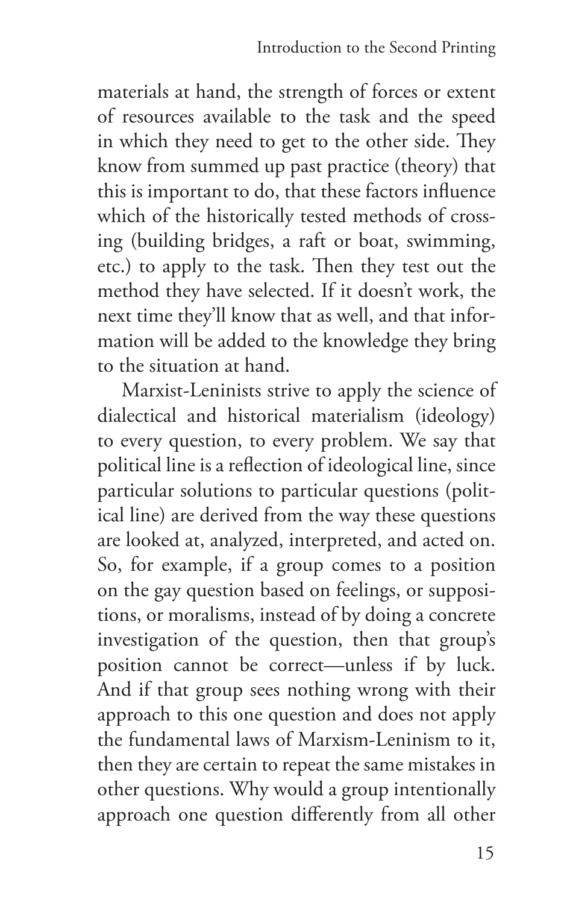materials at hand, the strength of forces or extent of resources available to the task and the speed in which they need to get to the other side. They know from summed up past practice (theory) that this is important to do, that these factors influence which of the historically tested methods of crossing (building bridges, a raft or boat, swimming, etc.) to apply to the task. Then they test out the method they have selected. If it doesn't work, the next time they'll know that as well, and that information will be added to the knowledge they bring to the situation at hand.

Marxist-Leninists strive to apply the science of dialectical and historical materialism (ideology) to every question, to every problem. We say that political line is a reflection of ideological line, since particular solutions to particular questions (political line) are derived from the way these questions are looked at, analyzed, interpreted, and acted on. So, for example, if a group comes to a position on the gay question based on feelings, or suppositions, or moralisms, instead of by doing a concrete investigation of the question, then that group's position cannot be correct—unless if by luck. And if that group sees nothing wrong with their approach to this one question and does not apply the fundamental laws of Marxism-Leninism to it, then they are certain to repeat the same mistakes in other questions. Why would a group intentionally approach one question differently from all other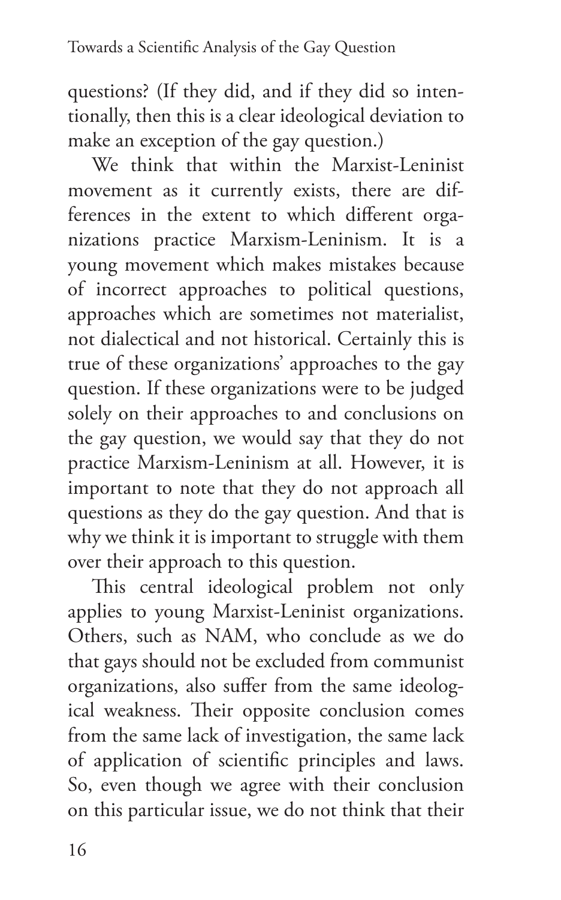questions? (If they did, and if they did so intentionally, then this is a clear ideological deviation to make an exception of the gay question.)

We think that within the Marxist-Leninist movement as it currently exists, there are differences in the extent to which different organizations practice Marxism-Leninism. It is a young movement which makes mistakes because of incorrect approaches to political questions, approaches which are sometimes not materialist, not dialectical and not historical. Certainly this is true of these organizations' approaches to the gay question. If these organizations were to be judged solely on their approaches to and conclusions on the gay question, we would say that they do not practice Marxism-Leninism at all. However, it is important to note that they do not approach all questions as they do the gay question. And that is why we think it is important to struggle with them over their approach to this question.

This central ideological problem not only applies to young Marxist-Leninist organizations. Others, such as NAM, who conclude as we do that gays should not be excluded from communist organizations, also suffer from the same ideological weakness. Their opposite conclusion comes from the same lack of investigation, the same lack of application of scientific principles and laws. So, even though we agree with their conclusion on this particular issue, we do not think that their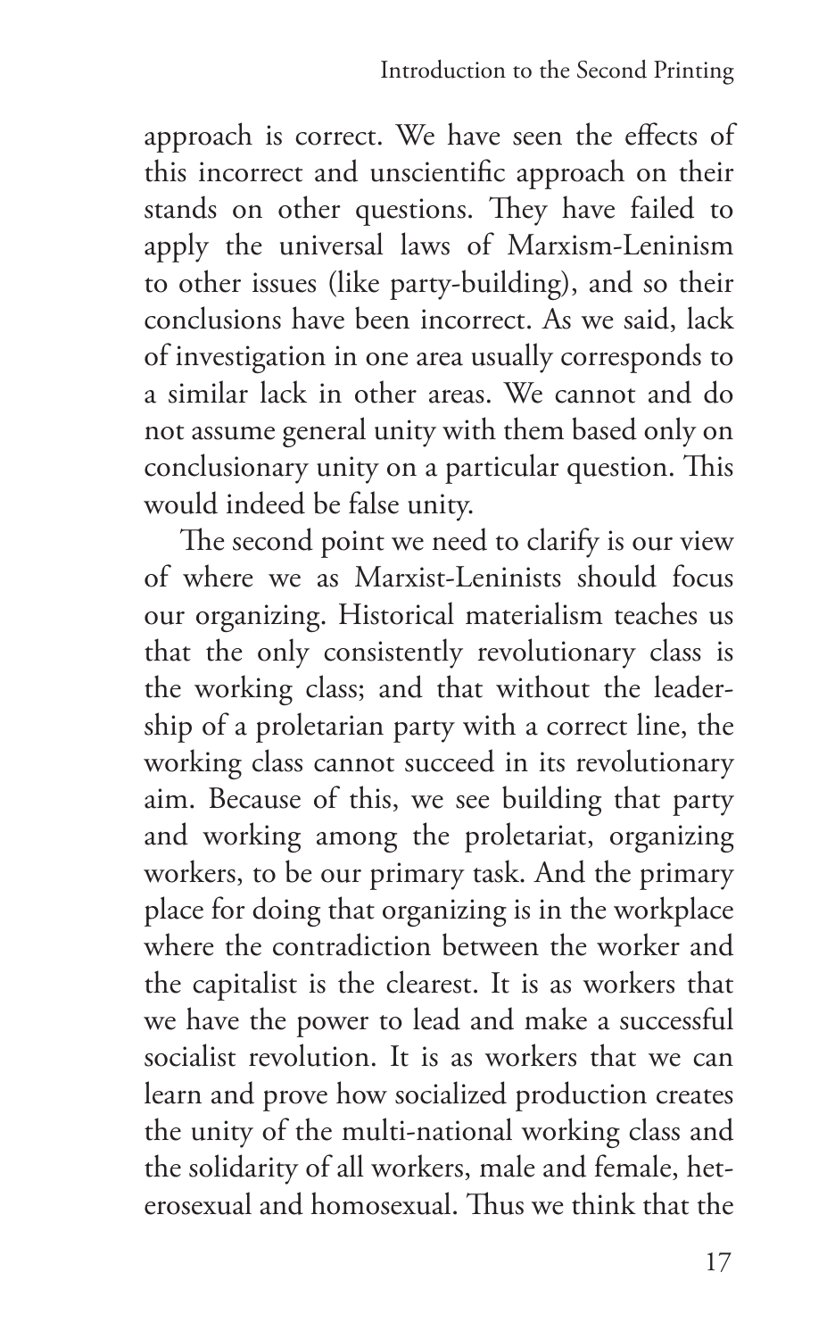approach is correct. We have seen the effects of this incorrect and unscientific approach on their stands on other questions. They have failed to apply the universal laws of Marxism-Leninism to other issues (like party-building), and so their conclusions have been incorrect. As we said, lack of investigation in one area usually corresponds to a similar lack in other areas. We cannot and do not assume general unity with them based only on conclusionary unity on a particular question. This would indeed be false unity.

The second point we need to clarify is our view of where we as Marxist-Leninists should focus our organizing. Historical materialism teaches us that the only consistently revolutionary class is the working class; and that without the leadership of a proletarian party with a correct line, the working class cannot succeed in its revolutionary aim. Because of this, we see building that party and working among the proletariat, organizing workers, to be our primary task. And the primary place for doing that organizing is in the workplace where the contradiction between the worker and the capitalist is the clearest. It is as workers that we have the power to lead and make a successful socialist revolution. It is as workers that we can learn and prove how socialized production creates the unity of the multi-national working class and the solidarity of all workers, male and female, heterosexual and homosexual. Thus we think that the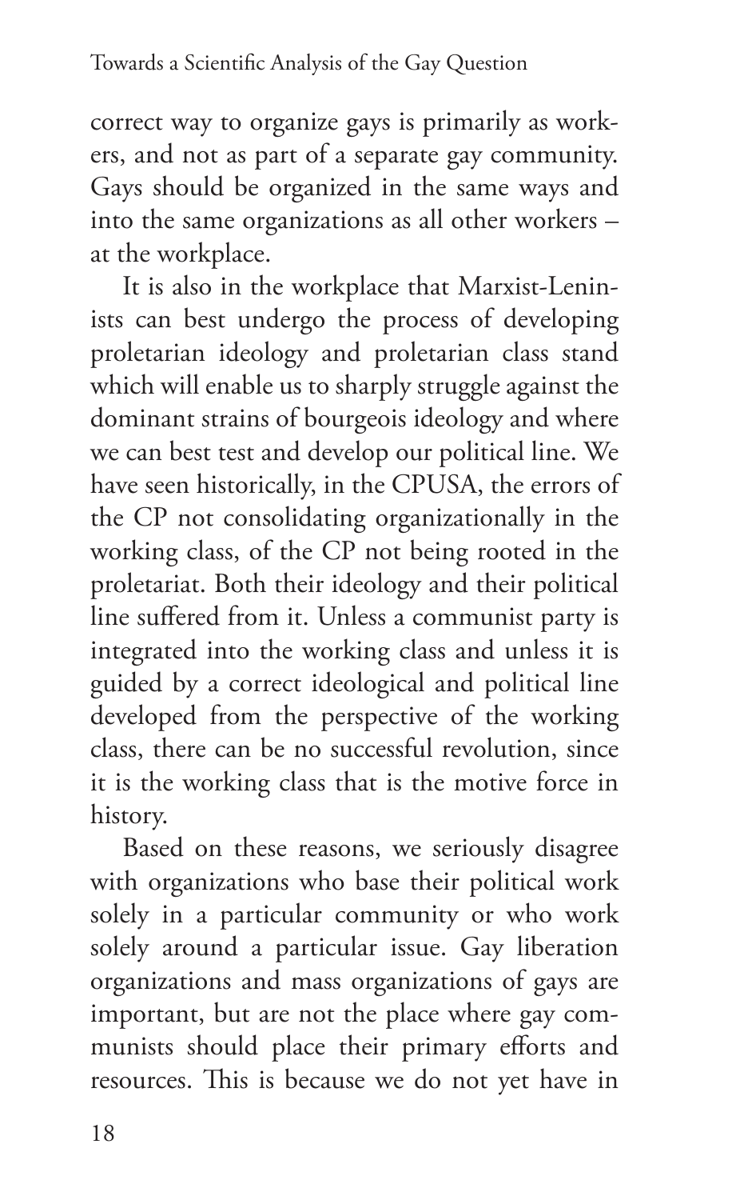correct way to organize gays is primarily as workers, and not as part of a separate gay community. Gays should be organized in the same ways and into the same organizations as all other workers – at the workplace.

It is also in the workplace that Marxist-Leninists can best undergo the process of developing proletarian ideology and proletarian class stand which will enable us to sharply struggle against the dominant strains of bourgeois ideology and where we can best test and develop our political line. We have seen historically, in the CPUSA, the errors of the CP not consolidating organizationally in the working class, of the CP not being rooted in the proletariat. Both their ideology and their political line suffered from it. Unless a communist party is integrated into the working class and unless it is guided by a correct ideological and political line developed from the perspective of the working class, there can be no successful revolution, since it is the working class that is the motive force in history.

Based on these reasons, we seriously disagree with organizations who base their political work solely in a particular community or who work solely around a particular issue. Gay liberation organizations and mass organizations of gays are important, but are not the place where gay communists should place their primary efforts and resources. This is because we do not yet have in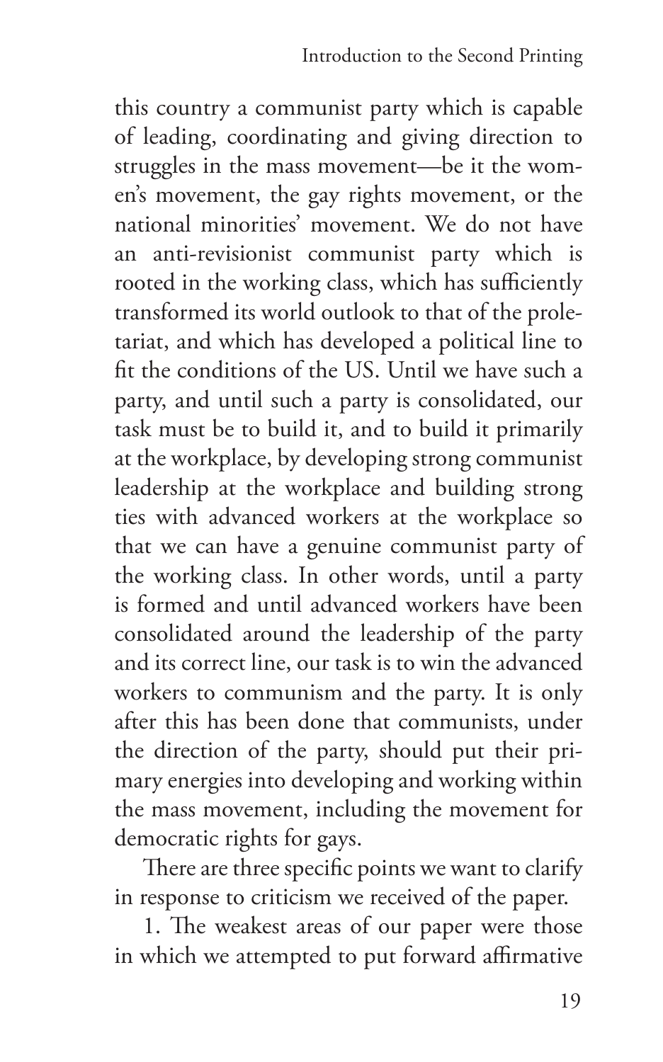this country a communist party which is capable of leading, coordinating and giving direction to struggles in the mass movement—be it the women's movement, the gay rights movement, or the national minorities' movement. We do not have an anti-revisionist communist party which is rooted in the working class, which has sufficiently transformed its world outlook to that of the proletariat, and which has developed a political line to fit the conditions of the US. Until we have such a party, and until such a party is consolidated, our task must be to build it, and to build it primarily at the workplace, by developing strong communist leadership at the workplace and building strong ties with advanced workers at the workplace so that we can have a genuine communist party of the working class. In other words, until a party is formed and until advanced workers have been consolidated around the leadership of the party and its correct line, our task is to win the advanced workers to communism and the party. It is only after this has been done that communists, under the direction of the party, should put their primary energies into developing and working within the mass movement, including the movement for democratic rights for gays.

There are three specific points we want to clarify in response to criticism we received of the paper.

1. The weakest areas of our paper were those in which we attempted to put forward affirmative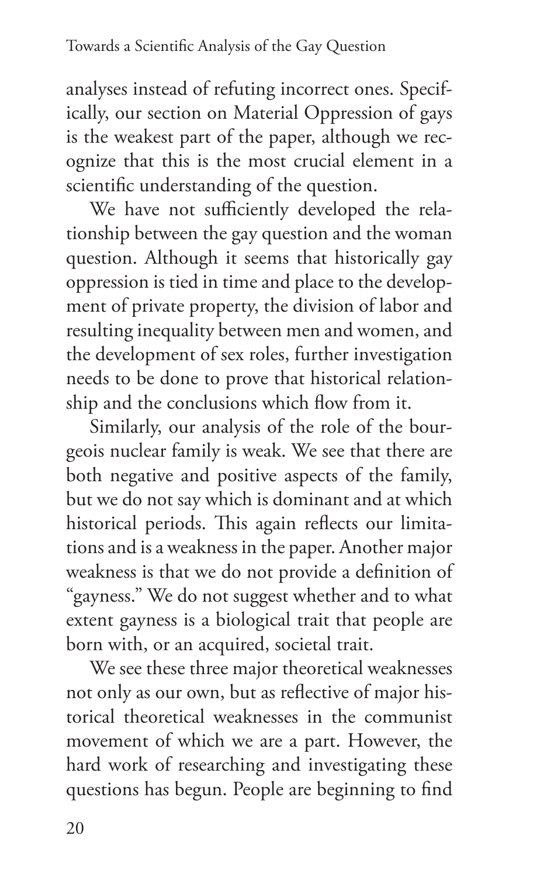analyses instead of refuting incorrect ones. Specifically, our section on Material Oppression of gays is the weakest part of the paper, although we recognize that this is the most crucial element in a scientific understanding of the question.

We have not sufficiently developed the relationship between the gay question and the woman question. Although it seems that historically gay oppression is tied in time and place to the development of private property, the division of labor and resulting inequality between men and women, and the development of sex roles, further investigation needs to be done to prove that historical relationship and the conclusions which flow from it.

Similarly, our analysis of the role of the bourgeois nuclear family is weak. We see that there are both negative and positive aspects of the family, but we do not say which is dominant and at which historical periods. This again reflects our limitations and is a weakness in the paper. Another major weakness is that we do not provide a definition of "gayness." We do not suggest whether and to what extent gayness is a biological trait that people are born with, or an acquired, societal trait.

We see these three major theoretical weaknesses not only as our own, but as reflective of major historical theoretical weaknesses in the communist movement of which we are a part. However, the hard work of researching and investigating these questions has begun. People are beginning to find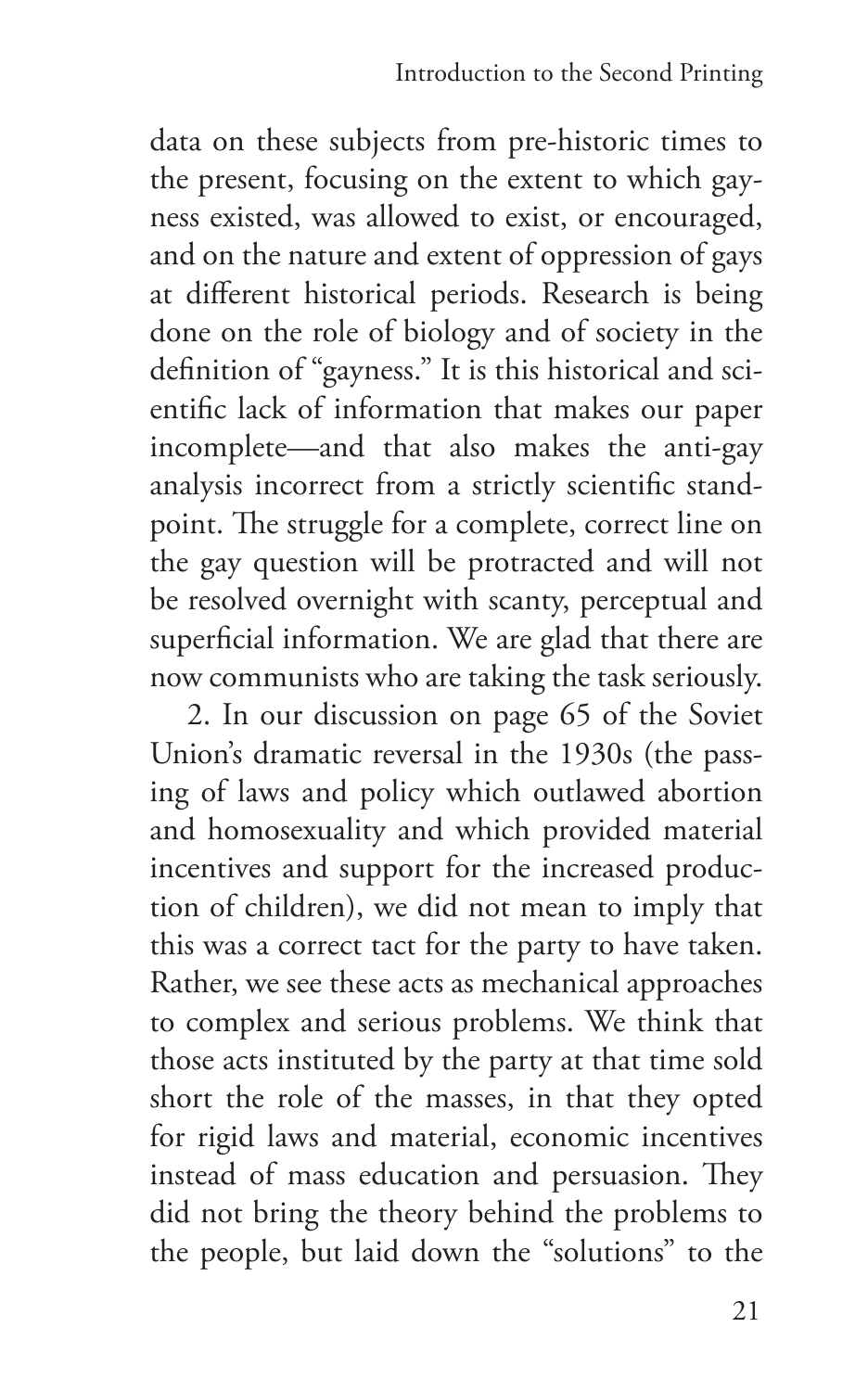data on these subjects from pre-historic times to the present, focusing on the extent to which gayness existed, was allowed to exist, or encouraged, and on the nature and extent of oppression of gays at different historical periods. Research is being done on the role of biology and of society in the definition of "gayness." It is this historical and scientific lack of information that makes our paper incomplete—and that also makes the anti-gay analysis incorrect from a strictly scientific standpoint. The struggle for a complete, correct line on the gay question will be protracted and will not be resolved overnight with scanty, perceptual and superficial information. We are glad that there are now communists who are taking the task seriously.

2. In our discussion on page 65 of the Soviet Union's dramatic reversal in the 1930s (the passing of laws and policy which outlawed abortion and homosexuality and which provided material incentives and support for the increased production of children), we did not mean to imply that this was a correct tact for the party to have taken. Rather, we see these acts as mechanical approaches to complex and serious problems. We think that those acts instituted by the party at that time sold short the role of the masses, in that they opted for rigid laws and material, economic incentives instead of mass education and persuasion. They did not bring the theory behind the problems to the people, but laid down the "solutions" to the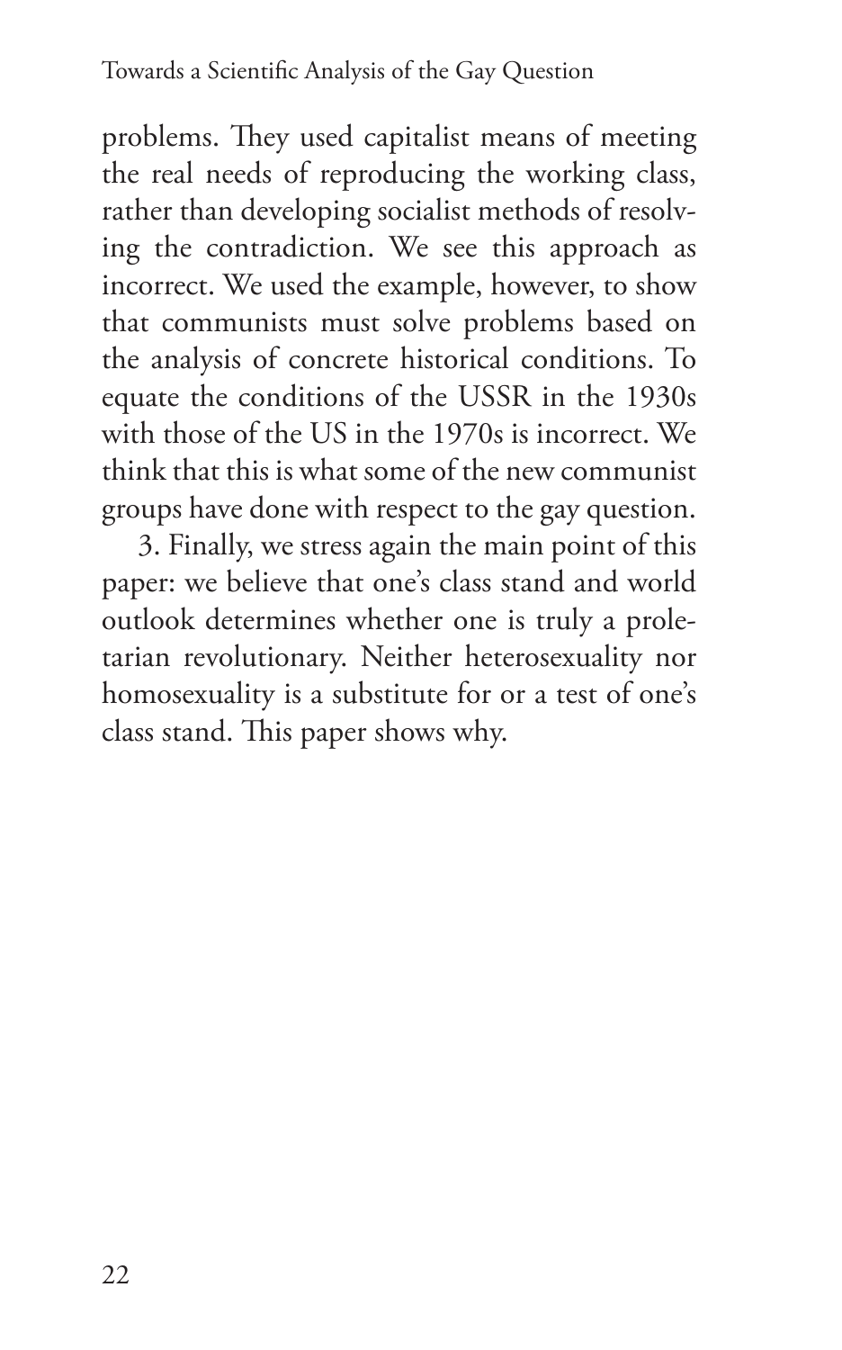problems. They used capitalist means of meeting the real needs of reproducing the working class, rather than developing socialist methods of resolving the contradiction. We see this approach as incorrect. We used the example, however, to show that communists must solve problems based on the analysis of concrete historical conditions. To equate the conditions of the USSR in the 1930s with those of the US in the 1970s is incorrect. We think that this is what some of the new communist groups have done with respect to the gay question.

3. Finally, we stress again the main point of this paper: we believe that one's class stand and world outlook determines whether one is truly a proletarian revolutionary. Neither heterosexuality nor homosexuality is a substitute for or a test of one's class stand. This paper shows why.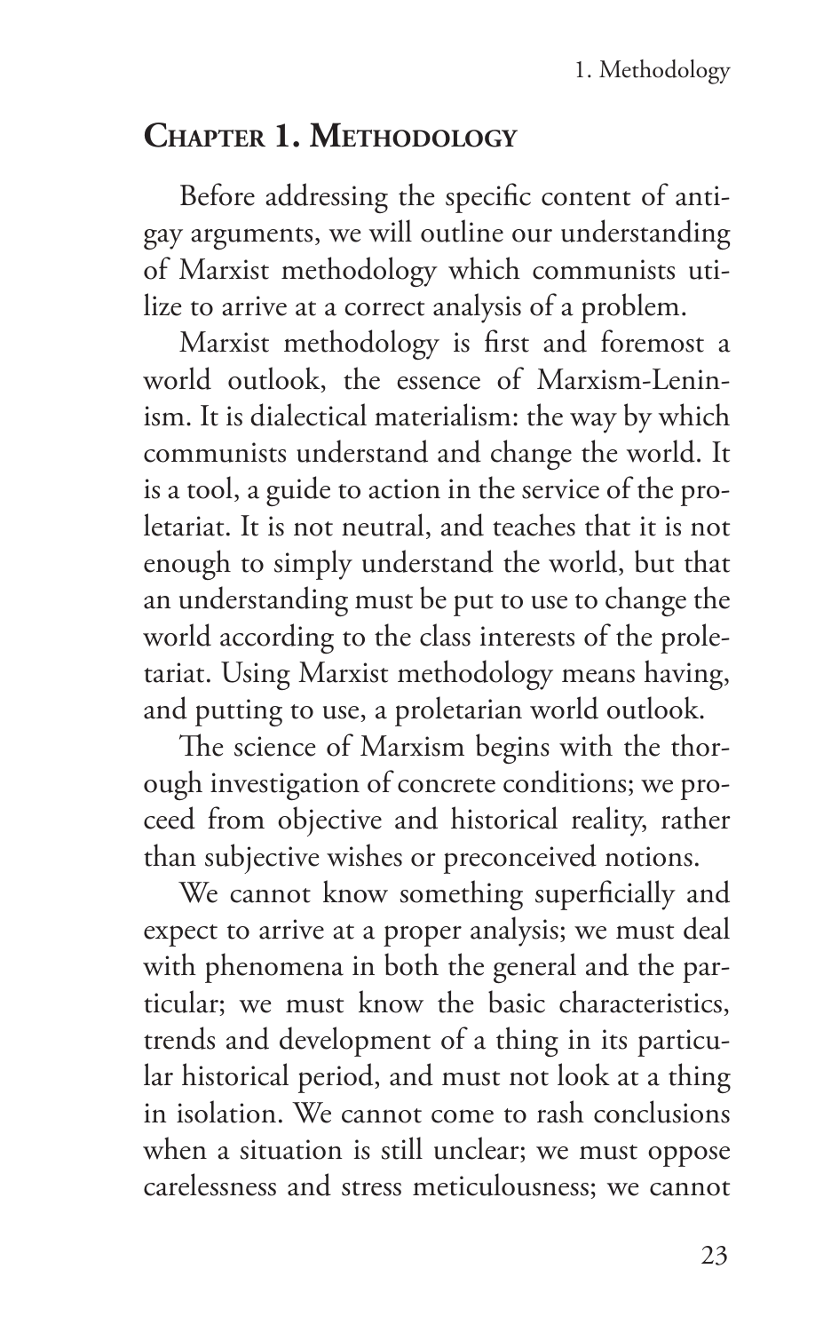# Chapter 1. Methodology

Before addressing the specific content of anti-gay arguments, we will outline our understanding of Marxist methodology which communists utilize to arrive at a correct analysis of a problem.

Marxist methodology is first and foremost a world outlook, the essence of Marxism-Leninism. It is dialectical materialism: the way by which communists understand and change the world. It is a tool, a guide to action in the service of the proletariat. It is not neutral, and teaches that it is not enough to simply understand the world, but that an understanding must be put to use to change the world according to the class interests of the proletariat. Using Marxist methodology means having, and putting to use, a proletarian world outlook.

The science of Marxism begins with the thorough investigation of concrete conditions; we proceed from objective and historical reality, rather than subjective wishes or preconceived notions.

We cannot know something superficially and expect to arrive at a proper analysis; we must deal with phenomena in both the general and the particular; we must know the basic characteristics, trends and development of a thing in its particular historical period, and must not look at a thing in isolation. We cannot come to rash conclusions when a situation is still unclear; we must oppose carelessness and stress meticulousness; we cannot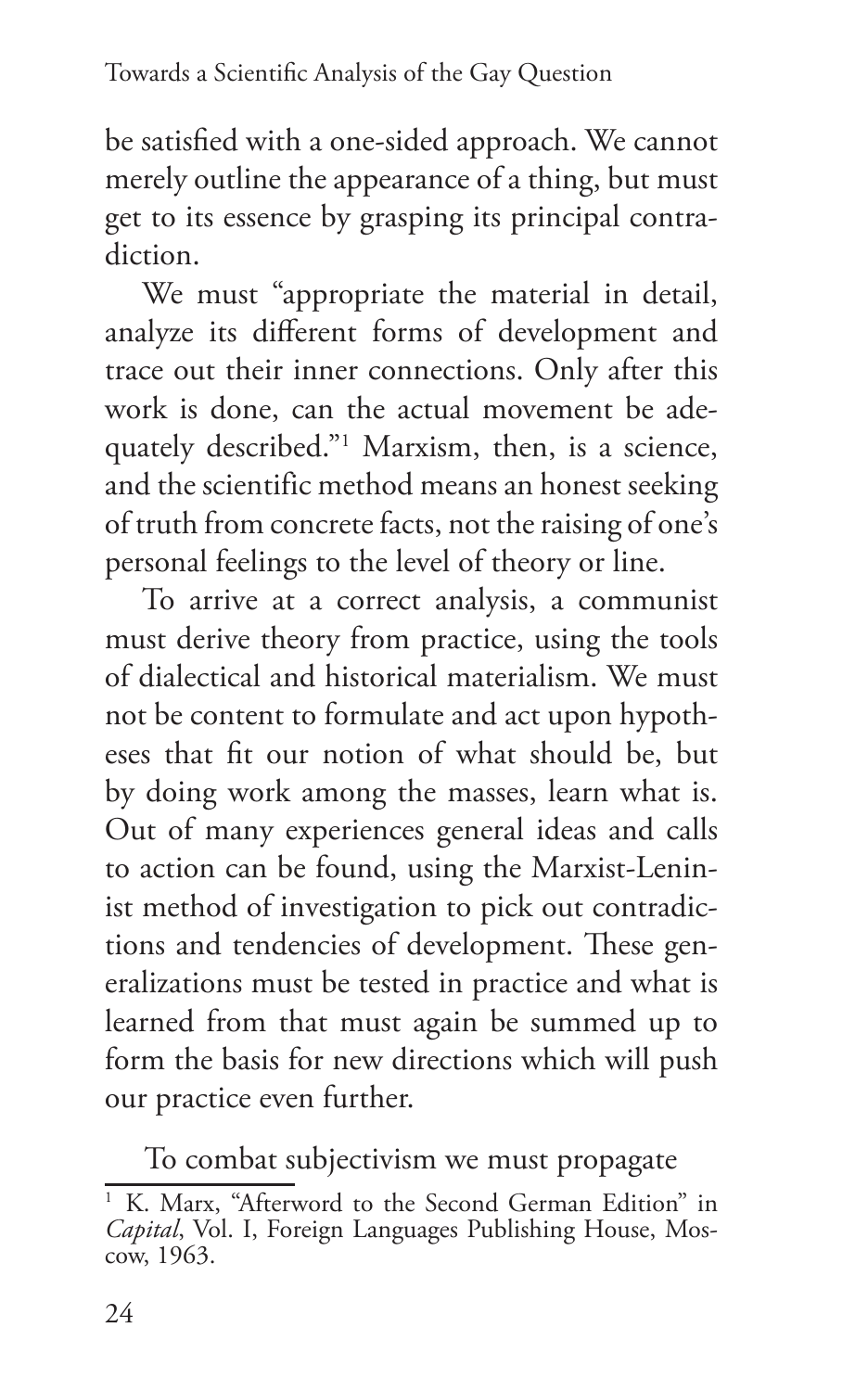be satisfied with a one-sided approach. We cannot merely outline the appearance of a thing, but must get to its essence by grasping its principal contradiction.

We must "appropriate the material in detail, analyze its different forms of development and trace out their inner connections. Only after this work is done, can the actual movement be adequately described."[1] Marxism, then, is a science, and the scientific method means an honest seeking of truth from concrete facts, not the raising of one's personal feelings to the level of theory or line.

To arrive at a correct analysis, a communist must derive theory from practice, using the tools of dialectical and historical materialism. We must not be content to formulate and act upon hypotheses that fit our notion of what should be, but by doing work among the masses, learn what is. Out of many experiences general ideas and calls to action can be found, using the Marxist-Leninist method of investigation to pick out contradictions and tendencies of development. These generalizations must be tested in practice and what is learned from that must again be summed up to form the basis for new directions which will push our practice even further.

To combat subjectivism we must propagate

[1] K. Marx, "Afterword to the Second German Edition" in *Capital*, Vol. I, Foreign Languages Publishing House, Moscow, 1963.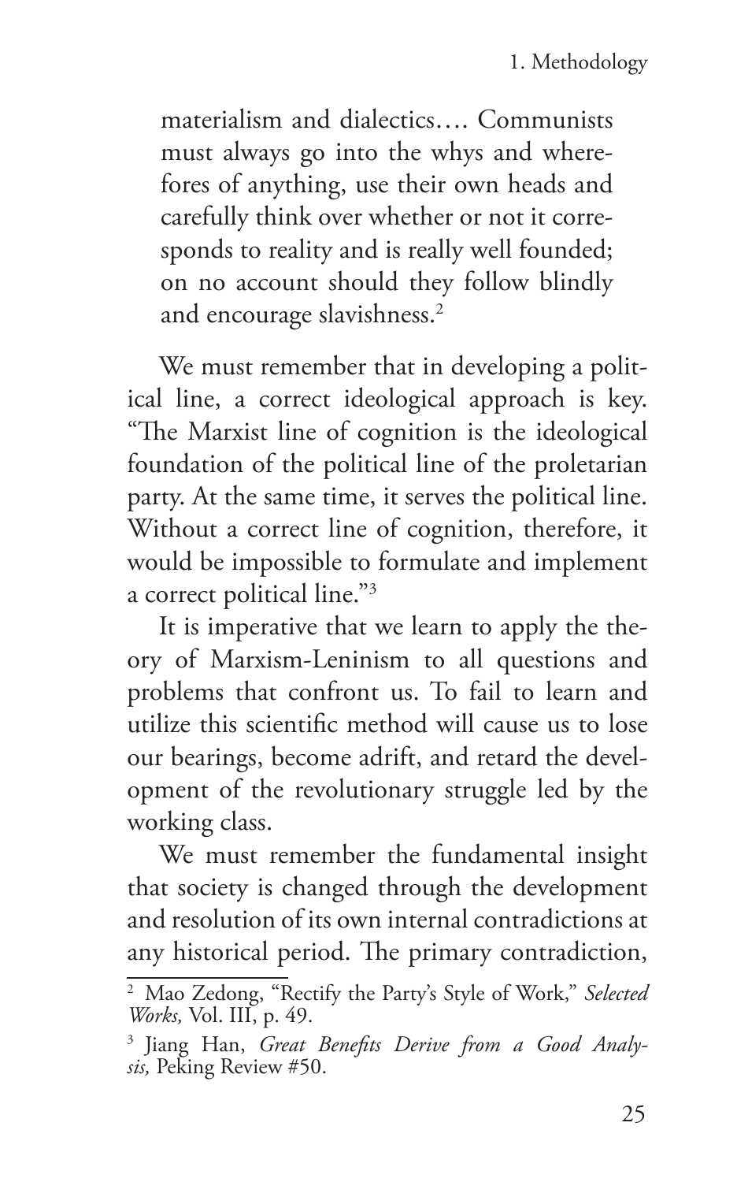> materialism and dialectics…. Communists must always go into the whys and wherefores of anything, use their own heads and carefully think over whether or not it corresponds to reality and is really well founded; on no account should they follow blindly and encourage slavishness.[2]

We must remember that in developing a political line, a correct ideological approach is key. "The Marxist line of cognition is the ideological foundation of the political line of the proletarian party. At the same time, it serves the political line. Without a correct line of cognition, therefore, it would be impossible to formulate and implement a correct political line."[3]

It is imperative that we learn to apply the theory of Marxism-Leninism to all questions and problems that confront us. To fail to learn and utilize this scientific method will cause us to lose our bearings, become adrift, and retard the development of the revolutionary struggle led by the working class.

We must remember the fundamental insight that society is changed through the development and resolution of its own internal contradictions at any historical period. The primary contradiction,

---

[2] Mao Zedong, "Rectify the Party's Style of Work," *Selected Works,* Vol. III, p. 49.

[3] Jiang Han, *Great Benefits Derive from a Good Analysis,* Peking Review #50.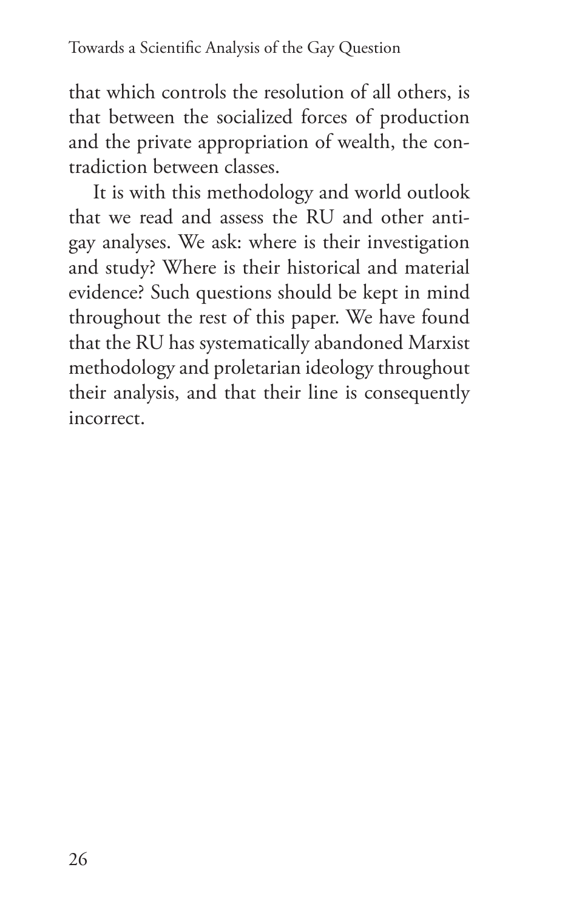that which controls the resolution of all others, is that between the socialized forces of production and the private appropriation of wealth, the contradiction between classes.

It is with this methodology and world outlook that we read and assess the RU and other anti-gay analyses. We ask: where is their investigation and study? Where is their historical and material evidence? Such questions should be kept in mind throughout the rest of this paper. We have found that the RU has systematically abandoned Marxist methodology and proletarian ideology throughout their analysis, and that their line is consequently incorrect.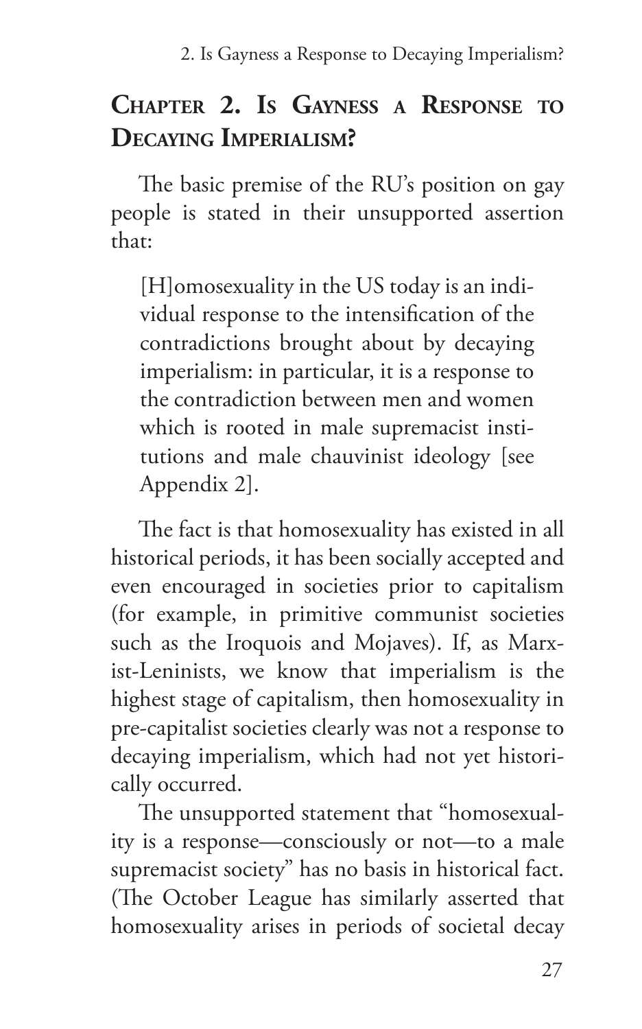## Chapter 2. Is Gayness a Response to Decaying Imperialism?

The basic premise of the RU's position on gay people is stated in their unsupported assertion that:

> [H]omosexuality in the US today is an individual response to the intensification of the contradictions brought about by decaying imperialism: in particular, it is a response to the contradiction between men and women which is rooted in male supremacist institutions and male chauvinist ideology [see Appendix 2].

The fact is that homosexuality has existed in all historical periods, it has been socially accepted and even encouraged in societies prior to capitalism (for example, in primitive communist societies such as the Iroquois and Mojaves). If, as Marxist-Leninists, we know that imperialism is the highest stage of capitalism, then homosexuality in pre-capitalist societies clearly was not a response to decaying imperialism, which had not yet historically occurred.

The unsupported statement that "homosexuality is a response—consciously or not—to a male supremacist society" has no basis in historical fact. (The October League has similarly asserted that homosexuality arises in periods of societal decay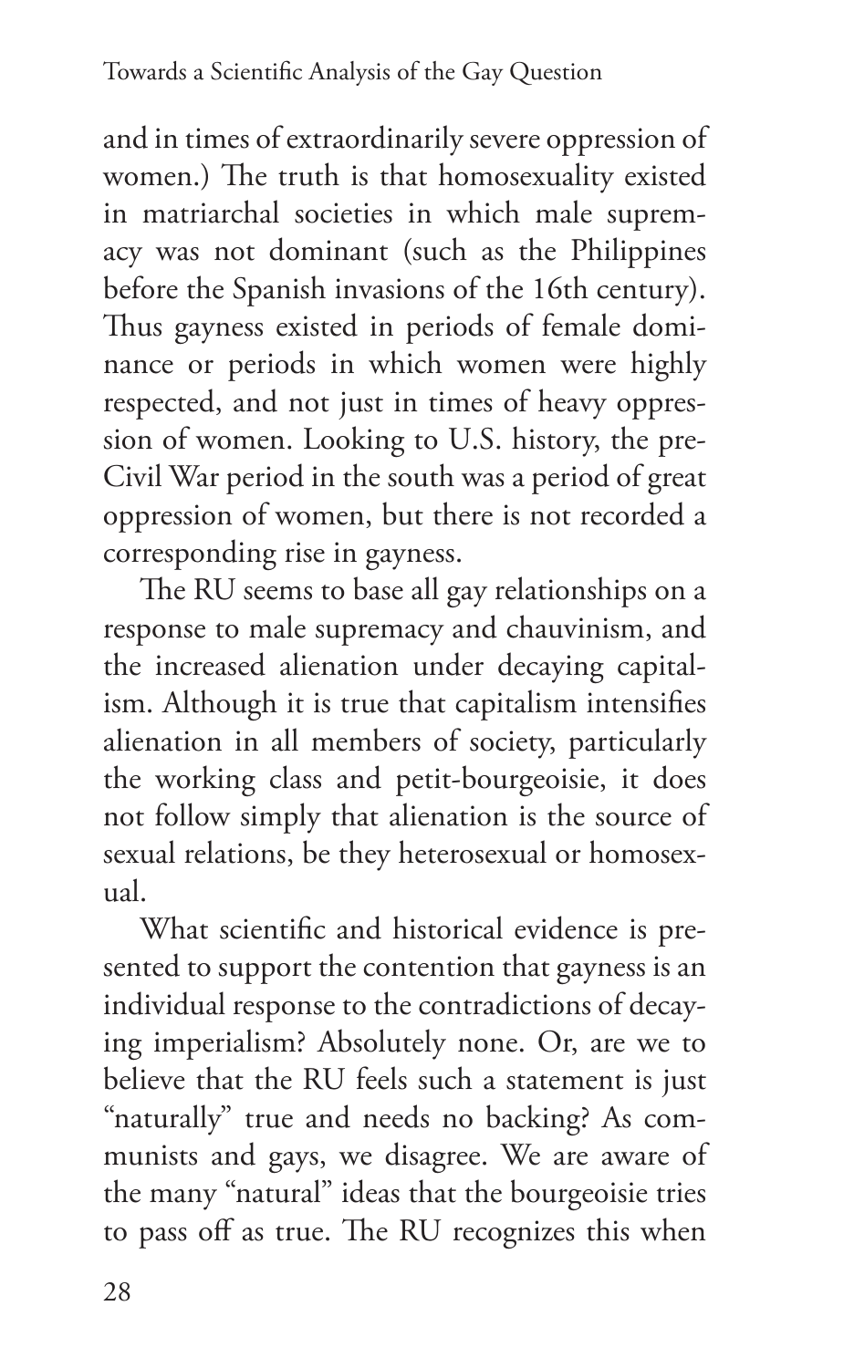and in times of extraordinarily severe oppression of women.) The truth is that homosexuality existed in matriarchal societies in which male supremacy was not dominant (such as the Philippines before the Spanish invasions of the 16th century). Thus gayness existed in periods of female dominance or periods in which women were highly respected, and not just in times of heavy oppression of women. Looking to U.S. history, the pre-Civil War period in the south was a period of great oppression of women, but there is not recorded a corresponding rise in gayness.

The RU seems to base all gay relationships on a response to male supremacy and chauvinism, and the increased alienation under decaying capitalism. Although it is true that capitalism intensifies alienation in all members of society, particularly the working class and petit-bourgeoisie, it does not follow simply that alienation is the source of sexual relations, be they heterosexual or homosexual.

What scientific and historical evidence is presented to support the contention that gayness is an individual response to the contradictions of decaying imperialism? Absolutely none. Or, are we to believe that the RU feels such a statement is just "naturally" true and needs no backing? As communists and gays, we disagree. We are aware of the many "natural" ideas that the bourgeoisie tries to pass off as true. The RU recognizes this when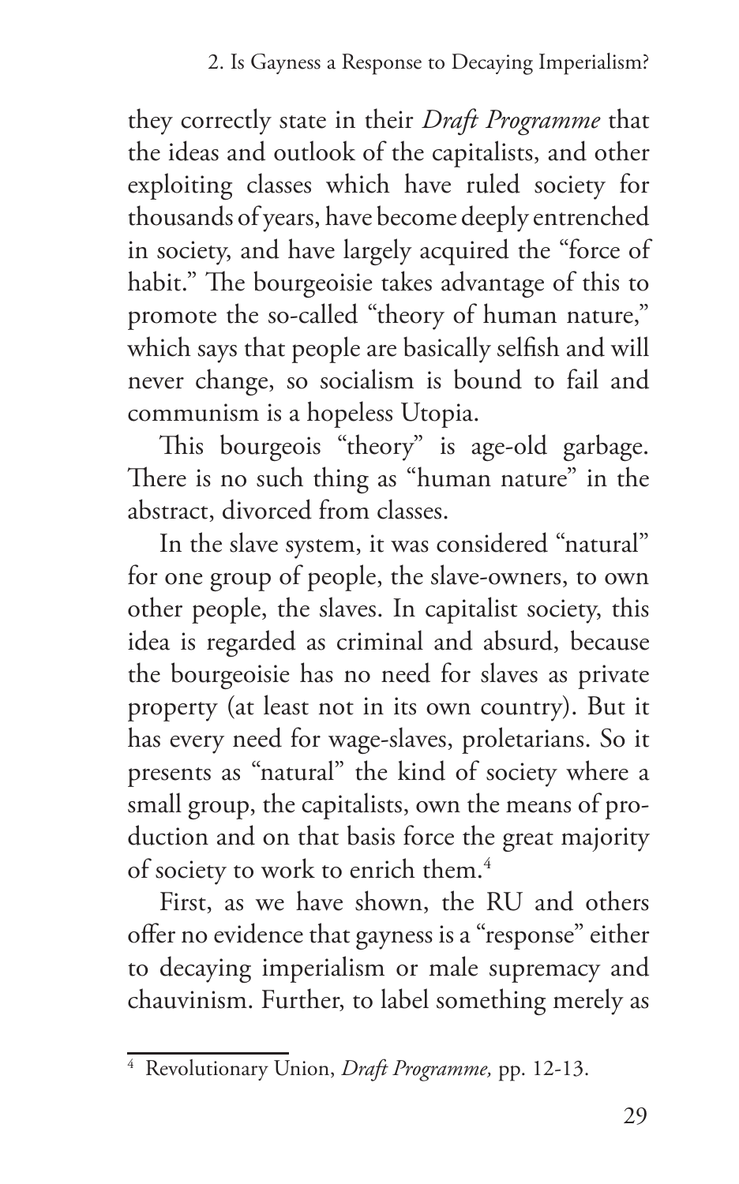they correctly state in their *Draft Programme* that the ideas and outlook of the capitalists, and other exploiting classes which have ruled society for thousands of years, have become deeply entrenched in society, and have largely acquired the "force of habit." The bourgeoisie takes advantage of this to promote the so-called "theory of human nature," which says that people are basically selfish and will never change, so socialism is bound to fail and communism is a hopeless Utopia.

This bourgeois "theory" is age-old garbage. There is no such thing as "human nature" in the abstract, divorced from classes.

In the slave system, it was considered "natural" for one group of people, the slave-owners, to own other people, the slaves. In capitalist society, this idea is regarded as criminal and absurd, because the bourgeoisie has no need for slaves as private property (at least not in its own country). But it has every need for wage-slaves, proletarians. So it presents as "natural" the kind of society where a small group, the capitalists, own the means of production and on that basis force the great majority of society to work to enrich them.[4]

First, as we have shown, the RU and others offer no evidence that gayness is a "response" either to decaying imperialism or male supremacy and chauvinism. Further, to label something merely as

[4] Revolutionary Union, *Draft Programme,* pp. 12-13.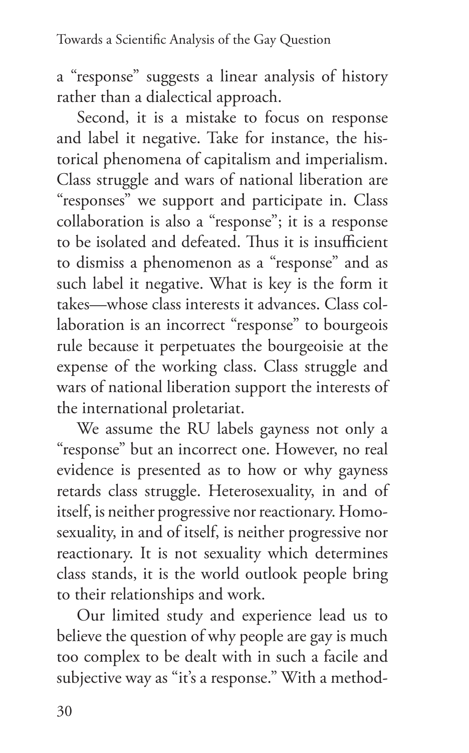a "response" suggests a linear analysis of history rather than a dialectical approach.

Second, it is a mistake to focus on response and label it negative. Take for instance, the historical phenomena of capitalism and imperialism. Class struggle and wars of national liberation are "responses" we support and participate in. Class collaboration is also a "response"; it is a response to be isolated and defeated. Thus it is insufficient to dismiss a phenomenon as a "response" and as such label it negative. What is key is the form it takes—whose class interests it advances. Class collaboration is an incorrect "response" to bourgeois rule because it perpetuates the bourgeoisie at the expense of the working class. Class struggle and wars of national liberation support the interests of the international proletariat.

We assume the RU labels gayness not only a "response" but an incorrect one. However, no real evidence is presented as to how or why gayness retards class struggle. Heterosexuality, in and of itself, is neither progressive nor reactionary. Homosexuality, in and of itself, is neither progressive nor reactionary. It is not sexuality which determines class stands, it is the world outlook people bring to their relationships and work.

Our limited study and experience lead us to believe the question of why people are gay is much too complex to be dealt with in such a facile and subjective way as "it's a response." With a method-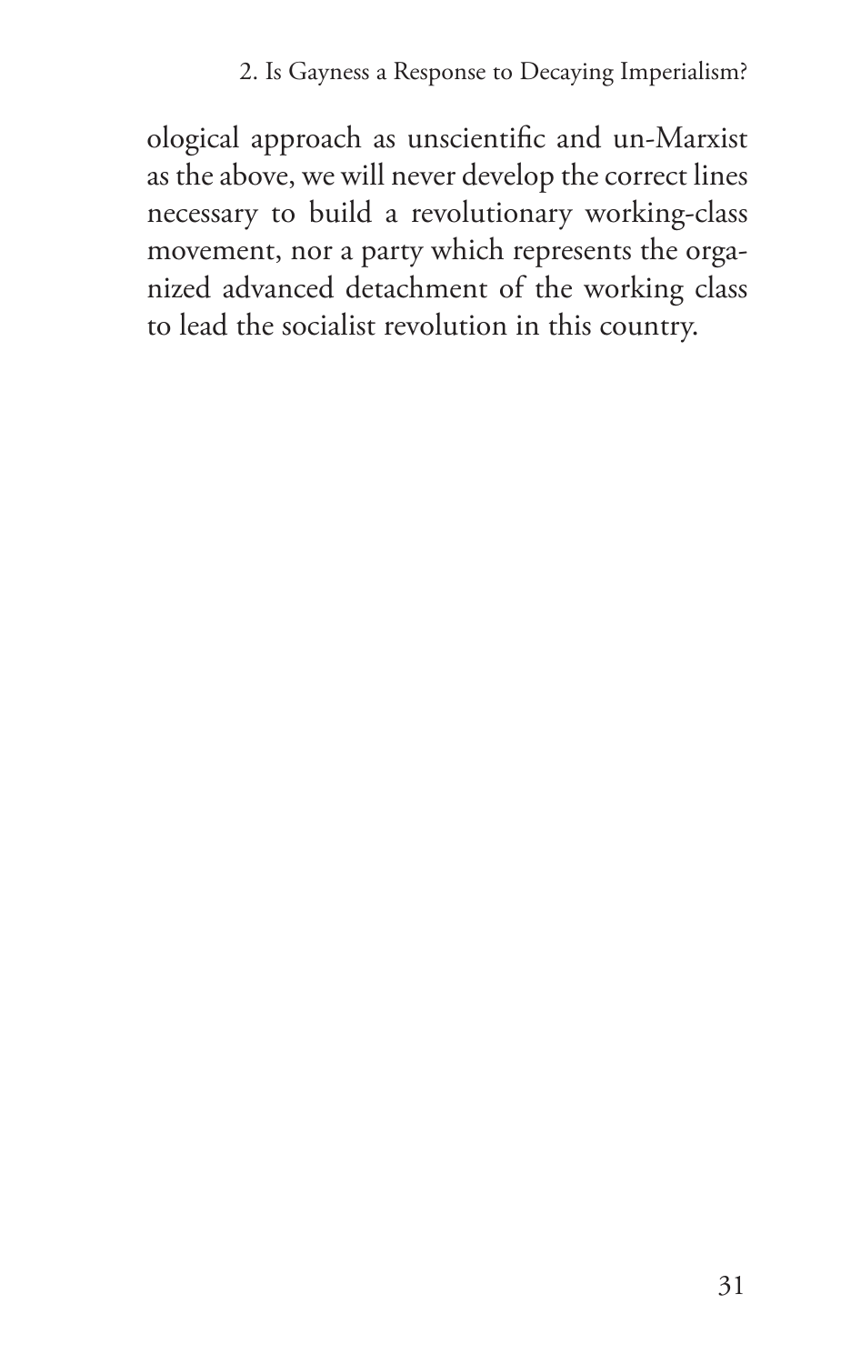ological approach as unscientific and un-Marxist as the above, we will never develop the correct lines necessary to build a revolutionary working-class movement, nor a party which represents the organized advanced detachment of the working class to lead the socialist revolution in this country.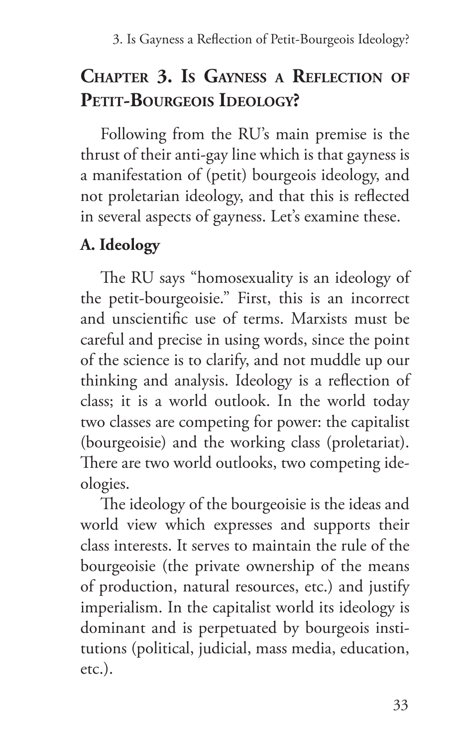## Chapter 3. Is Gayness a Reflection of Petit-Bourgeois Ideology?

Following from the RU's main premise is the thrust of their anti-gay line which is that gayness is a manifestation of (petit) bourgeois ideology, and not proletarian ideology, and that this is reflected in several aspects of gayness. Let's examine these.

### A. Ideology

The RU says "homosexuality is an ideology of the petit-bourgeoisie." First, this is an incorrect and unscientific use of terms. Marxists must be careful and precise in using words, since the point of the science is to clarify, and not muddle up our thinking and analysis. Ideology is a reflection of class; it is a world outlook. In the world today two classes are competing for power: the capitalist (bourgeoisie) and the working class (proletariat). There are two world outlooks, two competing ideologies.

The ideology of the bourgeoisie is the ideas and world view which expresses and supports their class interests. It serves to maintain the rule of the bourgeoisie (the private ownership of the means of production, natural resources, etc.) and justify imperialism. In the capitalist world its ideology is dominant and is perpetuated by bourgeois institutions (political, judicial, mass media, education, etc.).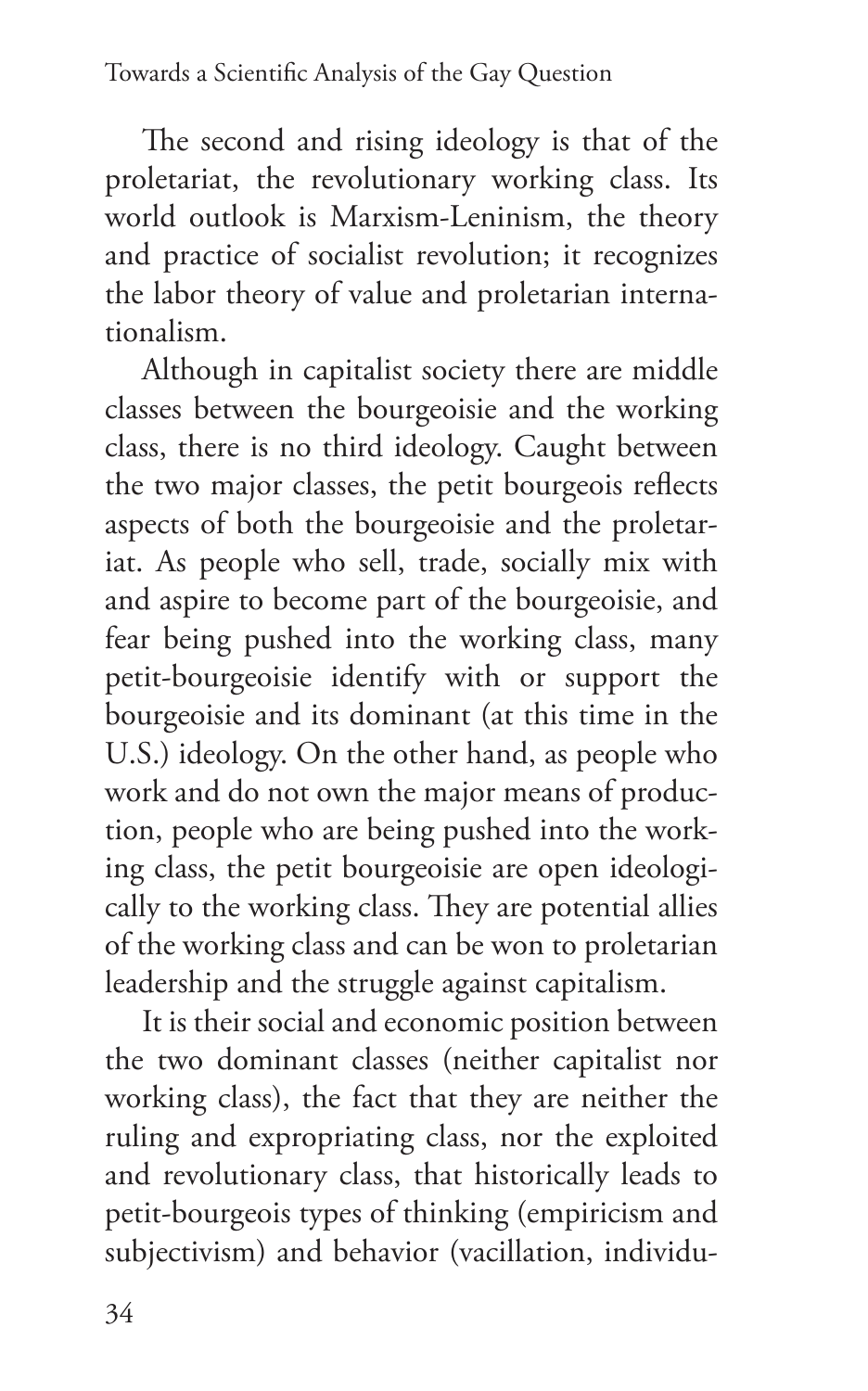The second and rising ideology is that of the proletariat, the revolutionary working class. Its world outlook is Marxism-Leninism, the theory and practice of socialist revolution; it recognizes the labor theory of value and proletarian internationalism.

Although in capitalist society there are middle classes between the bourgeoisie and the working class, there is no third ideology. Caught between the two major classes, the petit bourgeois reflects aspects of both the bourgeoisie and the proletariat. As people who sell, trade, socially mix with and aspire to become part of the bourgeoisie, and fear being pushed into the working class, many petit-bourgeoisie identify with or support the bourgeoisie and its dominant (at this time in the U.S.) ideology. On the other hand, as people who work and do not own the major means of production, people who are being pushed into the working class, the petit bourgeoisie are open ideologically to the working class. They are potential allies of the working class and can be won to proletarian leadership and the struggle against capitalism.

It is their social and economic position between the two dominant classes (neither capitalist nor working class), the fact that they are neither the ruling and expropriating class, nor the exploited and revolutionary class, that historically leads to petit-bourgeois types of thinking (empiricism and subjectivism) and behavior (vacillation, individu-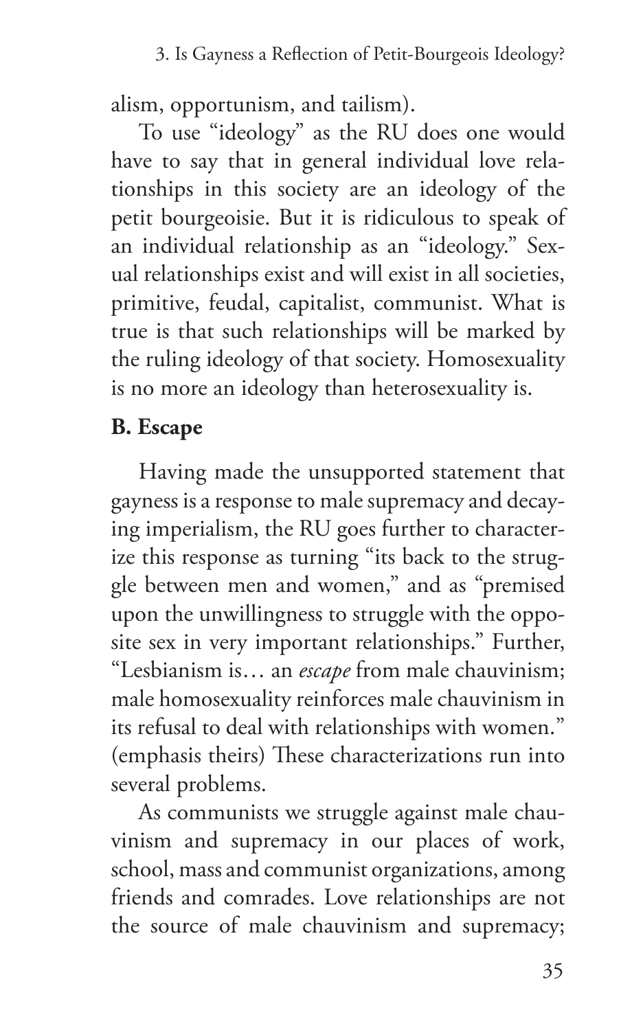alism, opportunism, and tailism).

To use "ideology" as the RU does one would have to say that in general individual love relationships in this society are an ideology of the petit bourgeoisie. But it is ridiculous to speak of an individual relationship as an "ideology." Sexual relationships exist and will exist in all societies, primitive, feudal, capitalist, communist. What is true is that such relationships will be marked by the ruling ideology of that society. Homosexuality is no more an ideology than heterosexuality is.

### B. Escape

Having made the unsupported statement that gayness is a response to male supremacy and decaying imperialism, the RU goes further to characterize this response as turning "its back to the struggle between men and women," and as "premised upon the unwillingness to struggle with the opposite sex in very important relationships." Further, "Lesbianism is… an *escape* from male chauvinism; male homosexuality reinforces male chauvinism in its refusal to deal with relationships with women." (emphasis theirs) These characterizations run into several problems.

As communists we struggle against male chauvinism and supremacy in our places of work, school, mass and communist organizations, among friends and comrades. Love relationships are not the source of male chauvinism and supremacy;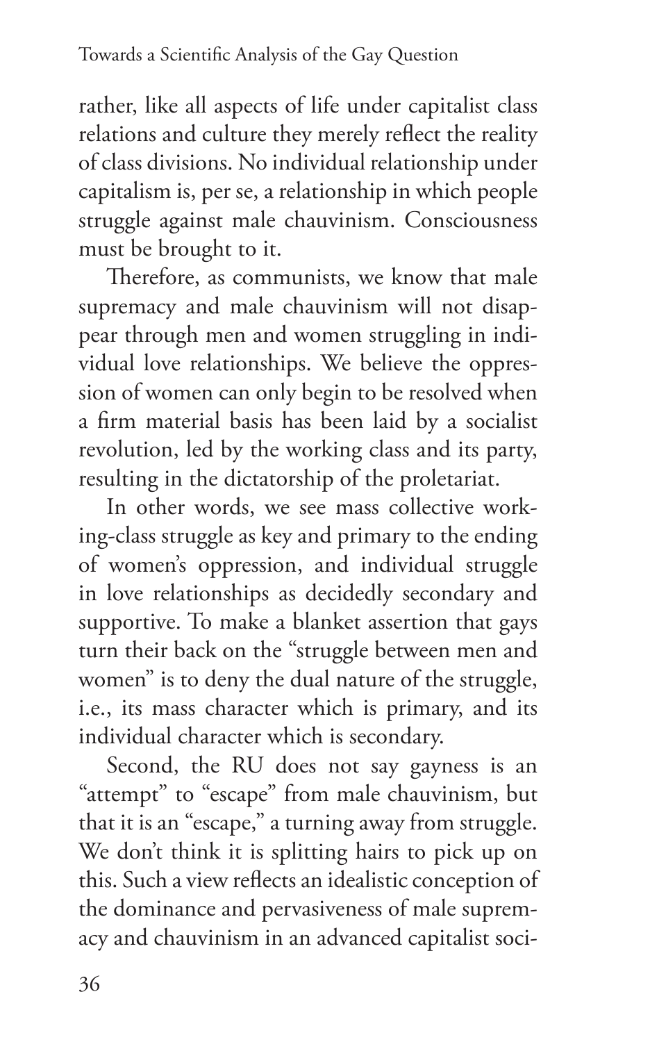rather, like all aspects of life under capitalist class relations and culture they merely reflect the reality of class divisions. No individual relationship under capitalism is, per se, a relationship in which people struggle against male chauvinism. Consciousness must be brought to it.

Therefore, as communists, we know that male supremacy and male chauvinism will not disappear through men and women struggling in individual love relationships. We believe the oppression of women can only begin to be resolved when a firm material basis has been laid by a socialist revolution, led by the working class and its party, resulting in the dictatorship of the proletariat.

In other words, we see mass collective working-class struggle as key and primary to the ending of women's oppression, and individual struggle in love relationships as decidedly secondary and supportive. To make a blanket assertion that gays turn their back on the "struggle between men and women" is to deny the dual nature of the struggle, i.e., its mass character which is primary, and its individual character which is secondary.

Second, the RU does not say gayness is an "attempt" to "escape" from male chauvinism, but that it is an "escape," a turning away from struggle. We don't think it is splitting hairs to pick up on this. Such a view reflects an idealistic conception of the dominance and pervasiveness of male supremacy and chauvinism in an advanced capitalist soci-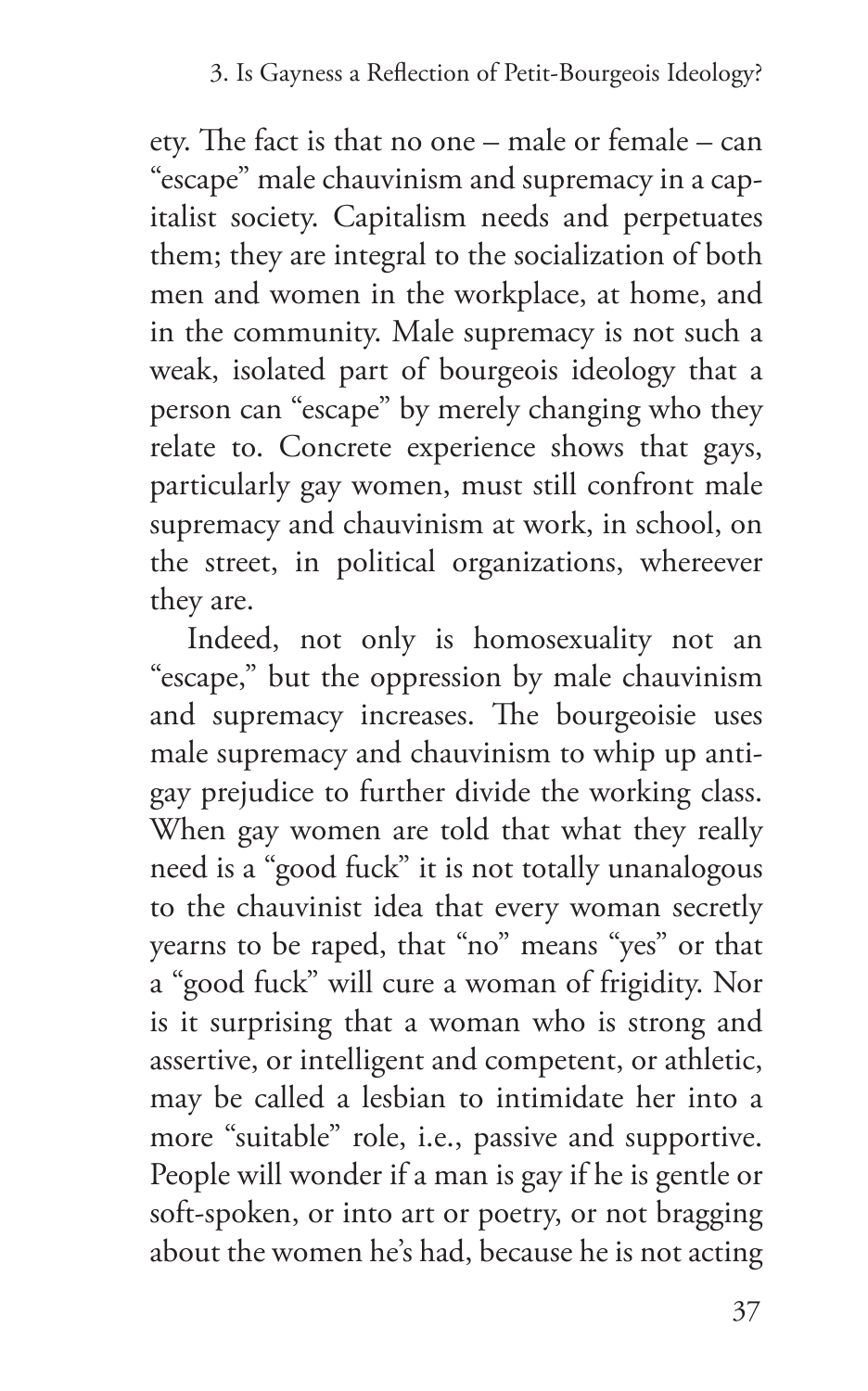ety. The fact is that no one – male or female – can "escape" male chauvinism and supremacy in a capitalist society. Capitalism needs and perpetuates them; they are integral to the socialization of both men and women in the workplace, at home, and in the community. Male supremacy is not such a weak, isolated part of bourgeois ideology that a person can "escape" by merely changing who they relate to. Concrete experience shows that gays, particularly gay women, must still confront male supremacy and chauvinism at work, in school, on the street, in political organizations, whereever they are.

Indeed, not only is homosexuality not an "escape," but the oppression by male chauvinism and supremacy increases. The bourgeoisie uses male supremacy and chauvinism to whip up anti-gay prejudice to further divide the working class. When gay women are told that what they really need is a "good fuck" it is not totally unanalogous to the chauvinist idea that every woman secretly yearns to be raped, that "no" means "yes" or that a "good fuck" will cure a woman of frigidity. Nor is it surprising that a woman who is strong and assertive, or intelligent and competent, or athletic, may be called a lesbian to intimidate her into a more "suitable" role, i.e., passive and supportive. People will wonder if a man is gay if he is gentle or soft-spoken, or into art or poetry, or not bragging about the women he's had, because he is not acting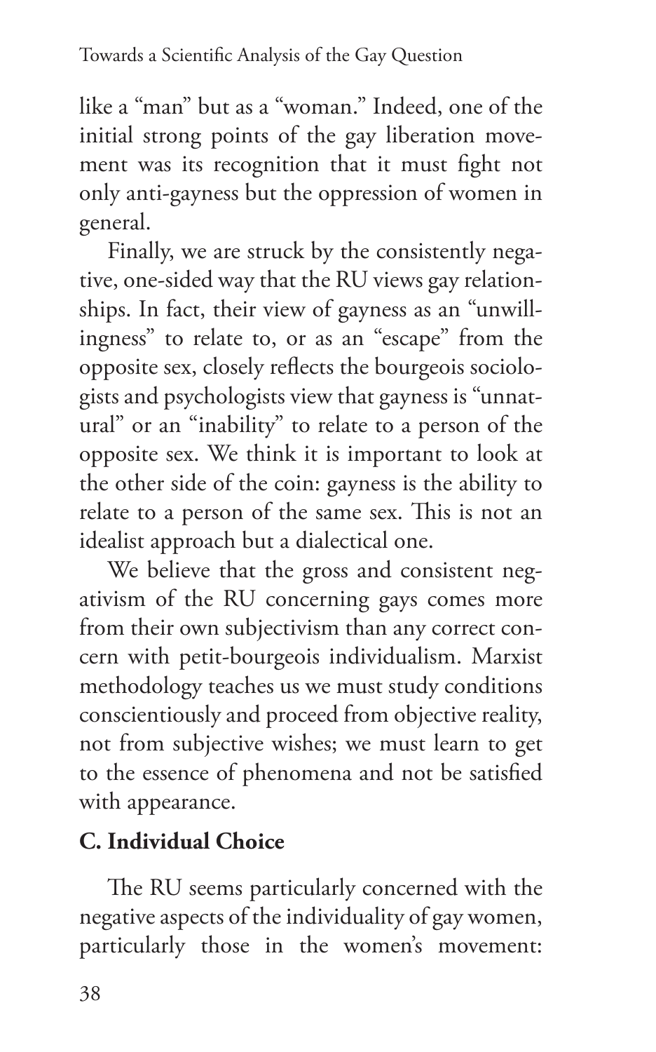like a "man" but as a "woman." Indeed, one of the initial strong points of the gay liberation movement was its recognition that it must fight not only anti-gayness but the oppression of women in general.

Finally, we are struck by the consistently negative, one-sided way that the RU views gay relationships. In fact, their view of gayness as an "unwillingness" to relate to, or as an "escape" from the opposite sex, closely reflects the bourgeois sociologists and psychologists view that gayness is "unnatural" or an "inability" to relate to a person of the opposite sex. We think it is important to look at the other side of the coin: gayness is the ability to relate to a person of the same sex. This is not an idealist approach but a dialectical one.

We believe that the gross and consistent negativism of the RU concerning gays comes more from their own subjectivism than any correct concern with petit-bourgeois individualism. Marxist methodology teaches us we must study conditions conscientiously and proceed from objective reality, not from subjective wishes; we must learn to get to the essence of phenomena and not be satisfied with appearance.

### C. Individual Choice

The RU seems particularly concerned with the negative aspects of the individuality of gay women, particularly those in the women's movement: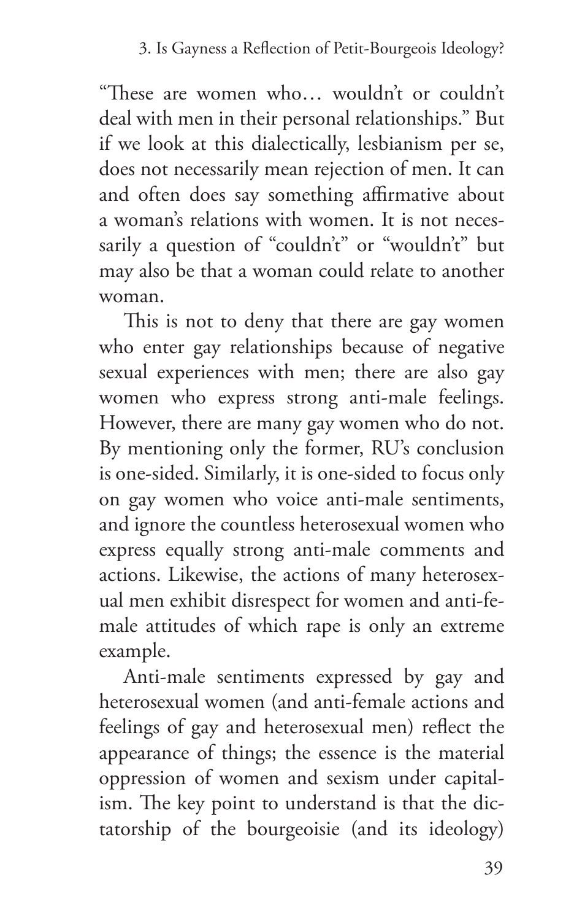"These are women who… wouldn't or couldn't deal with men in their personal relationships." But if we look at this dialectically, lesbianism per se, does not necessarily mean rejection of men. It can and often does say something affirmative about a woman's relations with women. It is not necessarily a question of "couldn't" or "wouldn't" but may also be that a woman could relate to another woman.

This is not to deny that there are gay women who enter gay relationships because of negative sexual experiences with men; there are also gay women who express strong anti-male feelings. However, there are many gay women who do not. By mentioning only the former, RU's conclusion is one-sided. Similarly, it is one-sided to focus only on gay women who voice anti-male sentiments, and ignore the countless heterosexual women who express equally strong anti-male comments and actions. Likewise, the actions of many heterosexual men exhibit disrespect for women and anti-female attitudes of which rape is only an extreme example.

Anti-male sentiments expressed by gay and heterosexual women (and anti-female actions and feelings of gay and heterosexual men) reflect the appearance of things; the essence is the material oppression of women and sexism under capitalism. The key point to understand is that the dictatorship of the bourgeoisie (and its ideology)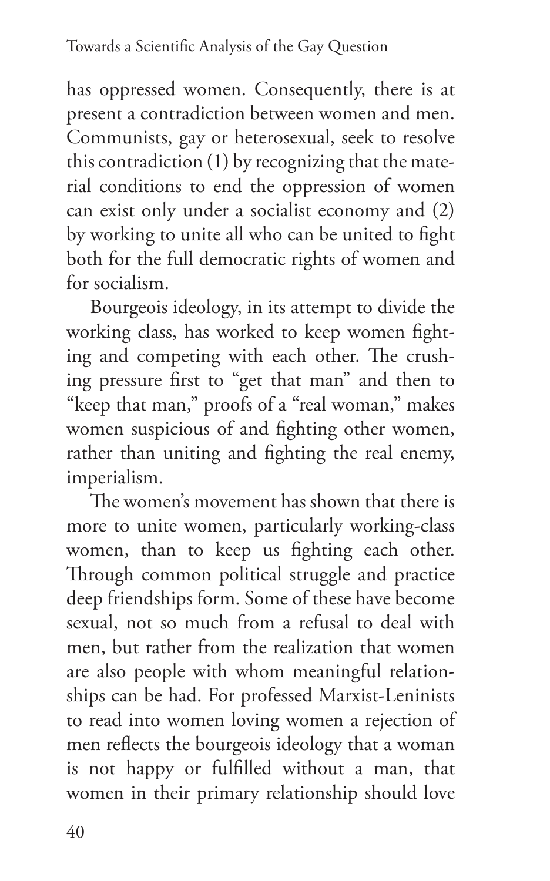has oppressed women. Consequently, there is at present a contradiction between women and men. Communists, gay or heterosexual, seek to resolve this contradiction (1) by recognizing that the material conditions to end the oppression of women can exist only under a socialist economy and (2) by working to unite all who can be united to fight both for the full democratic rights of women and for socialism.

Bourgeois ideology, in its attempt to divide the working class, has worked to keep women fighting and competing with each other. The crushing pressure first to "get that man" and then to "keep that man," proofs of a "real woman," makes women suspicious of and fighting other women, rather than uniting and fighting the real enemy, imperialism.

The women's movement has shown that there is more to unite women, particularly working-class women, than to keep us fighting each other. Through common political struggle and practice deep friendships form. Some of these have become sexual, not so much from a refusal to deal with men, but rather from the realization that women are also people with whom meaningful relationships can be had. For professed Marxist-Leninists to read into women loving women a rejection of men reflects the bourgeois ideology that a woman is not happy or fulfilled without a man, that women in their primary relationship should love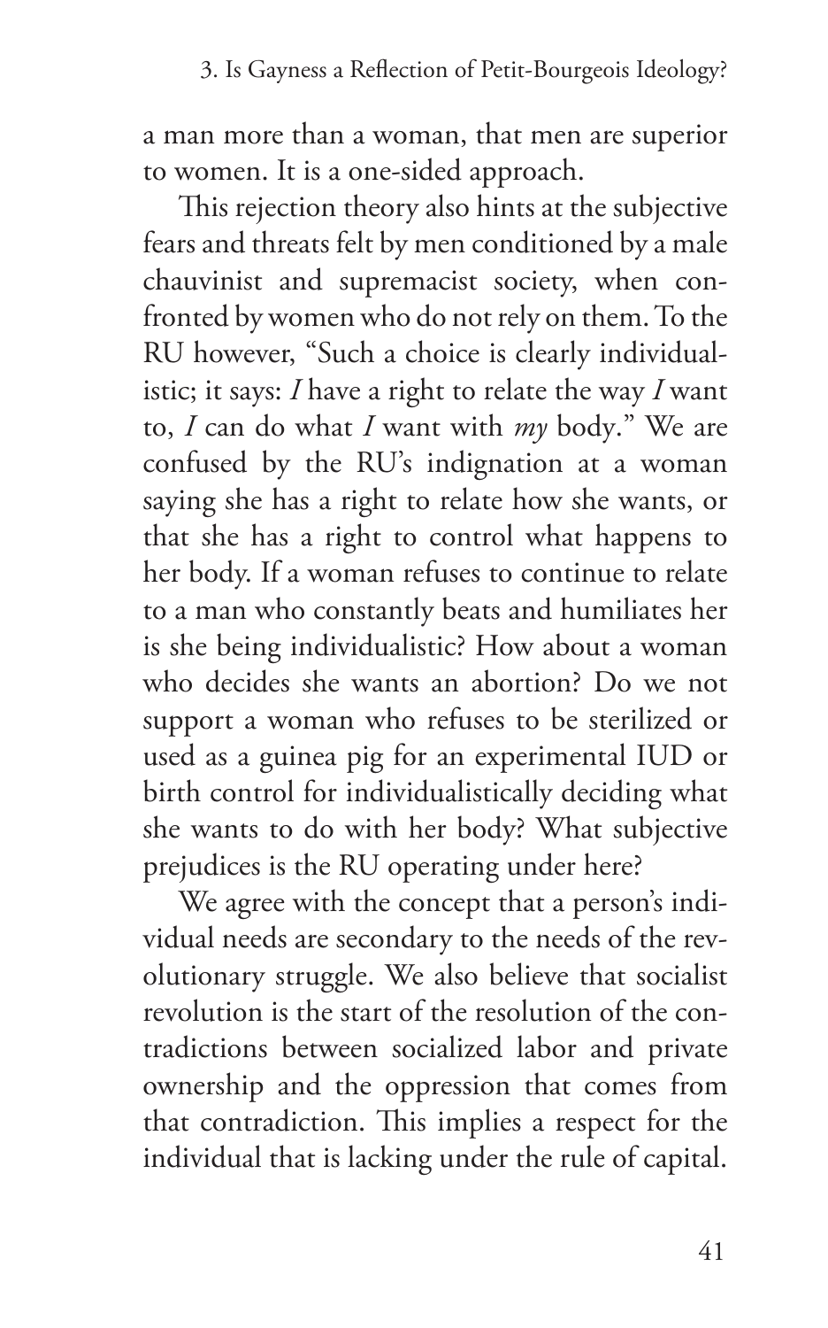a man more than a woman, that men are superior to women. It is a one-sided approach.

This rejection theory also hints at the subjective fears and threats felt by men conditioned by a male chauvinist and supremacist society, when confronted by women who do not rely on them. To the RU however, "Such a choice is clearly individualistic; it says: *I* have a right to relate the way *I* want to, *I* can do what *I* want with *my* body." We are confused by the RU's indignation at a woman saying she has a right to relate how she wants, or that she has a right to control what happens to her body. If a woman refuses to continue to relate to a man who constantly beats and humiliates her is she being individualistic? How about a woman who decides she wants an abortion? Do we not support a woman who refuses to be sterilized or used as a guinea pig for an experimental IUD or birth control for individualistically deciding what she wants to do with her body? What subjective prejudices is the RU operating under here?

We agree with the concept that a person's individual needs are secondary to the needs of the revolutionary struggle. We also believe that socialist revolution is the start of the resolution of the contradictions between socialized labor and private ownership and the oppression that comes from that contradiction. This implies a respect for the individual that is lacking under the rule of capital.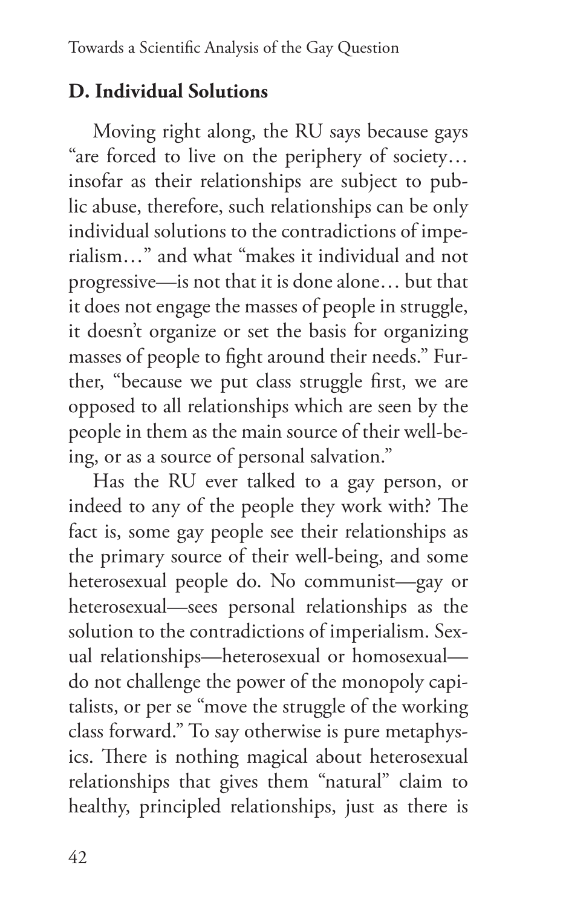## D. Individual Solutions

Moving right along, the RU says because gays "are forced to live on the periphery of society… insofar as their relationships are subject to public abuse, therefore, such relationships can be only individual solutions to the contradictions of imperialism…" and what "makes it individual and not progressive—is not that it is done alone… but that it does not engage the masses of people in struggle, it doesn't organize or set the basis for organizing masses of people to fight around their needs." Further, "because we put class struggle first, we are opposed to all relationships which are seen by the people in them as the main source of their well-being, or as a source of personal salvation."

Has the RU ever talked to a gay person, or indeed to any of the people they work with? The fact is, some gay people see their relationships as the primary source of their well-being, and some heterosexual people do. No communist—gay or heterosexual—sees personal relationships as the solution to the contradictions of imperialism. Sexual relationships—heterosexual or homosexual—do not challenge the power of the monopoly capitalists, or per se "move the struggle of the working class forward." To say otherwise is pure metaphysics. There is nothing magical about heterosexual relationships that gives them "natural" claim to healthy, principled relationships, just as there is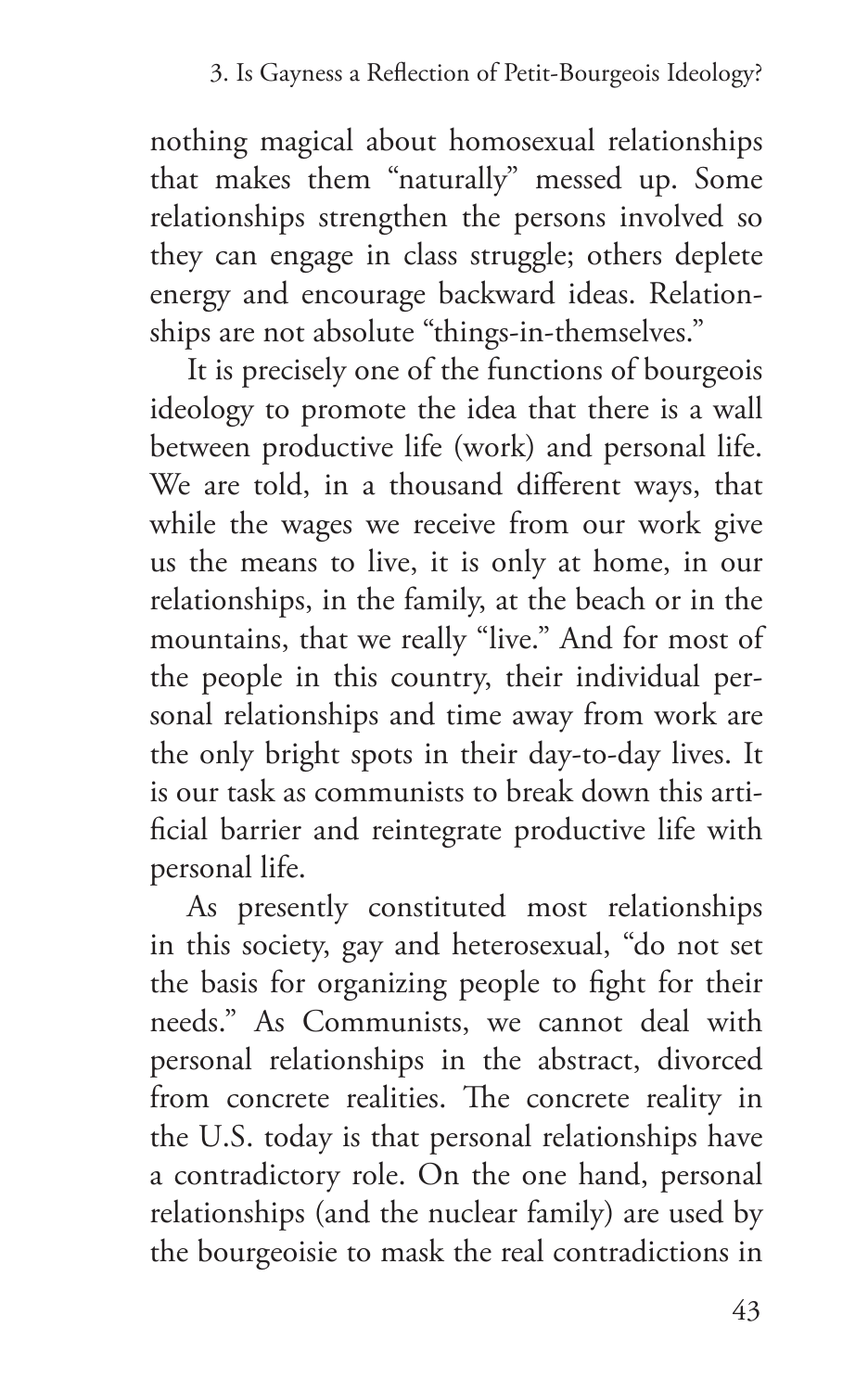nothing magical about homosexual relationships that makes them "naturally" messed up. Some relationships strengthen the persons involved so they can engage in class struggle; others deplete energy and encourage backward ideas. Relationships are not absolute "things-in-themselves."

It is precisely one of the functions of bourgeois ideology to promote the idea that there is a wall between productive life (work) and personal life. We are told, in a thousand different ways, that while the wages we receive from our work give us the means to live, it is only at home, in our relationships, in the family, at the beach or in the mountains, that we really "live." And for most of the people in this country, their individual personal relationships and time away from work are the only bright spots in their day-to-day lives. It is our task as communists to break down this artificial barrier and reintegrate productive life with personal life.

As presently constituted most relationships in this society, gay and heterosexual, "do not set the basis for organizing people to fight for their needs." As Communists, we cannot deal with personal relationships in the abstract, divorced from concrete realities. The concrete reality in the U.S. today is that personal relationships have a contradictory role. On the one hand, personal relationships (and the nuclear family) are used by the bourgeoisie to mask the real contradictions in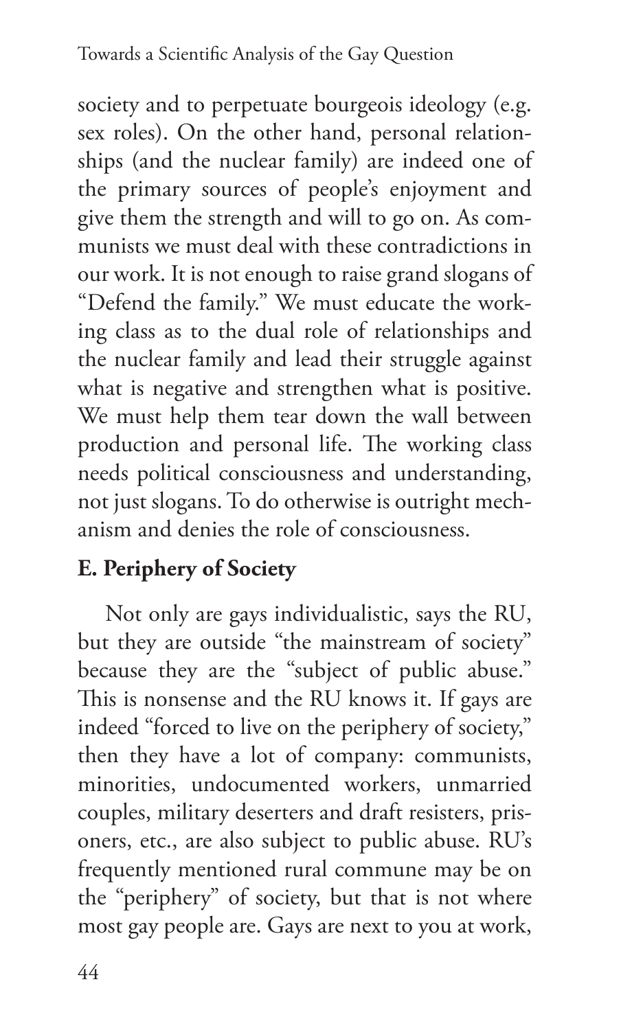society and to perpetuate bourgeois ideology (e.g. sex roles). On the other hand, personal relationships (and the nuclear family) are indeed one of the primary sources of people's enjoyment and give them the strength and will to go on. As communists we must deal with these contradictions in our work. It is not enough to raise grand slogans of "Defend the family." We must educate the working class as to the dual role of relationships and the nuclear family and lead their struggle against what is negative and strengthen what is positive. We must help them tear down the wall between production and personal life. The working class needs political consciousness and understanding, not just slogans. To do otherwise is outright mechanism and denies the role of consciousness.

### E. Periphery of Society

Not only are gays individualistic, says the RU, but they are outside "the mainstream of society" because they are the "subject of public abuse." This is nonsense and the RU knows it. If gays are indeed "forced to live on the periphery of society," then they have a lot of company: communists, minorities, undocumented workers, unmarried couples, military deserters and draft resisters, prisoners, etc., are also subject to public abuse. RU's frequently mentioned rural commune may be on the "periphery" of society, but that is not where most gay people are. Gays are next to you at work,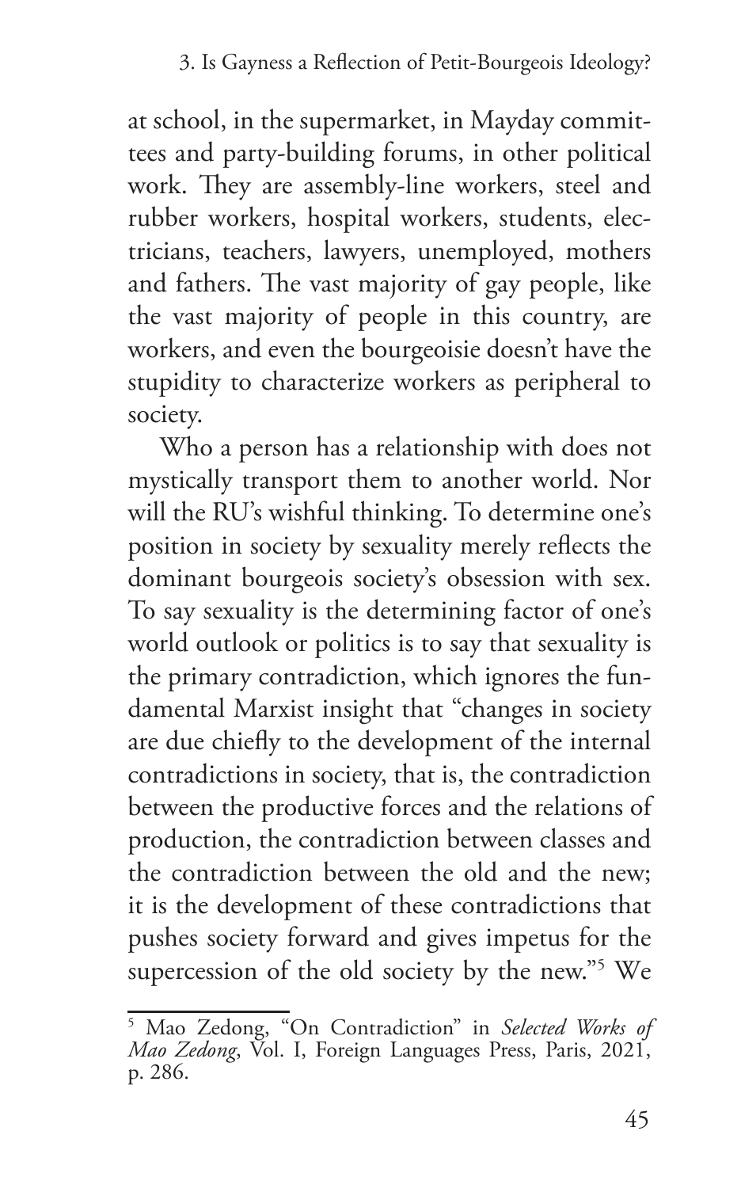at school, in the supermarket, in Mayday committees and party-building forums, in other political work. They are assembly-line workers, steel and rubber workers, hospital workers, students, electricians, teachers, lawyers, unemployed, mothers and fathers. The vast majority of gay people, like the vast majority of people in this country, are workers, and even the bourgeoisie doesn't have the stupidity to characterize workers as peripheral to society.

Who a person has a relationship with does not mystically transport them to another world. Nor will the RU's wishful thinking. To determine one's position in society by sexuality merely reflects the dominant bourgeois society's obsession with sex. To say sexuality is the determining factor of one's world outlook or politics is to say that sexuality is the primary contradiction, which ignores the fundamental Marxist insight that "changes in society are due chiefly to the development of the internal contradictions in society, that is, the contradiction between the productive forces and the relations of production, the contradiction between classes and the contradiction between the old and the new; it is the development of these contradictions that pushes society forward and gives impetus for the supercession of the old society by the new."[5] We

[5] Mao Zedong, "On Contradiction" in *Selected Works of Mao Zedong*, Vol. I, Foreign Languages Press, Paris, 2021, p. 286.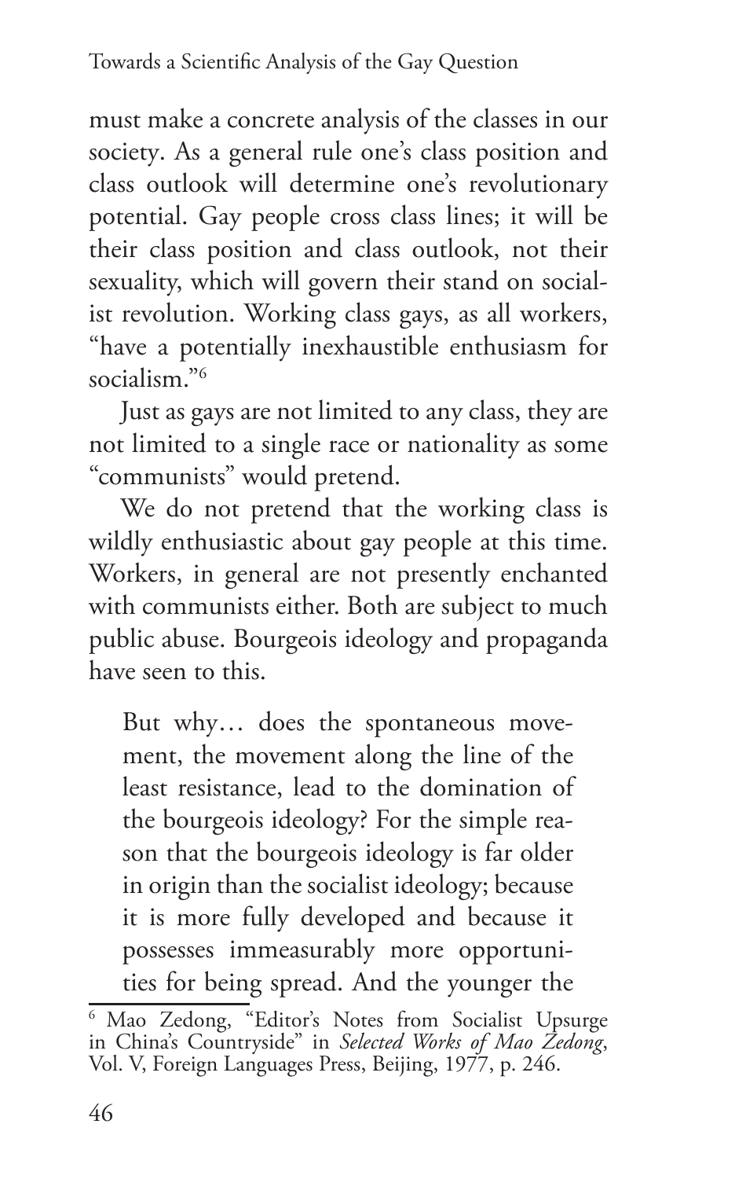must make a concrete analysis of the classes in our society. As a general rule one's class position and class outlook will determine one's revolutionary potential. Gay people cross class lines; it will be their class position and class outlook, not their sexuality, which will govern their stand on socialist revolution. Working class gays, as all workers, "have a potentially inexhaustible enthusiasm for socialism."[6]

Just as gays are not limited to any class, they are not limited to a single race or nationality as some "communists" would pretend.

We do not pretend that the working class is wildly enthusiastic about gay people at this time. Workers, in general are not presently enchanted with communists either. Both are subject to much public abuse. Bourgeois ideology and propaganda have seen to this.

> But why… does the spontaneous movement, the movement along the line of the least resistance, lead to the domination of the bourgeois ideology? For the simple reason that the bourgeois ideology is far older in origin than the socialist ideology; because it is more fully developed and because it possesses immeasurably more opportunities for being spread. And the younger the

---

[6] Mao Zedong, "Editor's Notes from Socialist Upsurge in China's Countryside" in *Selected Works of Mao Zedong*, Vol. V, Foreign Languages Press, Beijing, 1977, p. 246.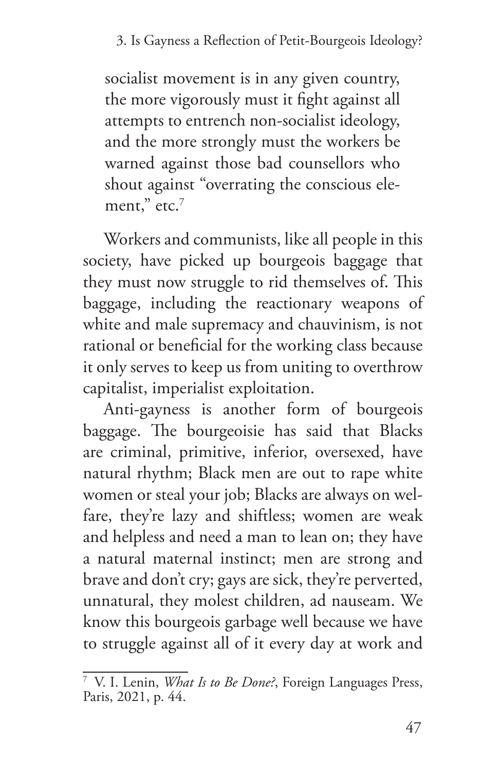> socialist movement is in any given country, the more vigorously must it fight against all attempts to entrench non-socialist ideology, and the more strongly must the workers be warned against those bad counsellors who shout against "overrating the conscious element," etc.[7]

Workers and communists, like all people in this society, have picked up bourgeois baggage that they must now struggle to rid themselves of. This baggage, including the reactionary weapons of white and male supremacy and chauvinism, is not rational or beneficial for the working class because it only serves to keep us from uniting to overthrow capitalist, imperialist exploitation.

Anti-gayness is another form of bourgeois baggage. The bourgeoisie has said that Blacks are criminal, primitive, inferior, oversexed, have natural rhythm; Black men are out to rape white women or steal your job; Blacks are always on welfare, they're lazy and shiftless; women are weak and helpless and need a man to lean on; they have a natural maternal instinct; men are strong and brave and don't cry; gays are sick, they're perverted, unnatural, they molest children, ad nauseam. We know this bourgeois garbage well because we have to struggle against all of it every day at work and

---

[7] V. I. Lenin, *What Is to Be Done?*, Foreign Languages Press, Paris, 2021, p. 44.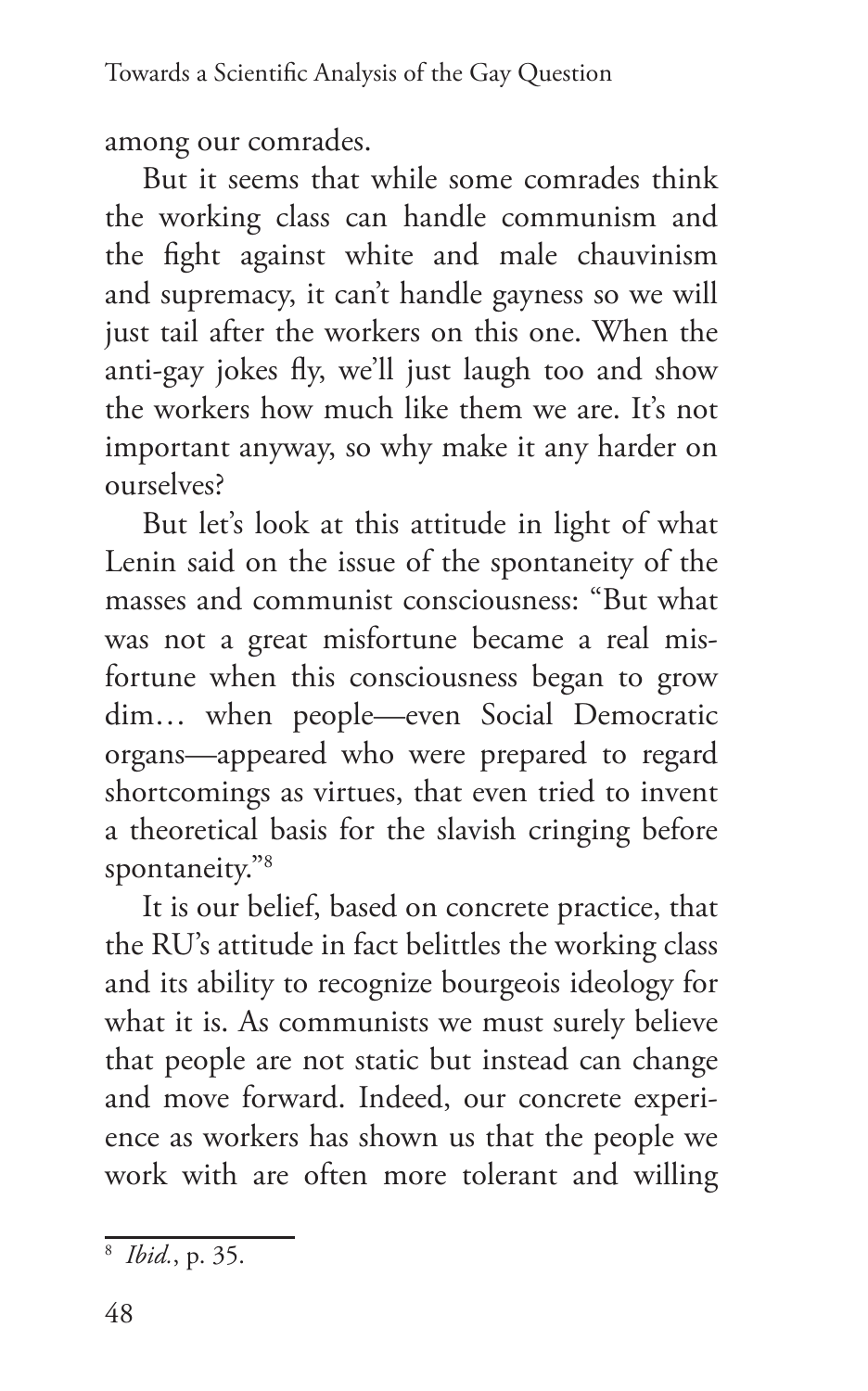among our comrades.

But it seems that while some comrades think the working class can handle communism and the fight against white and male chauvinism and supremacy, it can't handle gayness so we will just tail after the workers on this one. When the anti-gay jokes fly, we'll just laugh too and show the workers how much like them we are. It's not important anyway, so why make it any harder on ourselves?

But let's look at this attitude in light of what Lenin said on the issue of the spontaneity of the masses and communist consciousness: "But what was not a great misfortune became a real misfortune when this consciousness began to grow dim… when people—even Social Democratic organs—appeared who were prepared to regard shortcomings as virtues, that even tried to invent a theoretical basis for the slavish cringing before spontaneity."[8]

It is our belief, based on concrete practice, that the RU's attitude in fact belittles the working class and its ability to recognize bourgeois ideology for what it is. As communists we must surely believe that people are not static but instead can change and move forward. Indeed, our concrete experience as workers has shown us that the people we work with are often more tolerant and willing

---

[8] *Ibid.*, p. 35.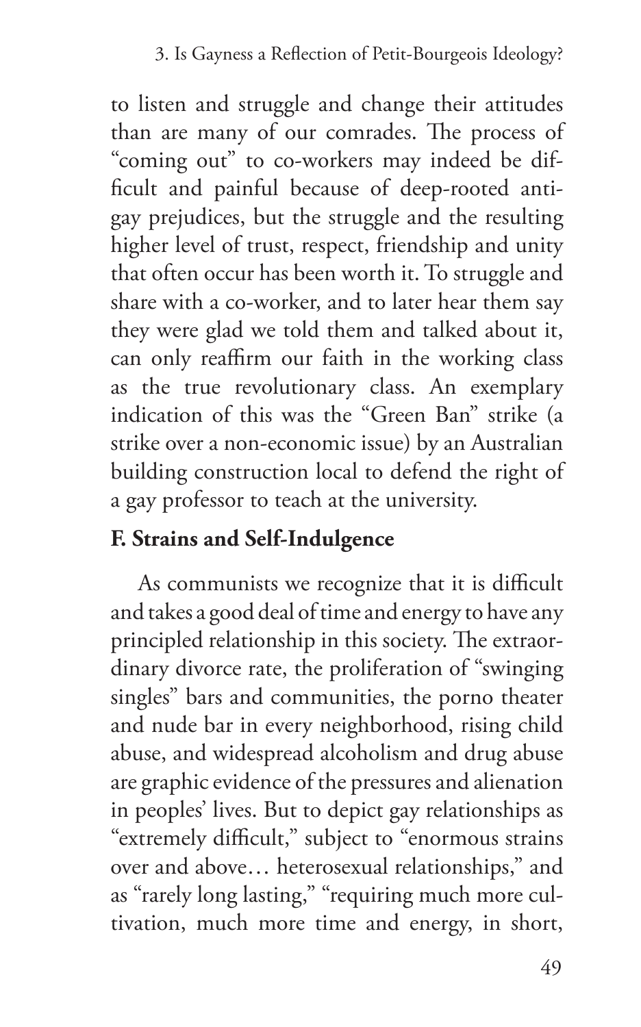to listen and struggle and change their attitudes than are many of our comrades. The process of "coming out" to co-workers may indeed be difficult and painful because of deep-rooted anti-gay prejudices, but the struggle and the resulting higher level of trust, respect, friendship and unity that often occur has been worth it. To struggle and share with a co-worker, and to later hear them say they were glad we told them and talked about it, can only reaffirm our faith in the working class as the true revolutionary class. An exemplary indication of this was the "Green Ban" strike (a strike over a non-economic issue) by an Australian building construction local to defend the right of a gay professor to teach at the university.

### F. Strains and Self-Indulgence

As communists we recognize that it is difficult and takes a good deal of time and energy to have any principled relationship in this society. The extraordinary divorce rate, the proliferation of "swinging singles" bars and communities, the porno theater and nude bar in every neighborhood, rising child abuse, and widespread alcoholism and drug abuse are graphic evidence of the pressures and alienation in peoples' lives. But to depict gay relationships as "extremely difficult," subject to "enormous strains over and above… heterosexual relationships," and as "rarely long lasting," "requiring much more cultivation, much more time and energy, in short,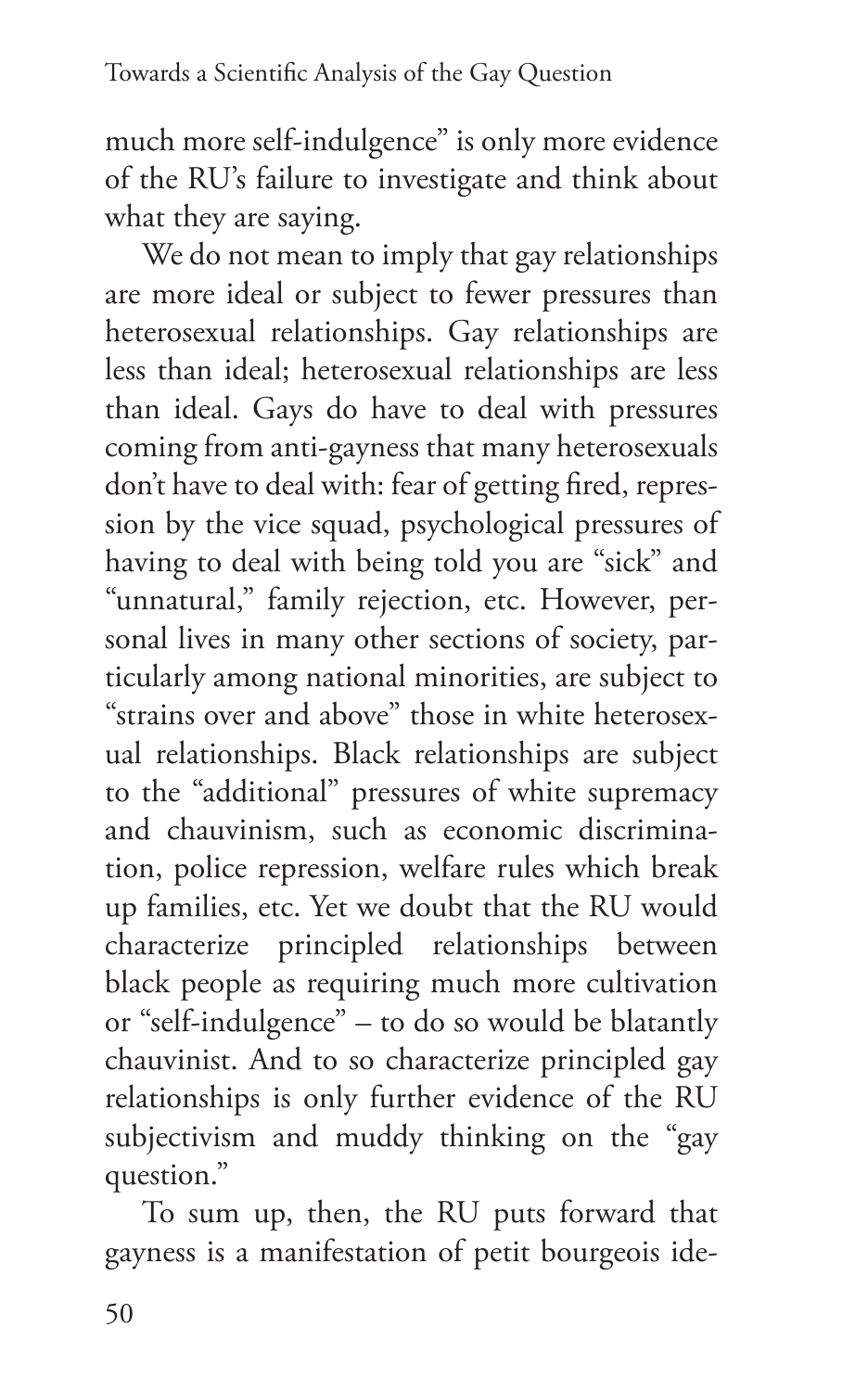much more self-indulgence" is only more evidence of the RU's failure to investigate and think about what they are saying.

We do not mean to imply that gay relationships are more ideal or subject to fewer pressures than heterosexual relationships. Gay relationships are less than ideal; heterosexual relationships are less than ideal. Gays do have to deal with pressures coming from anti-gayness that many heterosexuals don't have to deal with: fear of getting fired, repression by the vice squad, psychological pressures of having to deal with being told you are "sick" and "unnatural," family rejection, etc. However, personal lives in many other sections of society, particularly among national minorities, are subject to "strains over and above" those in white heterosexual relationships. Black relationships are subject to the "additional" pressures of white supremacy and chauvinism, such as economic discrimination, police repression, welfare rules which break up families, etc. Yet we doubt that the RU would characterize principled relationships between black people as requiring much more cultivation or "self-indulgence" – to do so would be blatantly chauvinist. And to so characterize principled gay relationships is only further evidence of the RU subjectivism and muddy thinking on the "gay question."

To sum up, then, the RU puts forward that gayness is a manifestation of petit bourgeois ide-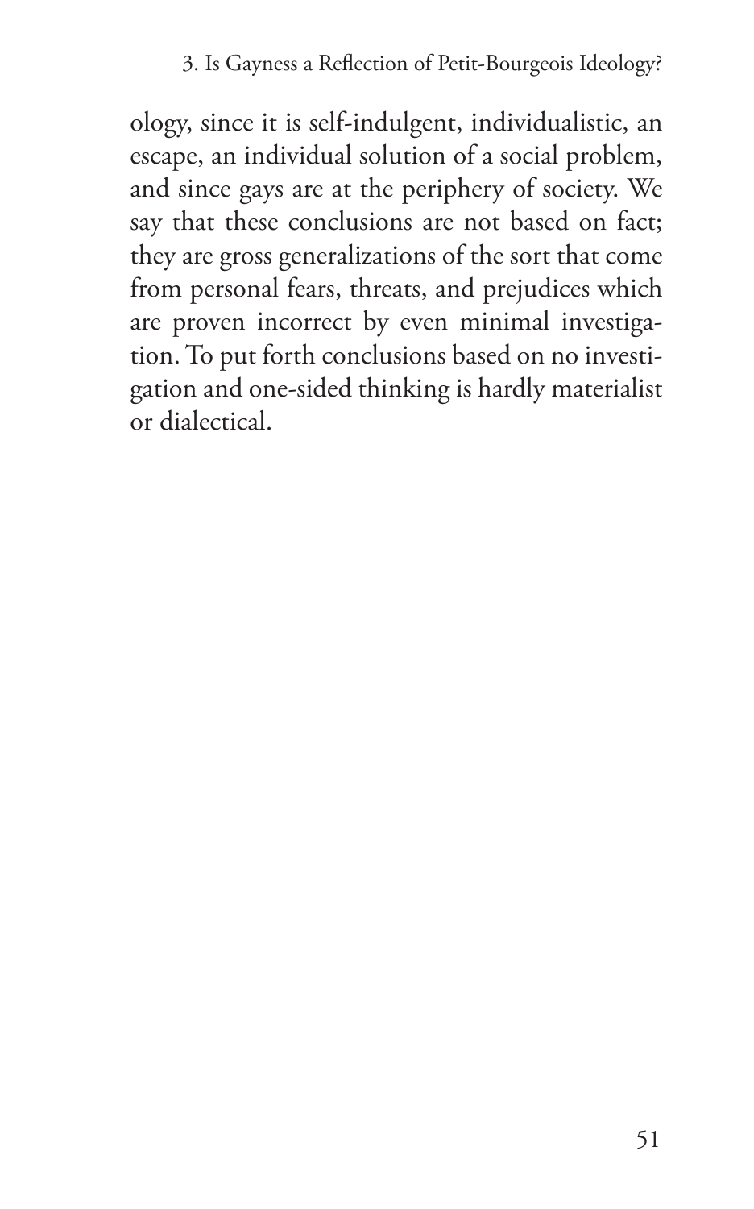ology, since it is self-indulgent, individualistic, an escape, an individual solution of a social problem, and since gays are at the periphery of society. We say that these conclusions are not based on fact; they are gross generalizations of the sort that come from personal fears, threats, and prejudices which are proven incorrect by even minimal investigation. To put forth conclusions based on no investigation and one-sided thinking is hardly materialist or dialectical.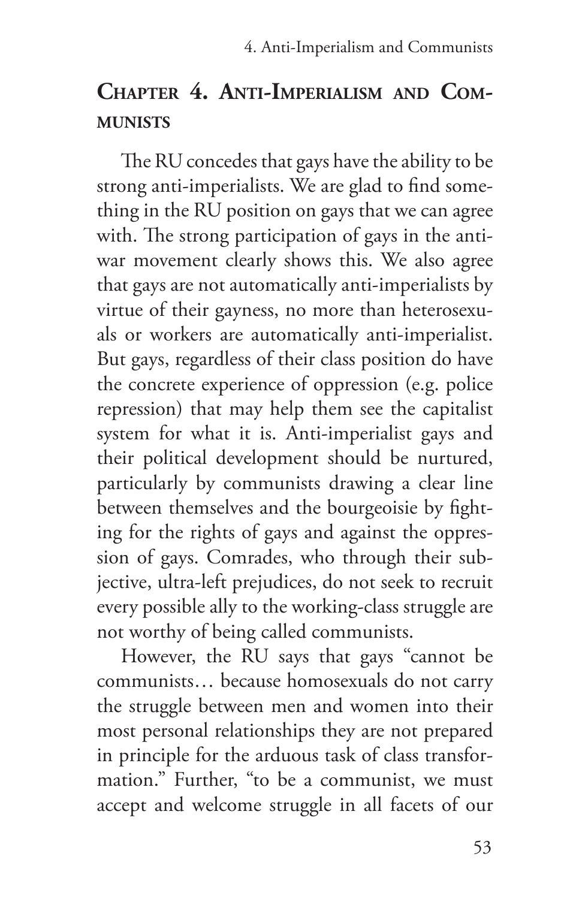## Chapter 4. Anti-Imperialism and Communists

The RU concedes that gays have the ability to be strong anti-imperialists. We are glad to find something in the RU position on gays that we can agree with. The strong participation of gays in the anti-war movement clearly shows this. We also agree that gays are not automatically anti-imperialists by virtue of their gayness, no more than heterosexuals or workers are automatically anti-imperialist. But gays, regardless of their class position do have the concrete experience of oppression (e.g. police repression) that may help them see the capitalist system for what it is. Anti-imperialist gays and their political development should be nurtured, particularly by communists drawing a clear line between themselves and the bourgeoisie by fighting for the rights of gays and against the oppression of gays. Comrades, who through their subjective, ultra-left prejudices, do not seek to recruit every possible ally to the working-class struggle are not worthy of being called communists.

However, the RU says that gays "cannot be communists… because homosexuals do not carry the struggle between men and women into their most personal relationships they are not prepared in principle for the arduous task of class transformation." Further, "to be a communist, we must accept and welcome struggle in all facets of our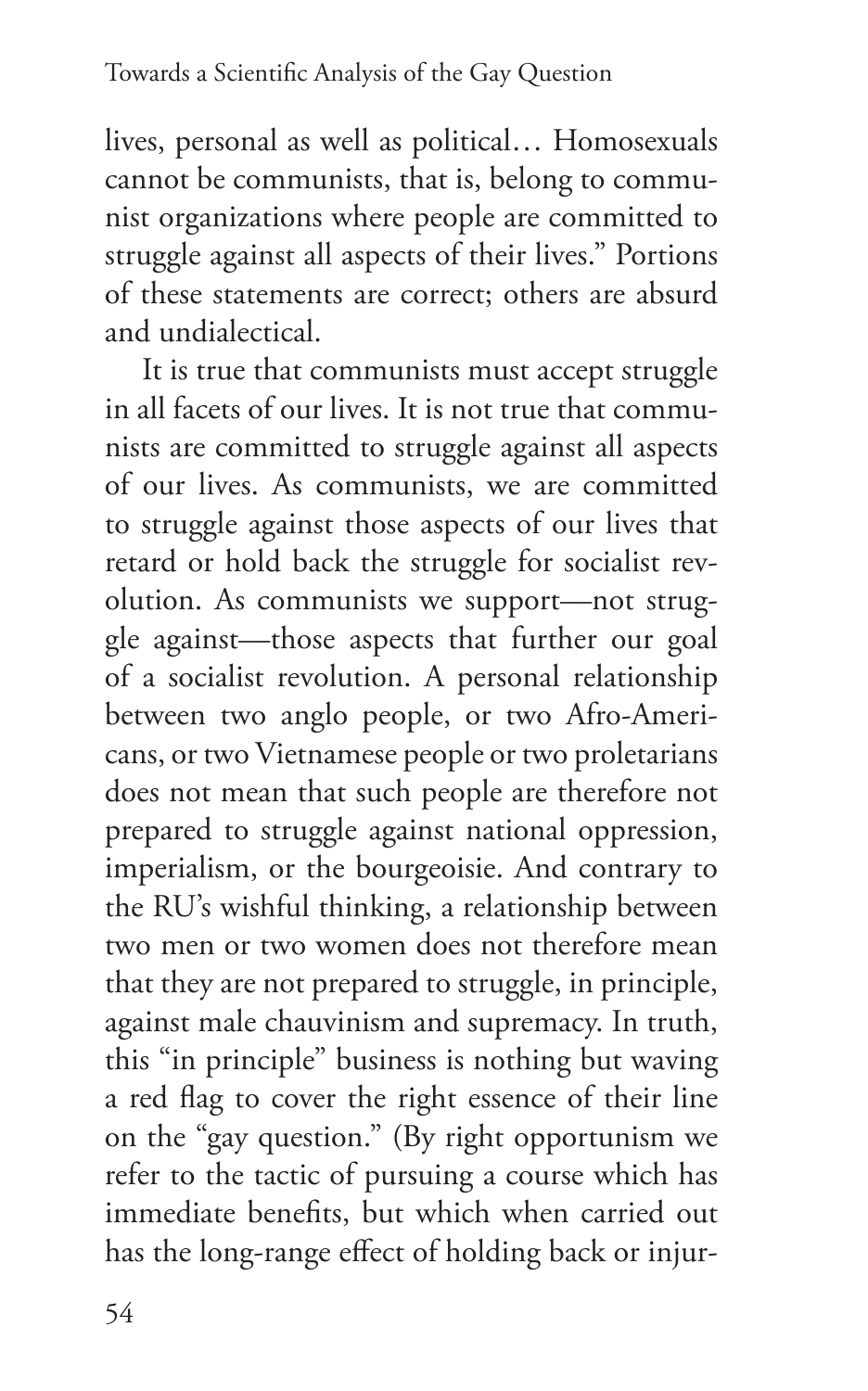lives, personal as well as political… Homosexuals cannot be communists, that is, belong to communist organizations where people are committed to struggle against all aspects of their lives." Portions of these statements are correct; others are absurd and undialectical.

It is true that communists must accept struggle in all facets of our lives. It is not true that communists are committed to struggle against all aspects of our lives. As communists, we are committed to struggle against those aspects of our lives that retard or hold back the struggle for socialist revolution. As communists we support—not struggle against—those aspects that further our goal of a socialist revolution. A personal relationship between two anglo people, or two Afro-Americans, or two Vietnamese people or two proletarians does not mean that such people are therefore not prepared to struggle against national oppression, imperialism, or the bourgeoisie. And contrary to the RU's wishful thinking, a relationship between two men or two women does not therefore mean that they are not prepared to struggle, in principle, against male chauvinism and supremacy. In truth, this "in principle" business is nothing but waving a red flag to cover the right essence of their line on the "gay question." (By right opportunism we refer to the tactic of pursuing a course which has immediate benefits, but which when carried out has the long-range effect of holding back or injur-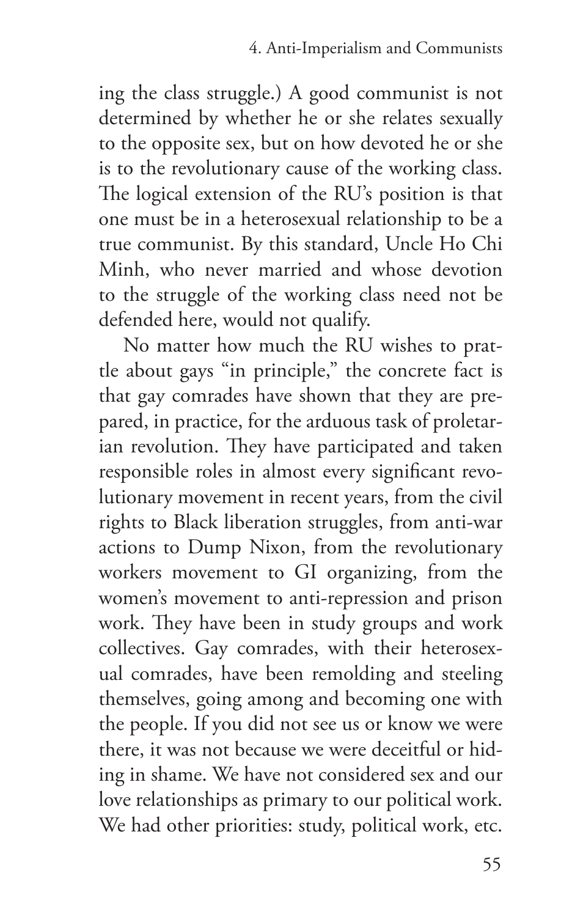ing the class struggle.) A good communist is not determined by whether he or she relates sexually to the opposite sex, but on how devoted he or she is to the revolutionary cause of the working class. The logical extension of the RU's position is that one must be in a heterosexual relationship to be a true communist. By this standard, Uncle Ho Chi Minh, who never married and whose devotion to the struggle of the working class need not be defended here, would not qualify.

No matter how much the RU wishes to prattle about gays "in principle," the concrete fact is that gay comrades have shown that they are prepared, in practice, for the arduous task of proletarian revolution. They have participated and taken responsible roles in almost every significant revolutionary movement in recent years, from the civil rights to Black liberation struggles, from anti-war actions to Dump Nixon, from the revolutionary workers movement to GI organizing, from the women's movement to anti-repression and prison work. They have been in study groups and work collectives. Gay comrades, with their heterosexual comrades, have been remolding and steeling themselves, going among and becoming one with the people. If you did not see us or know we were there, it was not because we were deceitful or hiding in shame. We have not considered sex and our love relationships as primary to our political work. We had other priorities: study, political work, etc.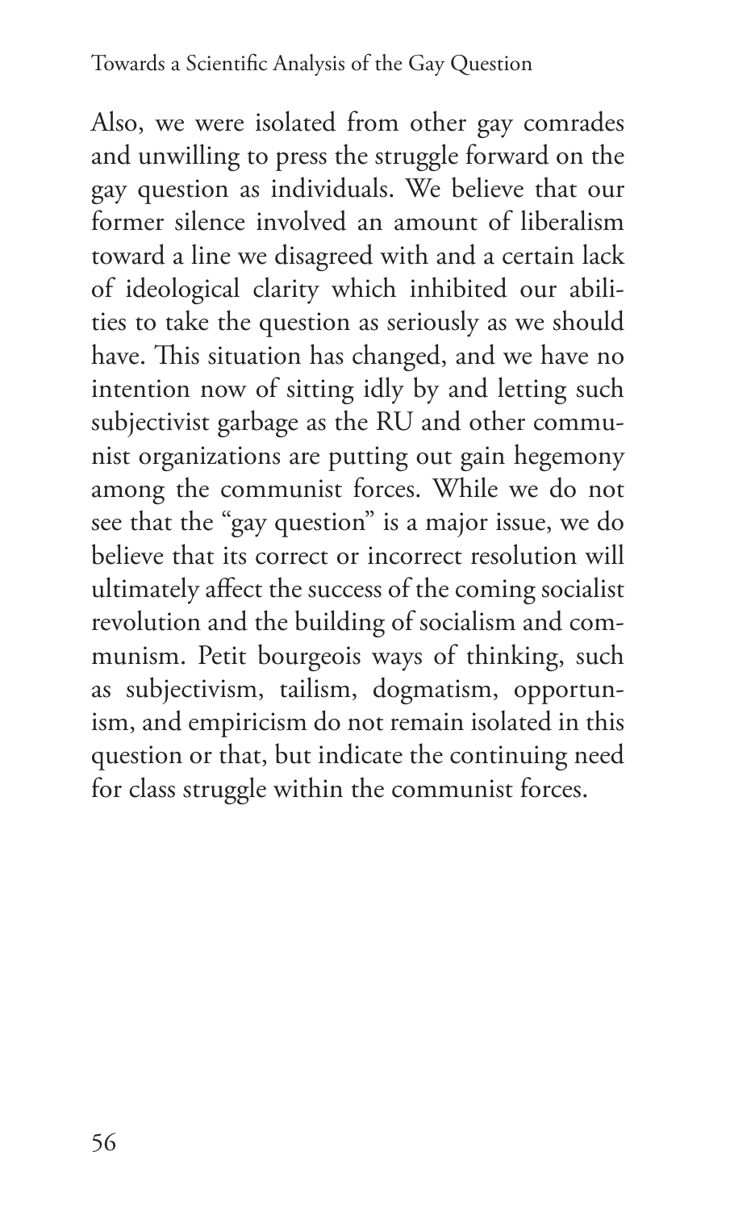Also, we were isolated from other gay comrades and unwilling to press the struggle forward on the gay question as individuals. We believe that our former silence involved an amount of liberalism toward a line we disagreed with and a certain lack of ideological clarity which inhibited our abilities to take the question as seriously as we should have. This situation has changed, and we have no intention now of sitting idly by and letting such subjectivist garbage as the RU and other communist organizations are putting out gain hegemony among the communist forces. While we do not see that the "gay question" is a major issue, we do believe that its correct or incorrect resolution will ultimately affect the success of the coming socialist revolution and the building of socialism and communism. Petit bourgeois ways of thinking, such as subjectivism, tailism, dogmatism, opportunism, and empiricism do not remain isolated in this question or that, but indicate the continuing need for class struggle within the communist forces.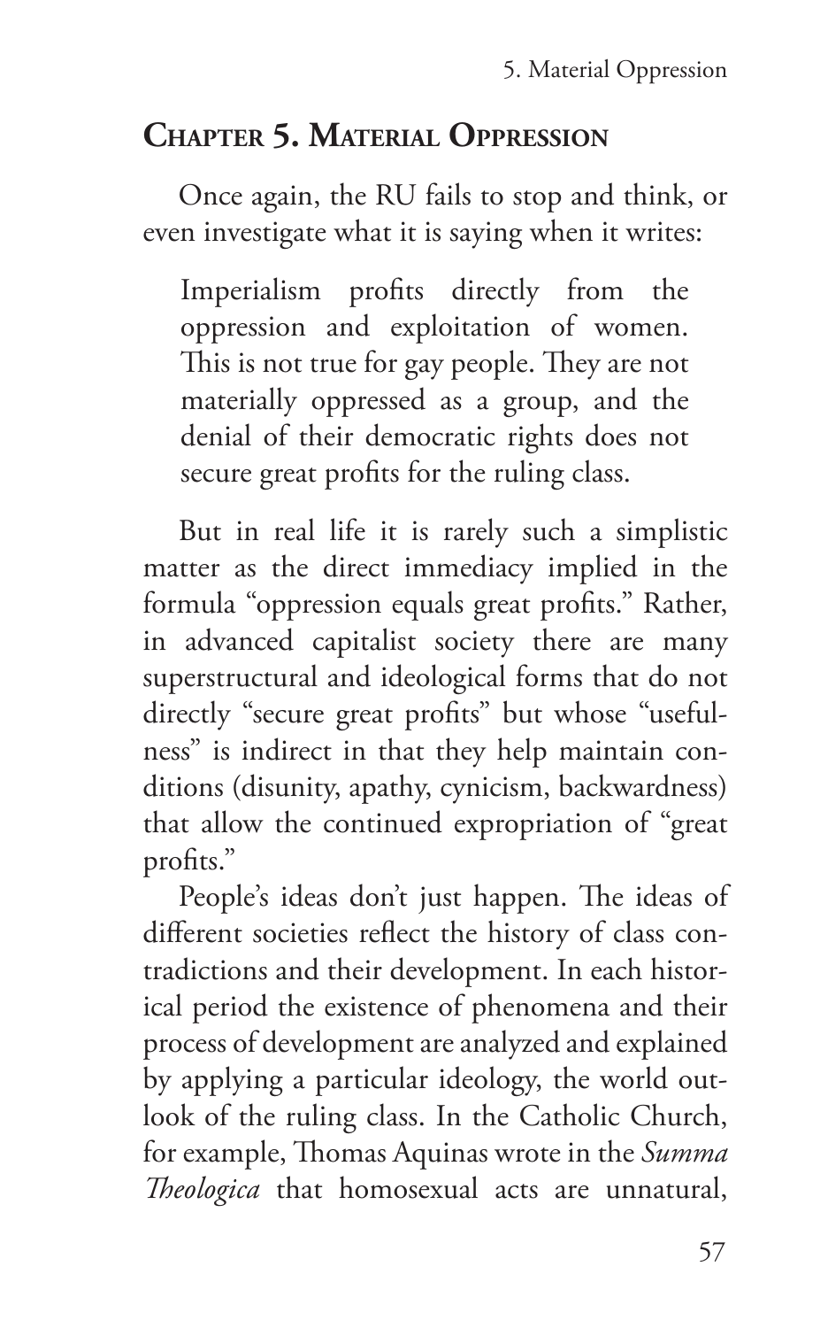## Chapter 5. Material Oppression

Once again, the RU fails to stop and think, or even investigate what it is saying when it writes:

> Imperialism profits directly from the oppression and exploitation of women. This is not true for gay people. They are not materially oppressed as a group, and the denial of their democratic rights does not secure great profits for the ruling class.

But in real life it is rarely such a simplistic matter as the direct immediacy implied in the formula "oppression equals great profits." Rather, in advanced capitalist society there are many superstructural and ideological forms that do not directly "secure great profits" but whose "usefulness" is indirect in that they help maintain conditions (disunity, apathy, cynicism, backwardness) that allow the continued expropriation of "great profits."

People's ideas don't just happen. The ideas of different societies reflect the history of class contradictions and their development. In each historical period the existence of phenomena and their process of development are analyzed and explained by applying a particular ideology, the world outlook of the ruling class. In the Catholic Church, for example, Thomas Aquinas wrote in the *Summa Theologica* that homosexual acts are unnatural,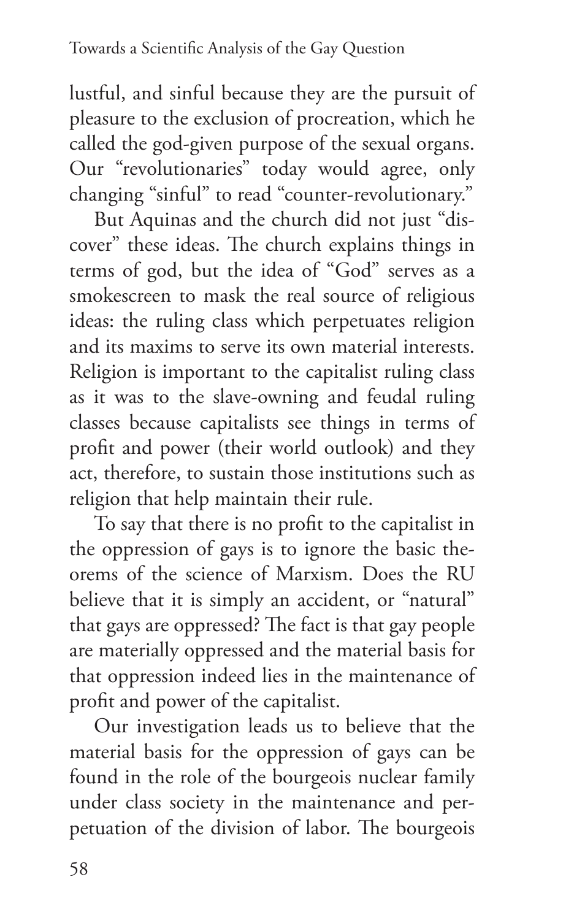lustful, and sinful because they are the pursuit of pleasure to the exclusion of procreation, which he called the god-given purpose of the sexual organs. Our "revolutionaries" today would agree, only changing "sinful" to read "counter-revolutionary."

But Aquinas and the church did not just "discover" these ideas. The church explains things in terms of god, but the idea of "God" serves as a smokescreen to mask the real source of religious ideas: the ruling class which perpetuates religion and its maxims to serve its own material interests. Religion is important to the capitalist ruling class as it was to the slave-owning and feudal ruling classes because capitalists see things in terms of profit and power (their world outlook) and they act, therefore, to sustain those institutions such as religion that help maintain their rule.

To say that there is no profit to the capitalist in the oppression of gays is to ignore the basic theorems of the science of Marxism. Does the RU believe that it is simply an accident, or "natural" that gays are oppressed? The fact is that gay people are materially oppressed and the material basis for that oppression indeed lies in the maintenance of profit and power of the capitalist.

Our investigation leads us to believe that the material basis for the oppression of gays can be found in the role of the bourgeois nuclear family under class society in the maintenance and perpetuation of the division of labor. The bourgeois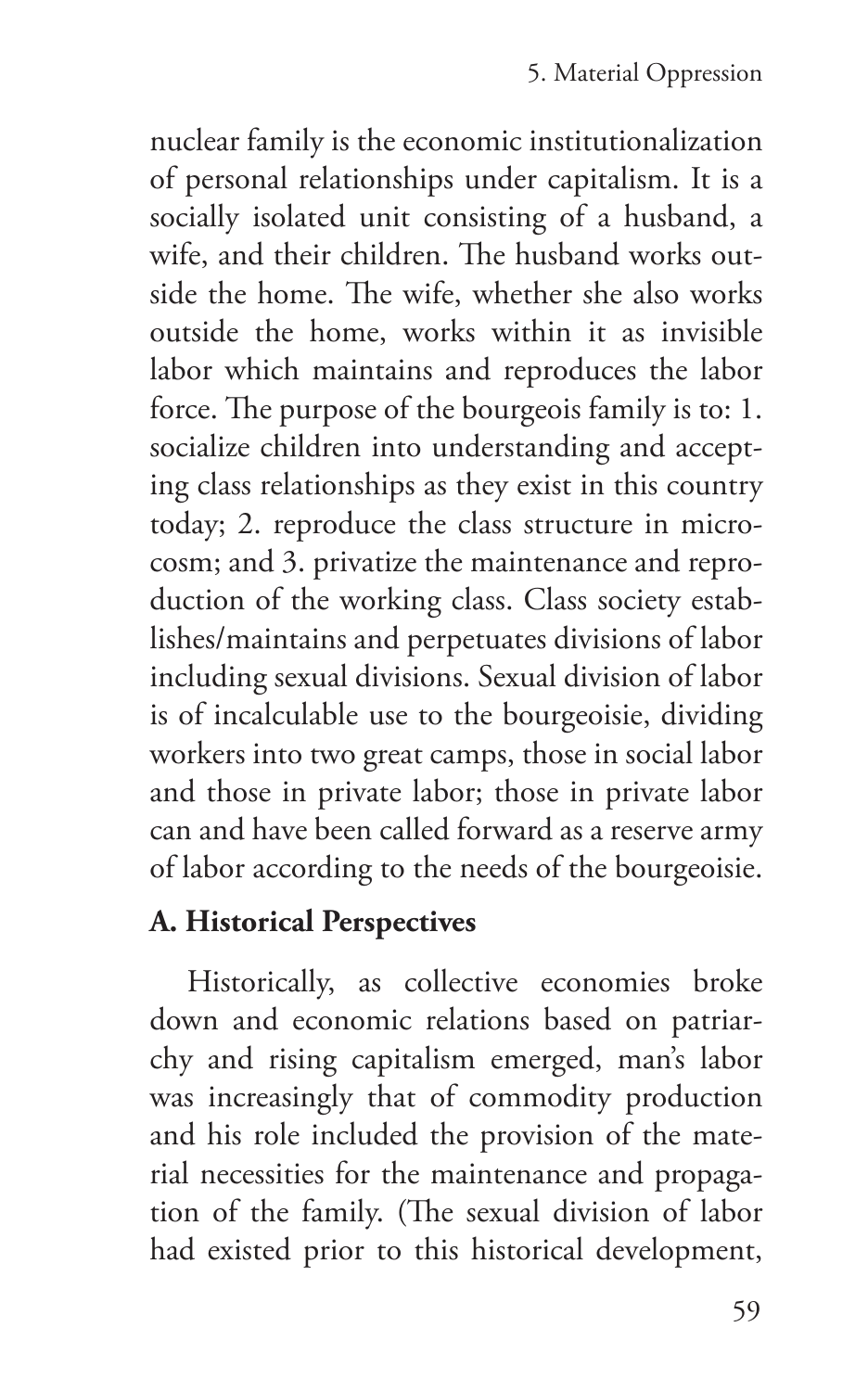nuclear family is the economic institutionalization of personal relationships under capitalism. It is a socially isolated unit consisting of a husband, a wife, and their children. The husband works outside the home. The wife, whether she also works outside the home, works within it as invisible labor which maintains and reproduces the labor force. The purpose of the bourgeois family is to: 1. socialize children into understanding and accepting class relationships as they exist in this country today; 2. reproduce the class structure in microcosm; and 3. privatize the maintenance and reproduction of the working class. Class society establishes/maintains and perpetuates divisions of labor including sexual divisions. Sexual division of labor is of incalculable use to the bourgeoisie, dividing workers into two great camps, those in social labor and those in private labor; those in private labor can and have been called forward as a reserve army of labor according to the needs of the bourgeoisie.

### A. Historical Perspectives

Historically, as collective economies broke down and economic relations based on patriarchy and rising capitalism emerged, man's labor was increasingly that of commodity production and his role included the provision of the material necessities for the maintenance and propagation of the family. (The sexual division of labor had existed prior to this historical development,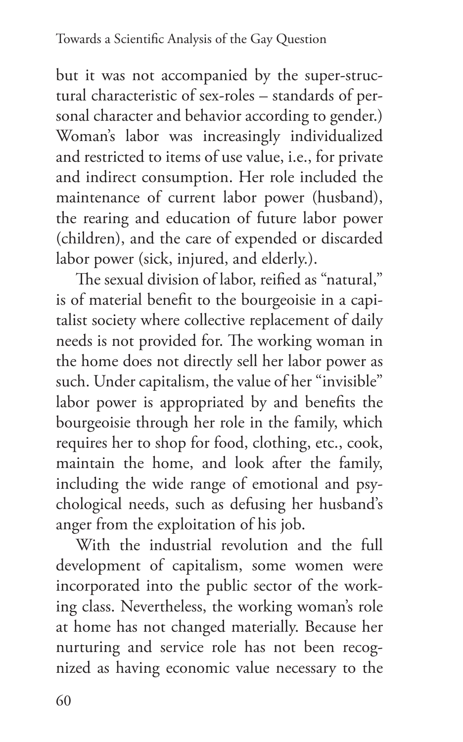but it was not accompanied by the super-structural characteristic of sex-roles – standards of personal character and behavior according to gender.) Woman's labor was increasingly individualized and restricted to items of use value, i.e., for private and indirect consumption. Her role included the maintenance of current labor power (husband), the rearing and education of future labor power (children), and the care of expended or discarded labor power (sick, injured, and elderly.).

The sexual division of labor, reified as "natural," is of material benefit to the bourgeoisie in a capitalist society where collective replacement of daily needs is not provided for. The working woman in the home does not directly sell her labor power as such. Under capitalism, the value of her "invisible" labor power is appropriated by and benefits the bourgeoisie through her role in the family, which requires her to shop for food, clothing, etc., cook, maintain the home, and look after the family, including the wide range of emotional and psychological needs, such as defusing her husband's anger from the exploitation of his job.

With the industrial revolution and the full development of capitalism, some women were incorporated into the public sector of the working class. Nevertheless, the working woman's role at home has not changed materially. Because her nurturing and service role has not been recognized as having economic value necessary to the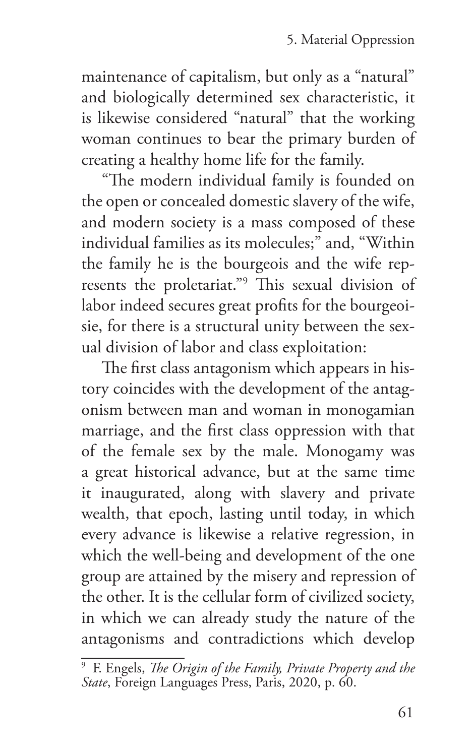maintenance of capitalism, but only as a "natural" and biologically determined sex characteristic, it is likewise considered "natural" that the working woman continues to bear the primary burden of creating a healthy home life for the family.

"The modern individual family is founded on the open or concealed domestic slavery of the wife, and modern society is a mass composed of these individual families as its molecules;" and, "Within the family he is the bourgeois and the wife represents the proletariat."[9] This sexual division of labor indeed secures great profits for the bourgeoisie, for there is a structural unity between the sexual division of labor and class exploitation:

> The first class antagonism which appears in history coincides with the development of the antagonism between man and woman in monogamian marriage, and the first class oppression with that of the female sex by the male. Monogamy was a great historical advance, but at the same time it inaugurated, along with slavery and private wealth, that epoch, lasting until today, in which every advance is likewise a relative regression, in which the well-being and development of the one group are attained by the misery and repression of the other. It is the cellular form of civilized society, in which we can already study the nature of the antagonisms and contradictions which develop

[9] F. Engels, *The Origin of the Family, Private Property and the State*, Foreign Languages Press, Paris, 2020, p. 60.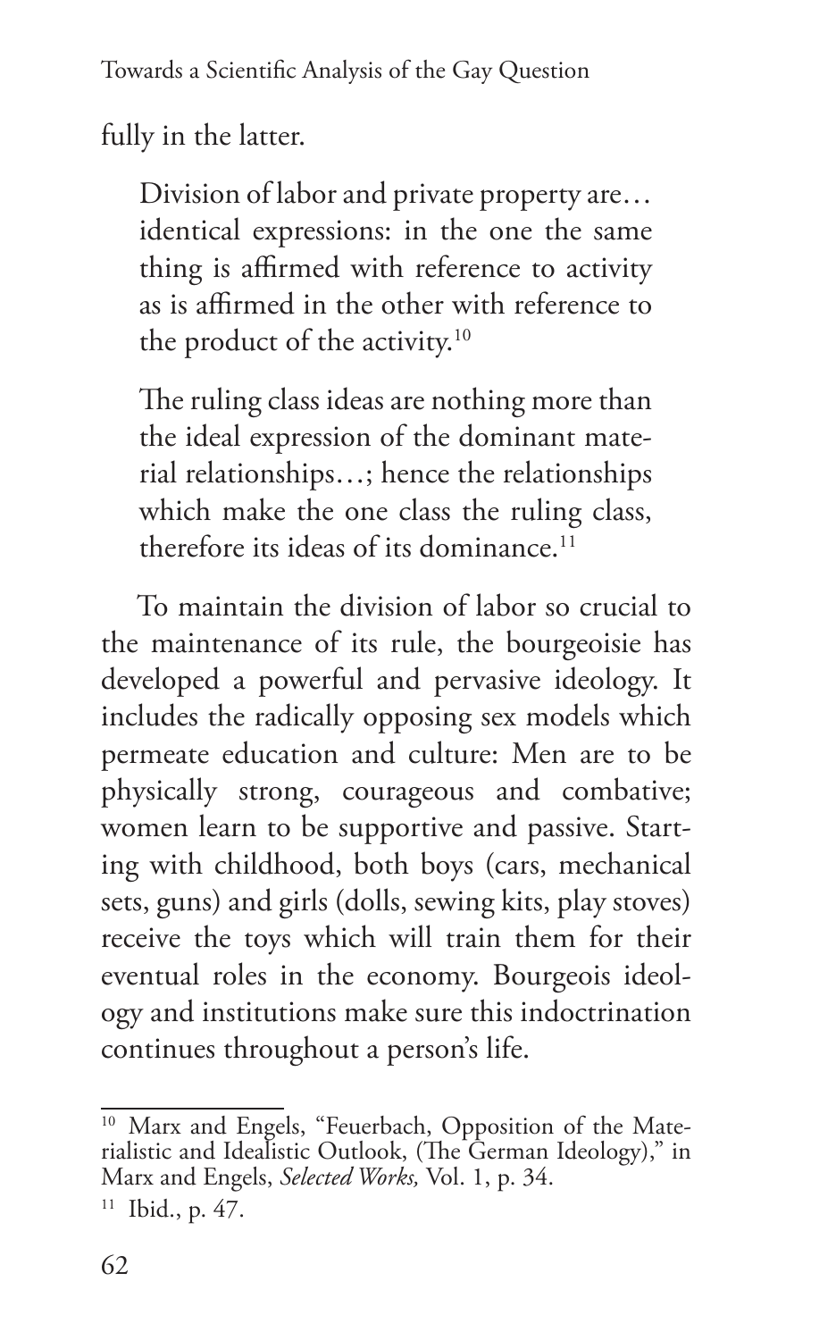fully in the latter.

> Division of labor and private property are… identical expressions: in the one the same thing is affirmed with reference to activity as is affirmed in the other with reference to the product of the activity.[10]

> The ruling class ideas are nothing more than the ideal expression of the dominant material relationships…; hence the relationships which make the one class the ruling class, therefore its ideas of its dominance.[11]

To maintain the division of labor so crucial to the maintenance of its rule, the bourgeoisie has developed a powerful and pervasive ideology. It includes the radically opposing sex models which permeate education and culture: Men are to be physically strong, courageous and combative; women learn to be supportive and passive. Starting with childhood, both boys (cars, mechanical sets, guns) and girls (dolls, sewing kits, play stoves) receive the toys which will train them for their eventual roles in the economy. Bourgeois ideology and institutions make sure this indoctrination continues throughout a person's life.

---

[10] Marx and Engels, "Feuerbach, Opposition of the Materialistic and Idealistic Outlook, (The German Ideology)," in Marx and Engels, *Selected Works,* Vol. 1, p. 34.

[11] Ibid., p. 47.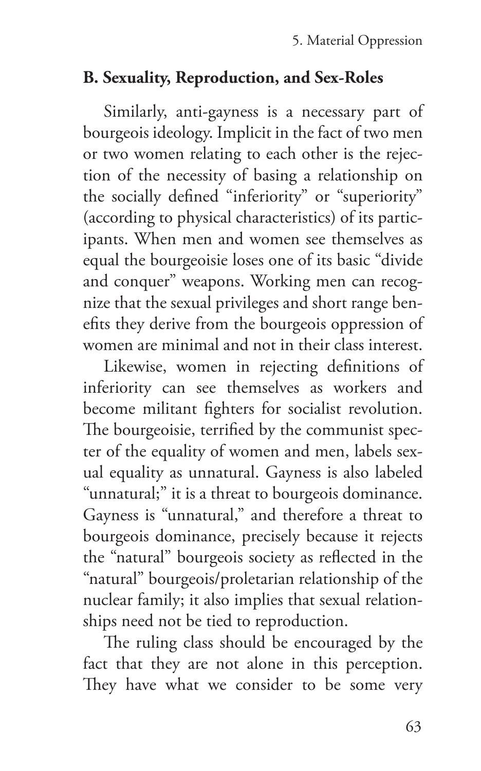## B. Sexuality, Reproduction, and Sex-Roles

Similarly, anti-gayness is a necessary part of bourgeois ideology. Implicit in the fact of two men or two women relating to each other is the rejection of the necessity of basing a relationship on the socially defined "inferiority" or "superiority" (according to physical characteristics) of its participants. When men and women see themselves as equal the bourgeoisie loses one of its basic "divide and conquer" weapons. Working men can recognize that the sexual privileges and short range benefits they derive from the bourgeois oppression of women are minimal and not in their class interest.

Likewise, women in rejecting definitions of inferiority can see themselves as workers and become militant fighters for socialist revolution. The bourgeoisie, terrified by the communist specter of the equality of women and men, labels sexual equality as unnatural. Gayness is also labeled "unnatural;" it is a threat to bourgeois dominance. Gayness is "unnatural," and therefore a threat to bourgeois dominance, precisely because it rejects the "natural" bourgeois society as reflected in the "natural" bourgeois/proletarian relationship of the nuclear family; it also implies that sexual relationships need not be tied to reproduction.

The ruling class should be encouraged by the fact that they are not alone in this perception. They have what we consider to be some very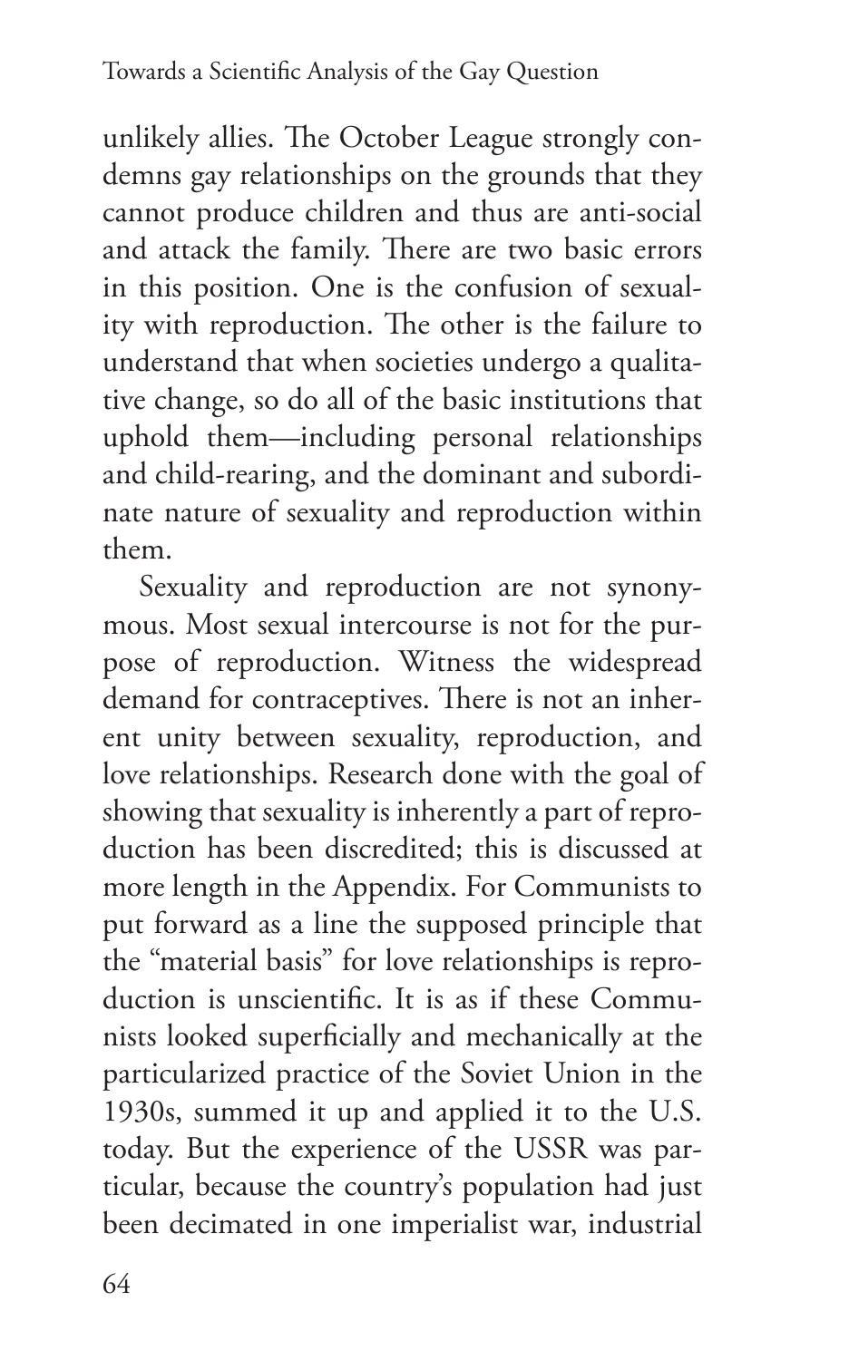unlikely allies. The October League strongly condemns gay relationships on the grounds that they cannot produce children and thus are anti-social and attack the family. There are two basic errors in this position. One is the confusion of sexuality with reproduction. The other is the failure to understand that when societies undergo a qualitative change, so do all of the basic institutions that uphold them—including personal relationships and child-rearing, and the dominant and subordinate nature of sexuality and reproduction within them.

Sexuality and reproduction are not synonymous. Most sexual intercourse is not for the purpose of reproduction. Witness the widespread demand for contraceptives. There is not an inherent unity between sexuality, reproduction, and love relationships. Research done with the goal of showing that sexuality is inherently a part of reproduction has been discredited; this is discussed at more length in the Appendix. For Communists to put forward as a line the supposed principle that the "material basis" for love relationships is reproduction is unscientific. It is as if these Communists looked superficially and mechanically at the particularized practice of the Soviet Union in the 1930s, summed it up and applied it to the U.S. today. But the experience of the USSR was particular, because the country's population had just been decimated in one imperialist war, industrial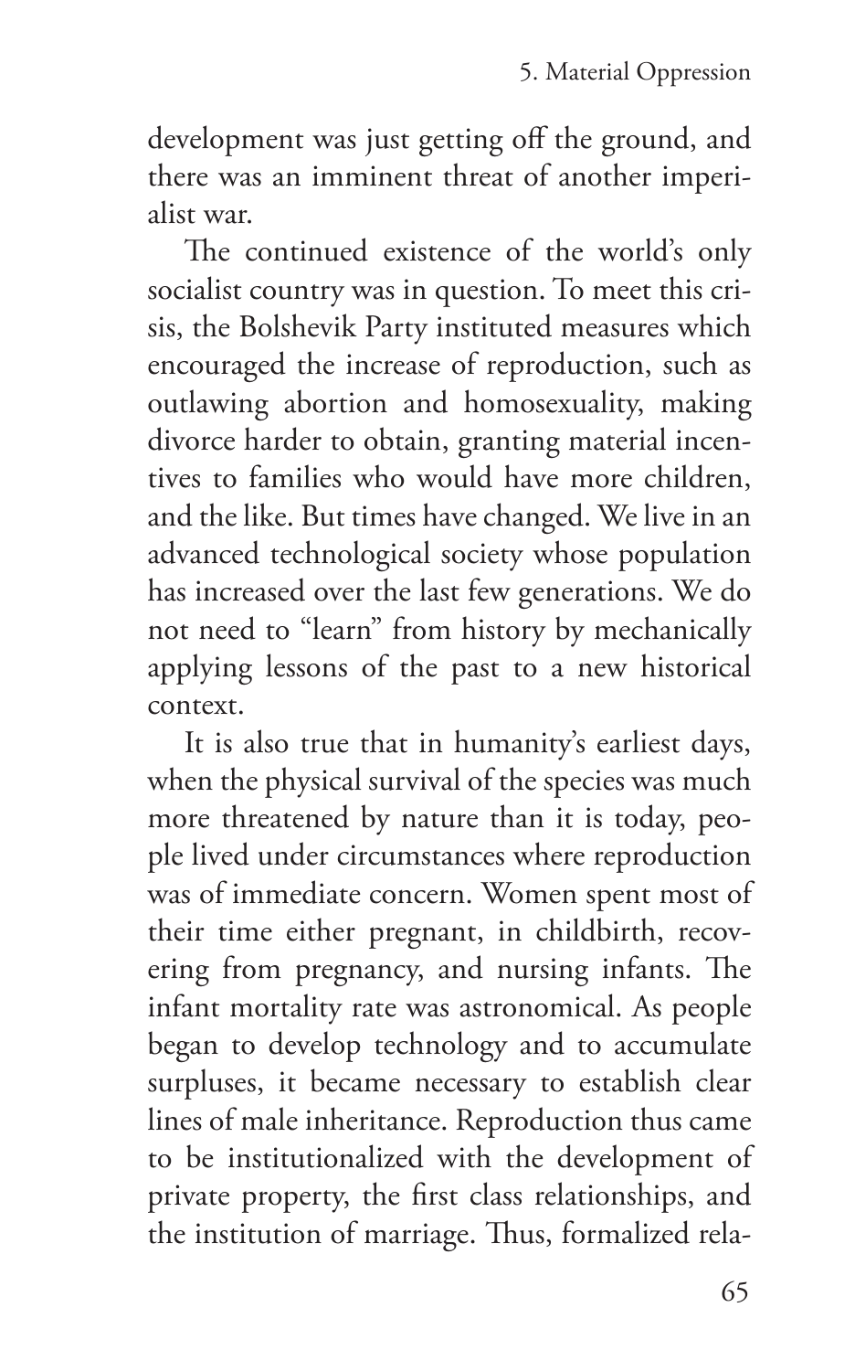development was just getting off the ground, and there was an imminent threat of another imperialist war.

The continued existence of the world's only socialist country was in question. To meet this crisis, the Bolshevik Party instituted measures which encouraged the increase of reproduction, such as outlawing abortion and homosexuality, making divorce harder to obtain, granting material incentives to families who would have more children, and the like. But times have changed. We live in an advanced technological society whose population has increased over the last few generations. We do not need to "learn" from history by mechanically applying lessons of the past to a new historical context.

It is also true that in humanity's earliest days, when the physical survival of the species was much more threatened by nature than it is today, people lived under circumstances where reproduction was of immediate concern. Women spent most of their time either pregnant, in childbirth, recovering from pregnancy, and nursing infants. The infant mortality rate was astronomical. As people began to develop technology and to accumulate surpluses, it became necessary to establish clear lines of male inheritance. Reproduction thus came to be institutionalized with the development of private property, the first class relationships, and the institution of marriage. Thus, formalized rela-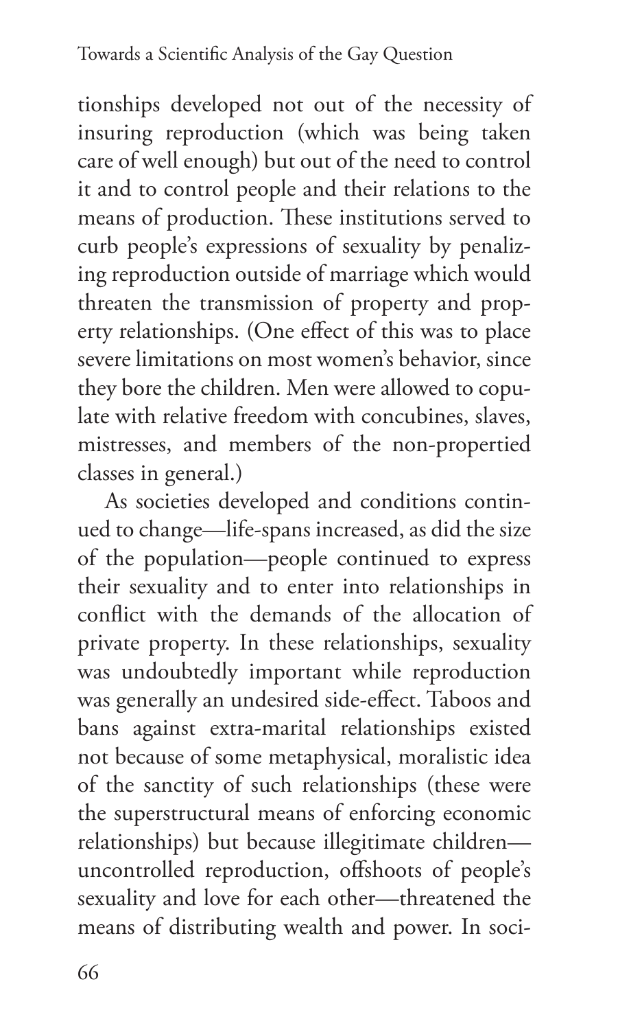tionships developed not out of the necessity of insuring reproduction (which was being taken care of well enough) but out of the need to control it and to control people and their relations to the means of production. These institutions served to curb people's expressions of sexuality by penalizing reproduction outside of marriage which would threaten the transmission of property and property relationships. (One effect of this was to place severe limitations on most women's behavior, since they bore the children. Men were allowed to copulate with relative freedom with concubines, slaves, mistresses, and members of the non-propertied classes in general.)

As societies developed and conditions continued to change—life-spans increased, as did the size of the population—people continued to express their sexuality and to enter into relationships in conflict with the demands of the allocation of private property. In these relationships, sexuality was undoubtedly important while reproduction was generally an undesired side-effect. Taboos and bans against extra-marital relationships existed not because of some metaphysical, moralistic idea of the sanctity of such relationships (these were the superstructural means of enforcing economic relationships) but because illegitimate children—uncontrolled reproduction, offshoots of people's sexuality and love for each other—threatened the means of distributing wealth and power. In soci-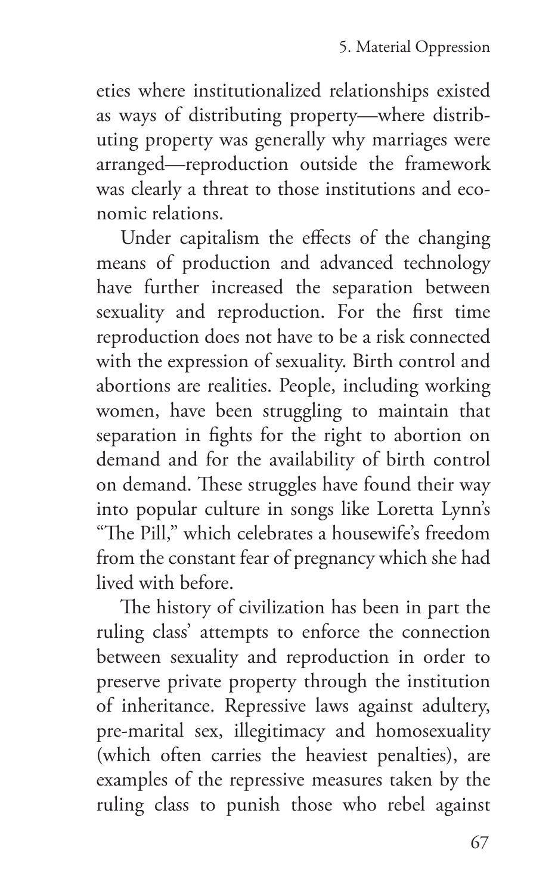eties where institutionalized relationships existed as ways of distributing property—where distributing property was generally why marriages were arranged—reproduction outside the framework was clearly a threat to those institutions and economic relations.

Under capitalism the effects of the changing means of production and advanced technology have further increased the separation between sexuality and reproduction. For the first time reproduction does not have to be a risk connected with the expression of sexuality. Birth control and abortions are realities. People, including working women, have been struggling to maintain that separation in fights for the right to abortion on demand and for the availability of birth control on demand. These struggles have found their way into popular culture in songs like Loretta Lynn's "The Pill," which celebrates a housewife's freedom from the constant fear of pregnancy which she had lived with before.

The history of civilization has been in part the ruling class' attempts to enforce the connection between sexuality and reproduction in order to preserve private property through the institution of inheritance. Repressive laws against adultery, pre-marital sex, illegitimacy and homosexuality (which often carries the heaviest penalties), are examples of the repressive measures taken by the ruling class to punish those who rebel against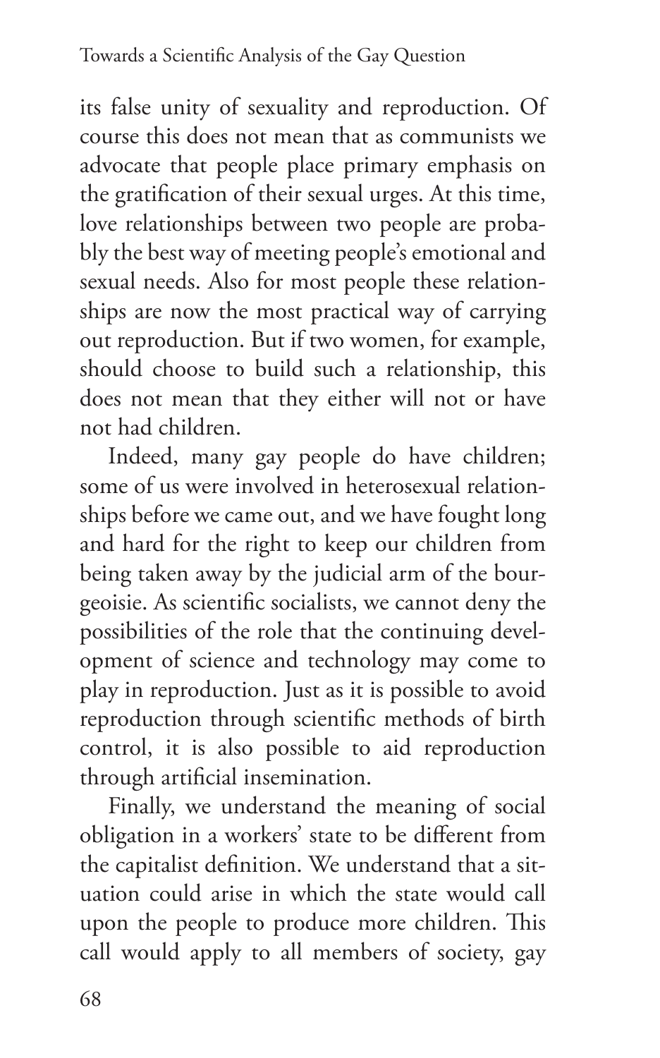its false unity of sexuality and reproduction. Of course this does not mean that as communists we advocate that people place primary emphasis on the gratification of their sexual urges. At this time, love relationships between two people are probably the best way of meeting people's emotional and sexual needs. Also for most people these relationships are now the most practical way of carrying out reproduction. But if two women, for example, should choose to build such a relationship, this does not mean that they either will not or have not had children.

Indeed, many gay people do have children; some of us were involved in heterosexual relationships before we came out, and we have fought long and hard for the right to keep our children from being taken away by the judicial arm of the bourgeoisie. As scientific socialists, we cannot deny the possibilities of the role that the continuing development of science and technology may come to play in reproduction. Just as it is possible to avoid reproduction through scientific methods of birth control, it is also possible to aid reproduction through artificial insemination.

Finally, we understand the meaning of social obligation in a workers' state to be different from the capitalist definition. We understand that a situation could arise in which the state would call upon the people to produce more children. This call would apply to all members of society, gay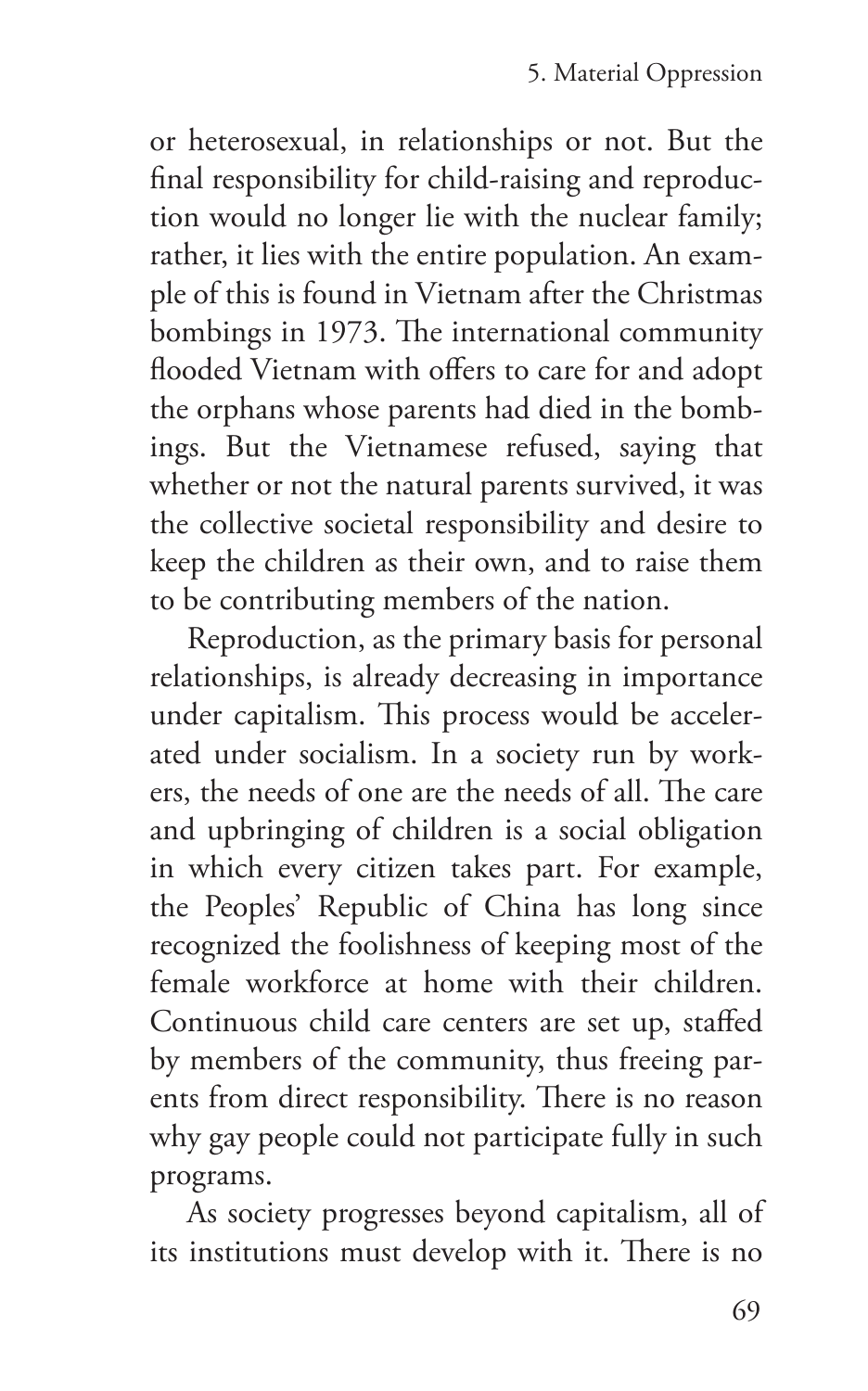or heterosexual, in relationships or not. But the final responsibility for child-raising and reproduction would no longer lie with the nuclear family; rather, it lies with the entire population. An example of this is found in Vietnam after the Christmas bombings in 1973. The international community flooded Vietnam with offers to care for and adopt the orphans whose parents had died in the bombings. But the Vietnamese refused, saying that whether or not the natural parents survived, it was the collective societal responsibility and desire to keep the children as their own, and to raise them to be contributing members of the nation.

Reproduction, as the primary basis for personal relationships, is already decreasing in importance under capitalism. This process would be accelerated under socialism. In a society run by workers, the needs of one are the needs of all. The care and upbringing of children is a social obligation in which every citizen takes part. For example, the Peoples' Republic of China has long since recognized the foolishness of keeping most of the female workforce at home with their children. Continuous child care centers are set up, staffed by members of the community, thus freeing parents from direct responsibility. There is no reason why gay people could not participate fully in such programs.

As society progresses beyond capitalism, all of its institutions must develop with it. There is no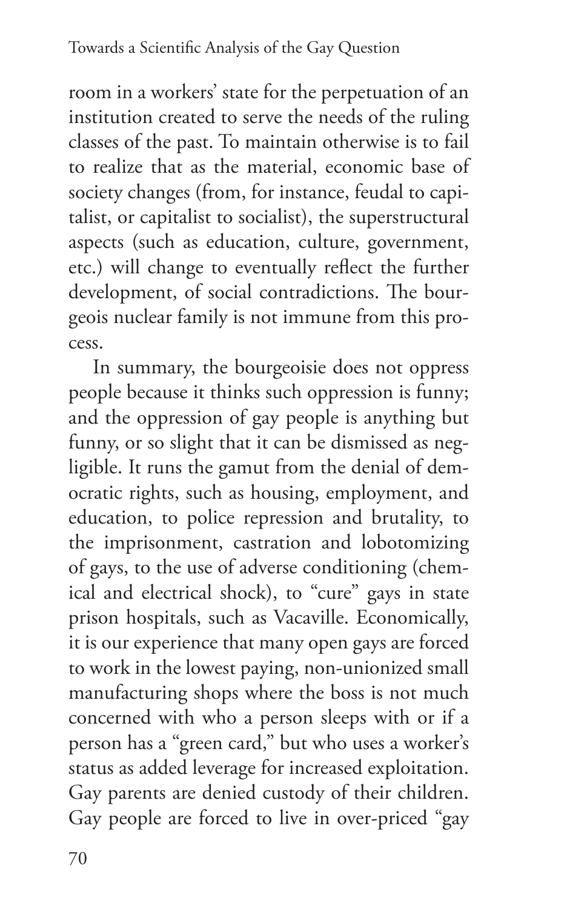room in a workers' state for the perpetuation of an institution created to serve the needs of the ruling classes of the past. To maintain otherwise is to fail to realize that as the material, economic base of society changes (from, for instance, feudal to capitalist, or capitalist to socialist), the superstructural aspects (such as education, culture, government, etc.) will change to eventually reflect the further development, of social contradictions. The bourgeois nuclear family is not immune from this process.

In summary, the bourgeoisie does not oppress people because it thinks such oppression is funny; and the oppression of gay people is anything but funny, or so slight that it can be dismissed as negligible. It runs the gamut from the denial of democratic rights, such as housing, employment, and education, to police repression and brutality, to the imprisonment, castration and lobotomizing of gays, to the use of adverse conditioning (chemical and electrical shock), to "cure" gays in state prison hospitals, such as Vacaville. Economically, it is our experience that many open gays are forced to work in the lowest paying, non-unionized small manufacturing shops where the boss is not much concerned with who a person sleeps with or if a person has a "green card," but who uses a worker's status as added leverage for increased exploitation. Gay parents are denied custody of their children. Gay people are forced to live in over-priced "gay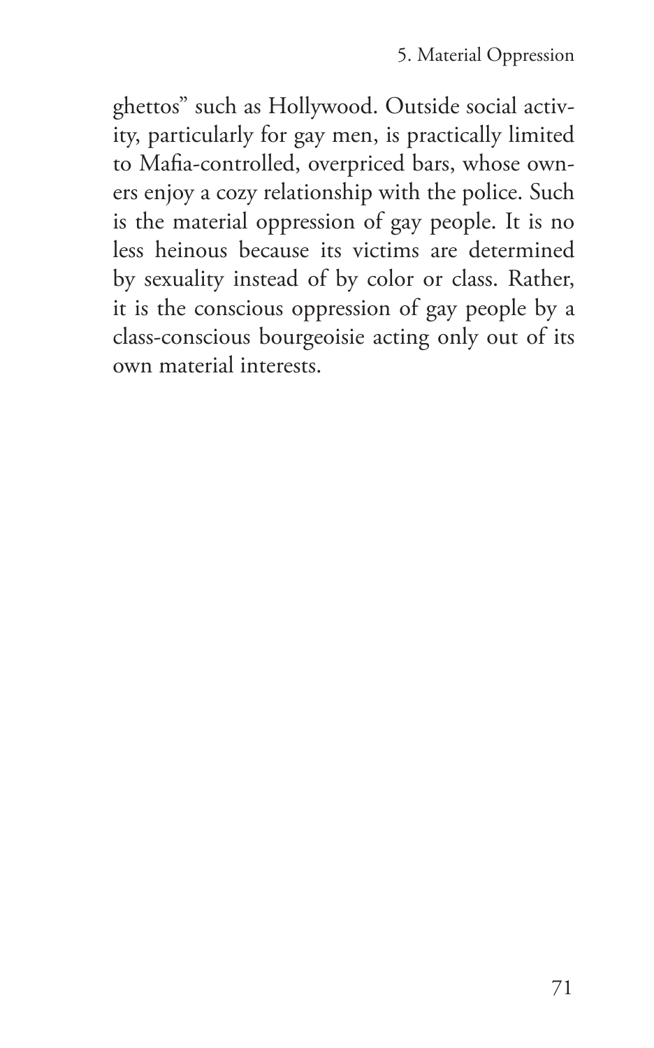ghettos" such as Hollywood. Outside social activity, particularly for gay men, is practically limited to Mafia-controlled, overpriced bars, whose owners enjoy a cozy relationship with the police. Such is the material oppression of gay people. It is no less heinous because its victims are determined by sexuality instead of by color or class. Rather, it is the conscious oppression of gay people by a class-conscious bourgeoisie acting only out of its own material interests.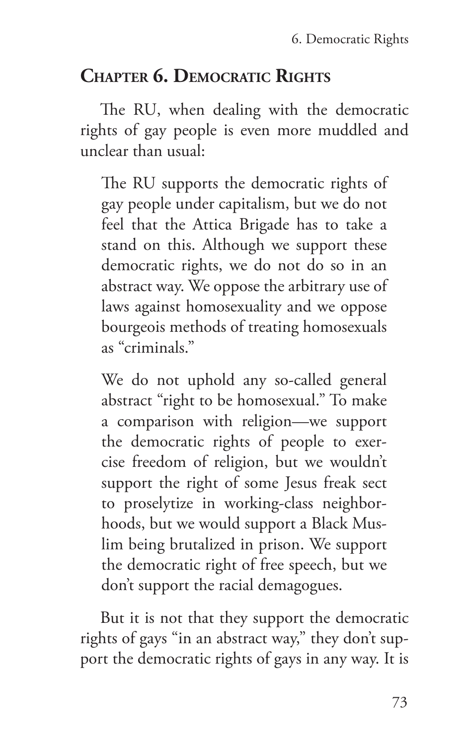## Chapter 6. Democratic Rights

The RU, when dealing with the democratic rights of gay people is even more muddled and unclear than usual:

> The RU supports the democratic rights of gay people under capitalism, but we do not feel that the Attica Brigade has to take a stand on this. Although we support these democratic rights, we do not do so in an abstract way. We oppose the arbitrary use of laws against homosexuality and we oppose bourgeois methods of treating homosexuals as "criminals."
>
> We do not uphold any so-called general abstract "right to be homosexual." To make a comparison with religion—we support the democratic rights of people to exercise freedom of religion, but we wouldn't support the right of some Jesus freak sect to proselytize in working-class neighborhoods, but we would support a Black Muslim being brutalized in prison. We support the democratic right of free speech, but we don't support the racial demagogues.

But it is not that they support the democratic rights of gays "in an abstract way," they don't support the democratic rights of gays in any way. It is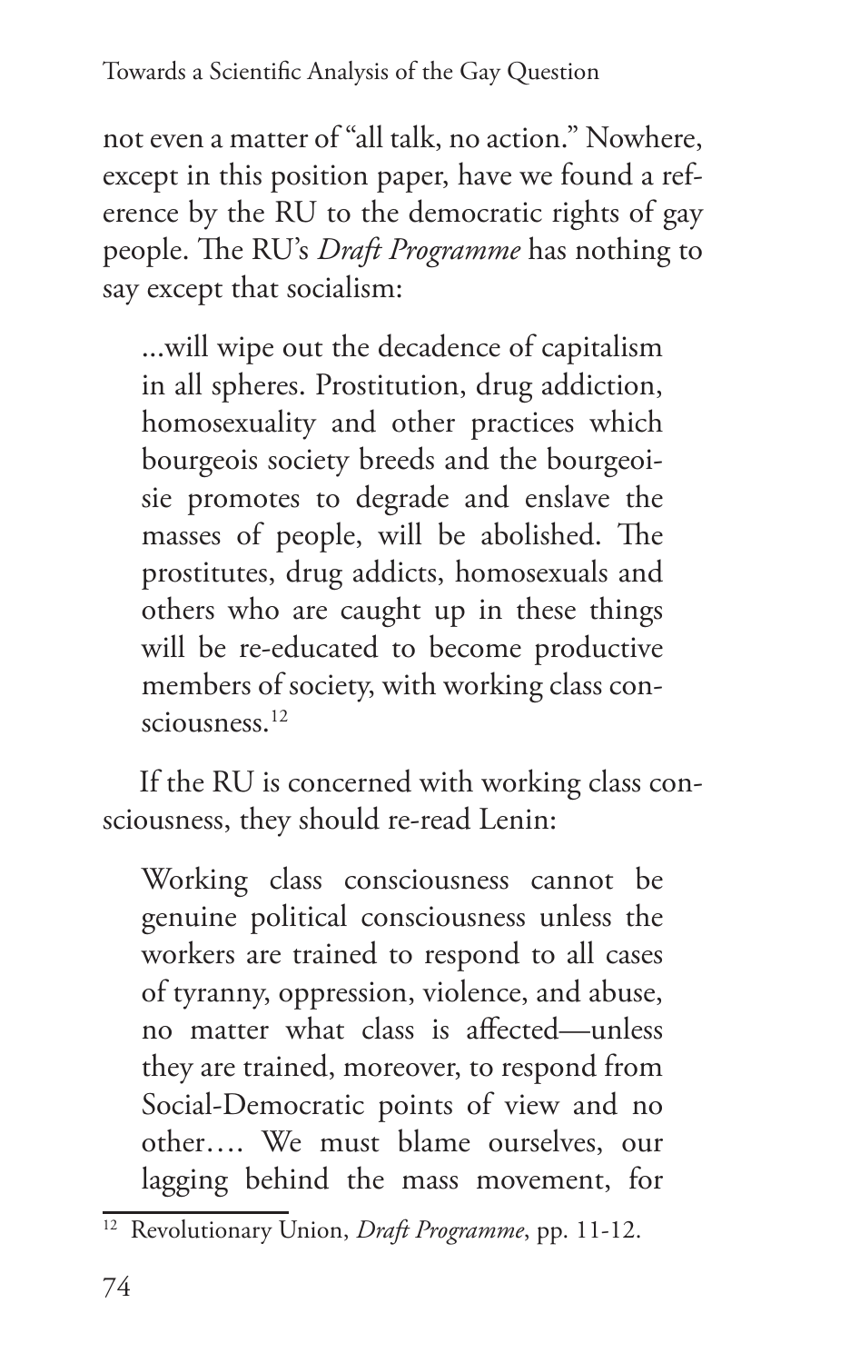not even a matter of "all talk, no action." Nowhere, except in this position paper, have we found a reference by the RU to the democratic rights of gay people. The RU's *Draft Programme* has nothing to say except that socialism:

> ...will wipe out the decadence of capitalism in all spheres. Prostitution, drug addiction, homosexuality and other practices which bourgeois society breeds and the bourgeoisie promotes to degrade and enslave the masses of people, will be abolished. The prostitutes, drug addicts, homosexuals and others who are caught up in these things will be re-educated to become productive members of society, with working class consciousness.[12]

If the RU is concerned with working class consciousness, they should re-read Lenin:

> Working class consciousness cannot be genuine political consciousness unless the workers are trained to respond to all cases of tyranny, oppression, violence, and abuse, no matter what class is affected—unless they are trained, moreover, to respond from Social-Democratic points of view and no other…. We must blame ourselves, our lagging behind the mass movement, for

[12] Revolutionary Union, *Draft Programme*, pp. 11-12.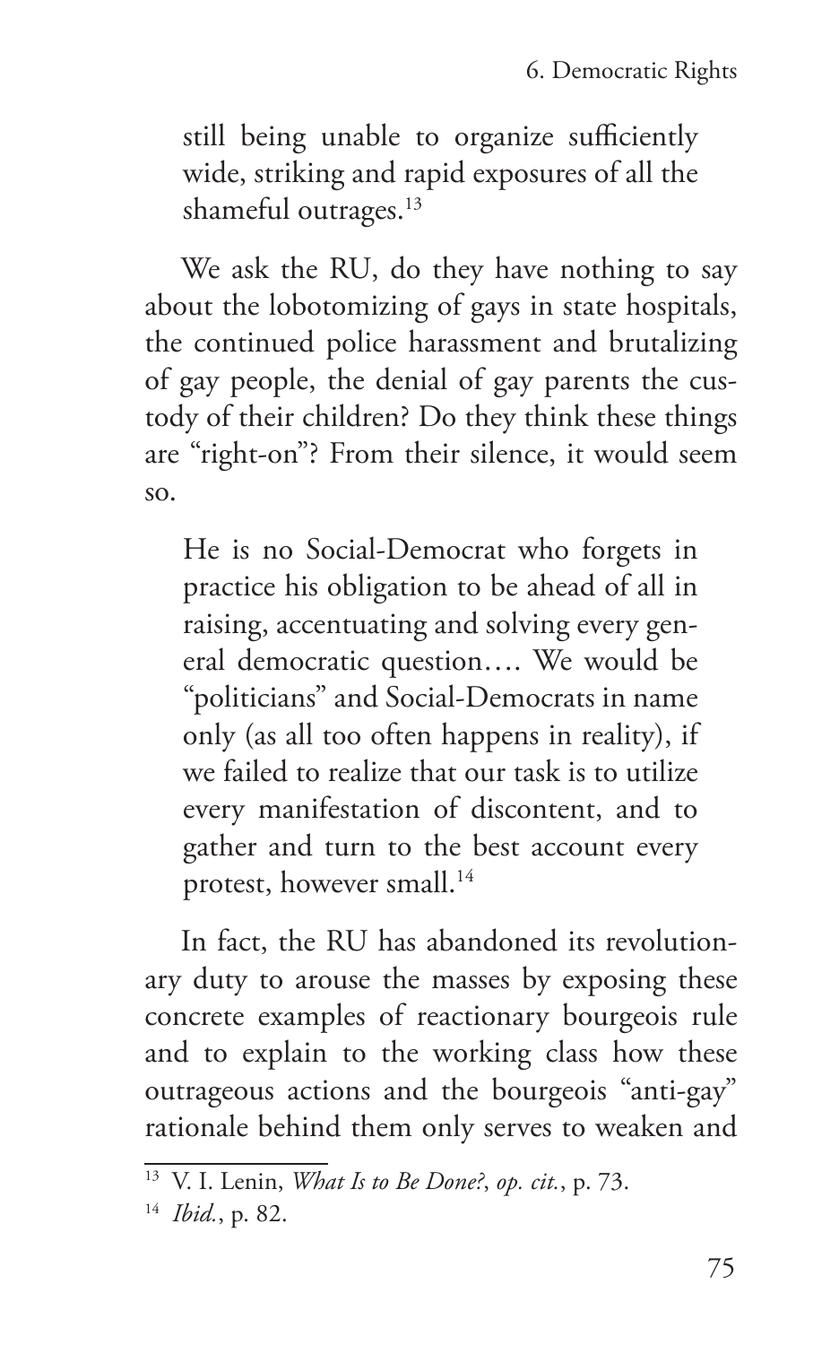> still being unable to organize sufficiently wide, striking and rapid exposures of all the shameful outrages.[13]

We ask the RU, do they have nothing to say about the lobotomizing of gays in state hospitals, the continued police harassment and brutalizing of gay people, the denial of gay parents the custody of their children? Do they think these things are "right-on"? From their silence, it would seem so.

> He is no Social-Democrat who forgets in practice his obligation to be ahead of all in raising, accentuating and solving every general democratic question.... We would be "politicians" and Social-Democrats in name only (as all too often happens in reality), if we failed to realize that our task is to utilize every manifestation of discontent, and to gather and turn to the best account every protest, however small.[14]

In fact, the RU has abandoned its revolutionary duty to arouse the masses by exposing these concrete examples of reactionary bourgeois rule and to explain to the working class how these outrageous actions and the bourgeois "anti-gay" rationale behind them only serves to weaken and

---

[13] V. I. Lenin, *What Is to Be Done?*, *op. cit.*, p. 73.

[14] *Ibid.*, p. 82.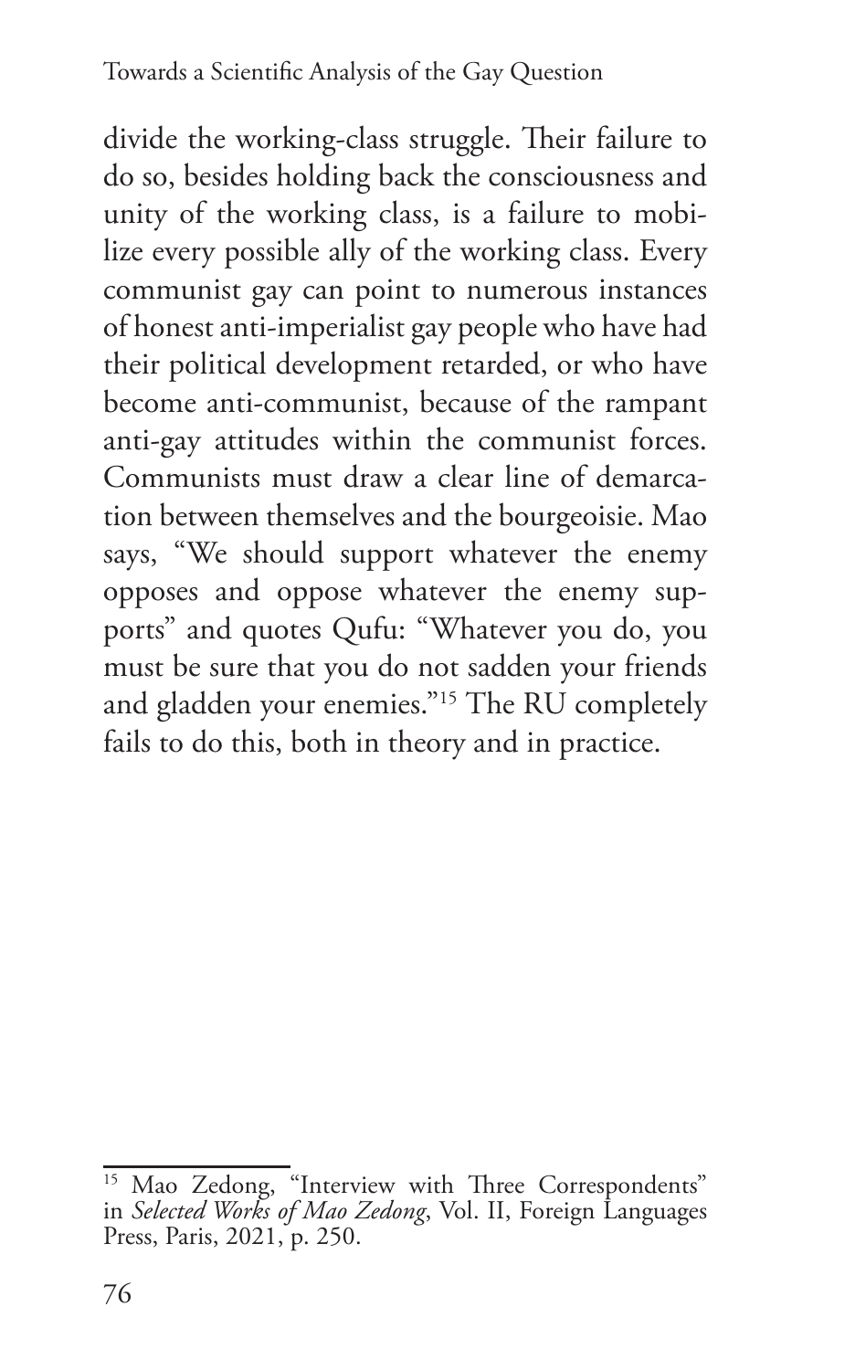divide the working-class struggle. Their failure to do so, besides holding back the consciousness and unity of the working class, is a failure to mobilize every possible ally of the working class. Every communist gay can point to numerous instances of honest anti-imperialist gay people who have had their political development retarded, or who have become anti-communist, because of the rampant anti-gay attitudes within the communist forces. Communists must draw a clear line of demarcation between themselves and the bourgeoisie. Mao says, "We should support whatever the enemy opposes and oppose whatever the enemy supports" and quotes Qufu: "Whatever you do, you must be sure that you do not sadden your friends and gladden your enemies."[15] The RU completely fails to do this, both in theory and in practice.

---

[15] Mao Zedong, "Interview with Three Correspondents" in *Selected Works of Mao Zedong*, Vol. II, Foreign Languages Press, Paris, 2021, p. 250.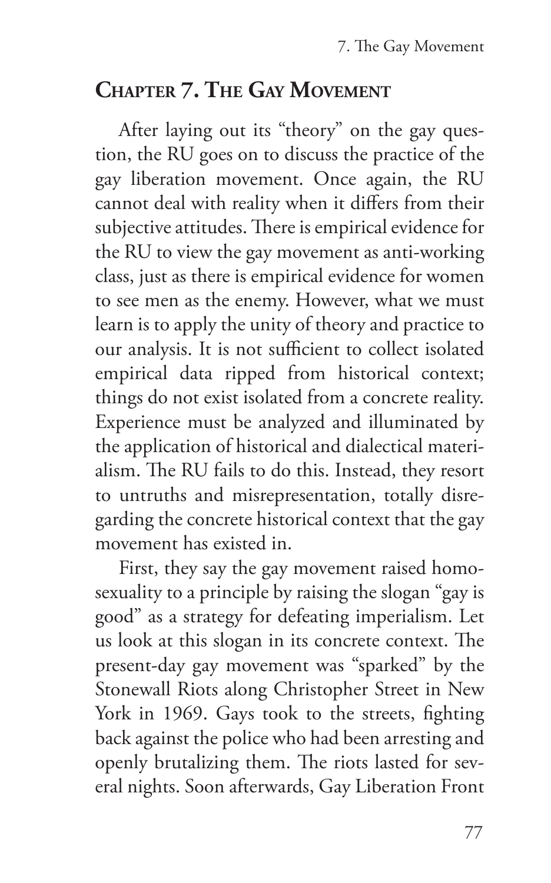## Chapter 7. The Gay Movement

After laying out its "theory" on the gay question, the RU goes on to discuss the practice of the gay liberation movement. Once again, the RU cannot deal with reality when it differs from their subjective attitudes. There is empirical evidence for the RU to view the gay movement as anti-working class, just as there is empirical evidence for women to see men as the enemy. However, what we must learn is to apply the unity of theory and practice to our analysis. It is not sufficient to collect isolated empirical data ripped from historical context; things do not exist isolated from a concrete reality. Experience must be analyzed and illuminated by the application of historical and dialectical materialism. The RU fails to do this. Instead, they resort to untruths and misrepresentation, totally disregarding the concrete historical context that the gay movement has existed in.

First, they say the gay movement raised homosexuality to a principle by raising the slogan "gay is good" as a strategy for defeating imperialism. Let us look at this slogan in its concrete context. The present-day gay movement was "sparked" by the Stonewall Riots along Christopher Street in New York in 1969. Gays took to the streets, fighting back against the police who had been arresting and openly brutalizing them. The riots lasted for several nights. Soon afterwards, Gay Liberation Front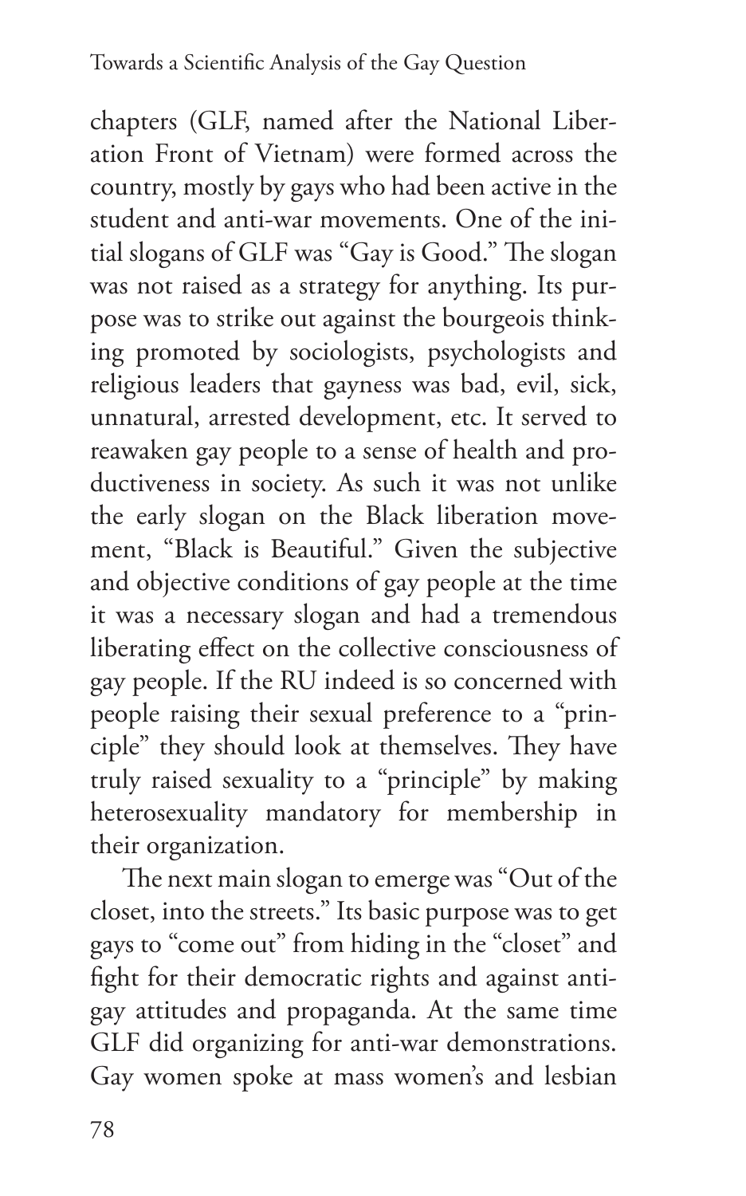chapters (GLF, named after the National Liberation Front of Vietnam) were formed across the country, mostly by gays who had been active in the student and anti-war movements. One of the initial slogans of GLF was "Gay is Good." The slogan was not raised as a strategy for anything. Its purpose was to strike out against the bourgeois thinking promoted by sociologists, psychologists and religious leaders that gayness was bad, evil, sick, unnatural, arrested development, etc. It served to reawaken gay people to a sense of health and productiveness in society. As such it was not unlike the early slogan on the Black liberation movement, "Black is Beautiful." Given the subjective and objective conditions of gay people at the time it was a necessary slogan and had a tremendous liberating effect on the collective consciousness of gay people. If the RU indeed is so concerned with people raising their sexual preference to a "principle" they should look at themselves. They have truly raised sexuality to a "principle" by making heterosexuality mandatory for membership in their organization.

The next main slogan to emerge was "Out of the closet, into the streets." Its basic purpose was to get gays to "come out" from hiding in the "closet" and fight for their democratic rights and against anti-gay attitudes and propaganda. At the same time GLF did organizing for anti-war demonstrations. Gay women spoke at mass women's and lesbian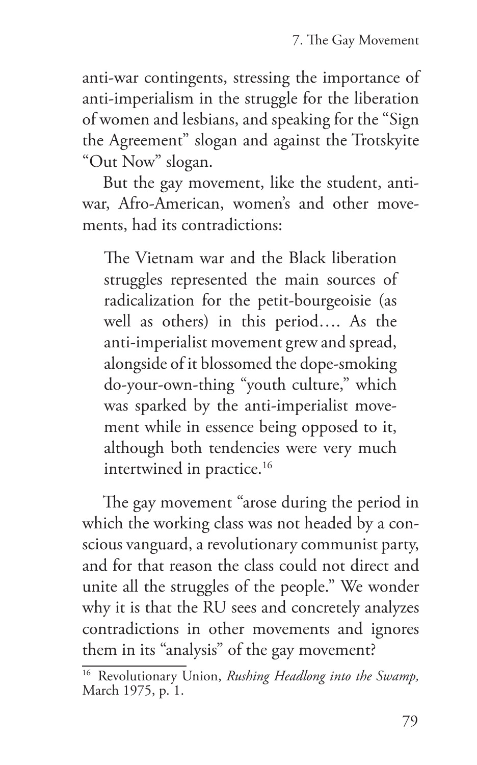anti-war contingents, stressing the importance of anti-imperialism in the struggle for the liberation of women and lesbians, and speaking for the "Sign the Agreement" slogan and against the Trotskyite "Out Now" slogan.

But the gay movement, like the student, anti-war, Afro-American, women's and other movements, had its contradictions:

> The Vietnam war and the Black liberation struggles represented the main sources of radicalization for the petit-bourgeoisie (as well as others) in this period.... As the anti-imperialist movement grew and spread, alongside of it blossomed the dope-smoking do-your-own-thing "youth culture," which was sparked by the anti-imperialist movement while in essence being opposed to it, although both tendencies were very much intertwined in practice.[16]

The gay movement "arose during the period in which the working class was not headed by a conscious vanguard, a revolutionary communist party, and for that reason the class could not direct and unite all the struggles of the people." We wonder why it is that the RU sees and concretely analyzes contradictions in other movements and ignores them in its "analysis" of the gay movement?

---

[16] Revolutionary Union, *Rushing Headlong into the Swamp,* March 1975, p. 1.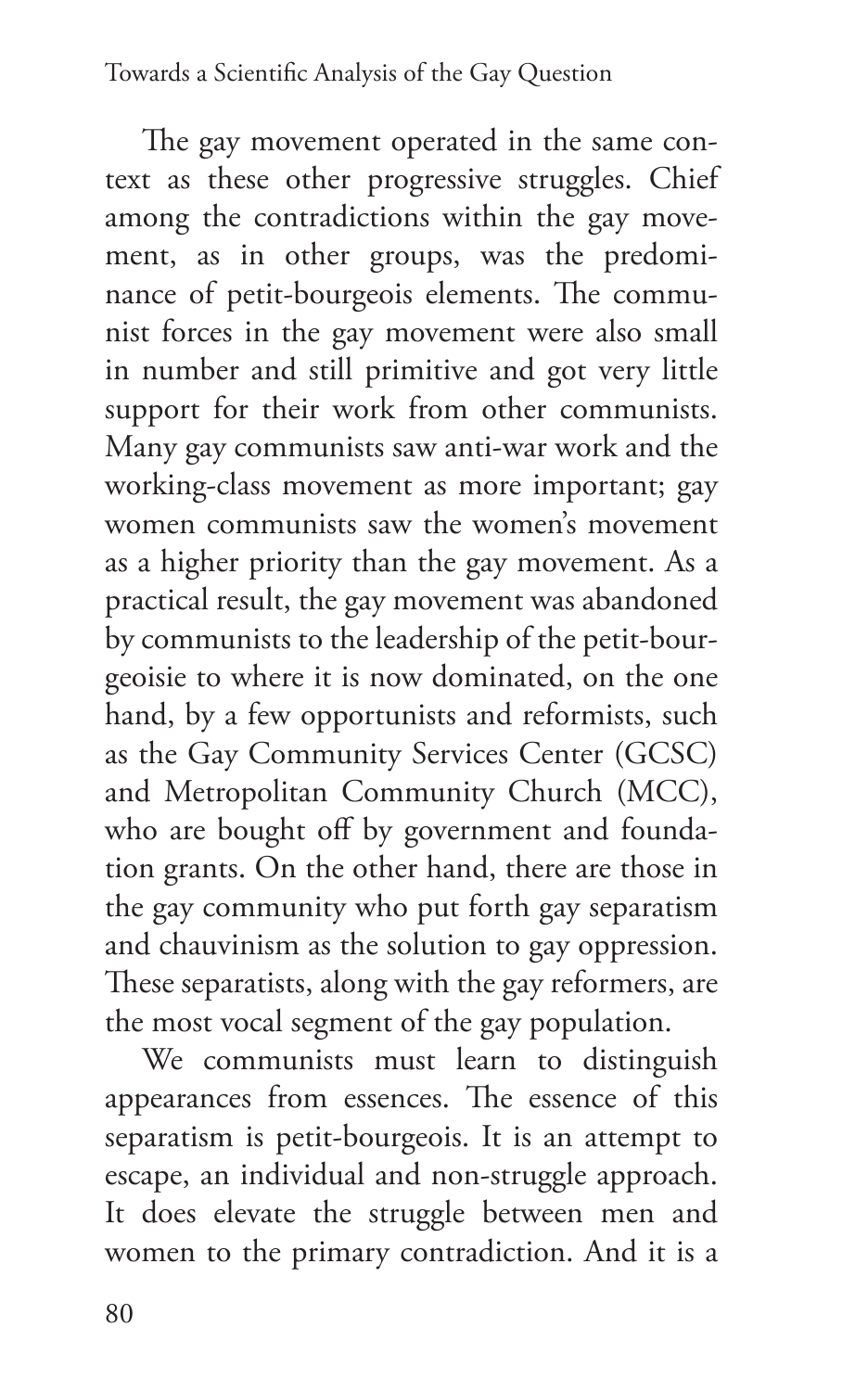The gay movement operated in the same context as these other progressive struggles. Chief among the contradictions within the gay movement, as in other groups, was the predominance of petit-bourgeois elements. The communist forces in the gay movement were also small in number and still primitive and got very little support for their work from other communists. Many gay communists saw anti-war work and the working-class movement as more important; gay women communists saw the women's movement as a higher priority than the gay movement. As a practical result, the gay movement was abandoned by communists to the leadership of the petit-bourgeoisie to where it is now dominated, on the one hand, by a few opportunists and reformists, such as the Gay Community Services Center (GCSC) and Metropolitan Community Church (MCC), who are bought off by government and foundation grants. On the other hand, there are those in the gay community who put forth gay separatism and chauvinism as the solution to gay oppression. These separatists, along with the gay reformers, are the most vocal segment of the gay population.

We communists must learn to distinguish appearances from essences. The essence of this separatism is petit-bourgeois. It is an attempt to escape, an individual and non-struggle approach. It does elevate the struggle between men and women to the primary contradiction. And it is a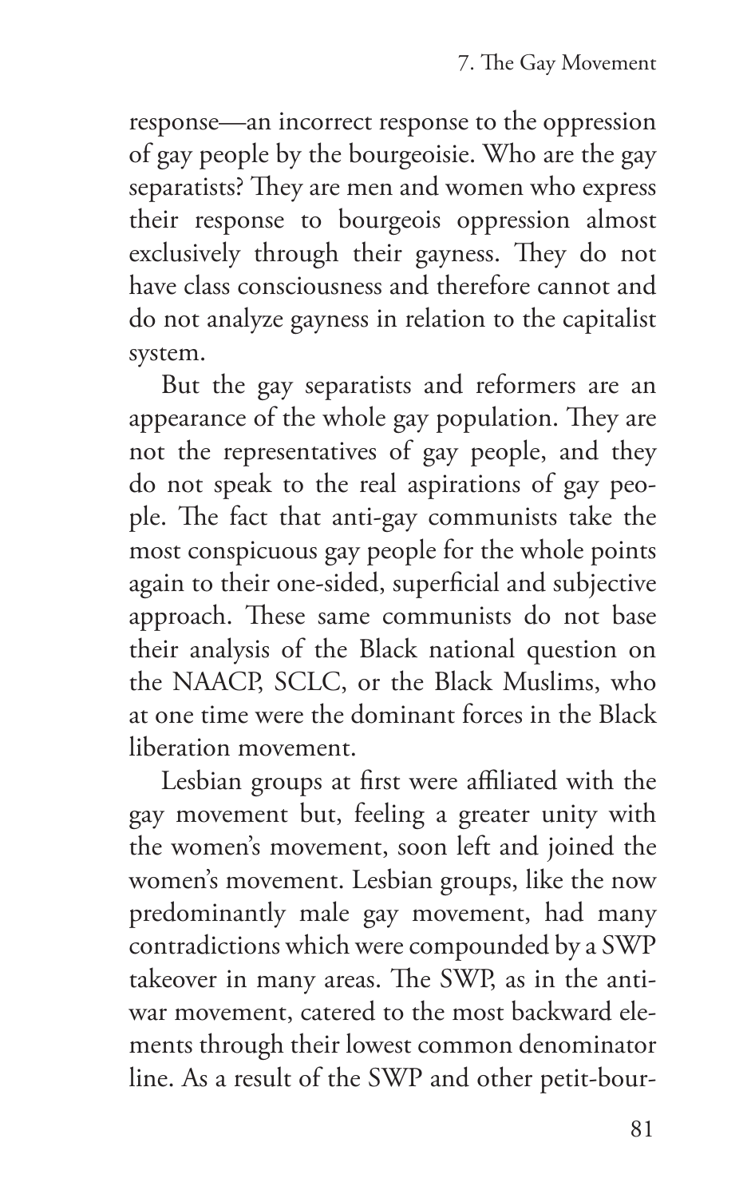response—an incorrect response to the oppression of gay people by the bourgeoisie. Who are the gay separatists? They are men and women who express their response to bourgeois oppression almost exclusively through their gayness. They do not have class consciousness and therefore cannot and do not analyze gayness in relation to the capitalist system.

But the gay separatists and reformers are an appearance of the whole gay population. They are not the representatives of gay people, and they do not speak to the real aspirations of gay people. The fact that anti-gay communists take the most conspicuous gay people for the whole points again to their one-sided, superficial and subjective approach. These same communists do not base their analysis of the Black national question on the NAACP, SCLC, or the Black Muslims, who at one time were the dominant forces in the Black liberation movement.

Lesbian groups at first were affiliated with the gay movement but, feeling a greater unity with the women's movement, soon left and joined the women's movement. Lesbian groups, like the now predominantly male gay movement, had many contradictions which were compounded by a SWP takeover in many areas. The SWP, as in the anti-war movement, catered to the most backward elements through their lowest common denominator line. As a result of the SWP and other petit-bour-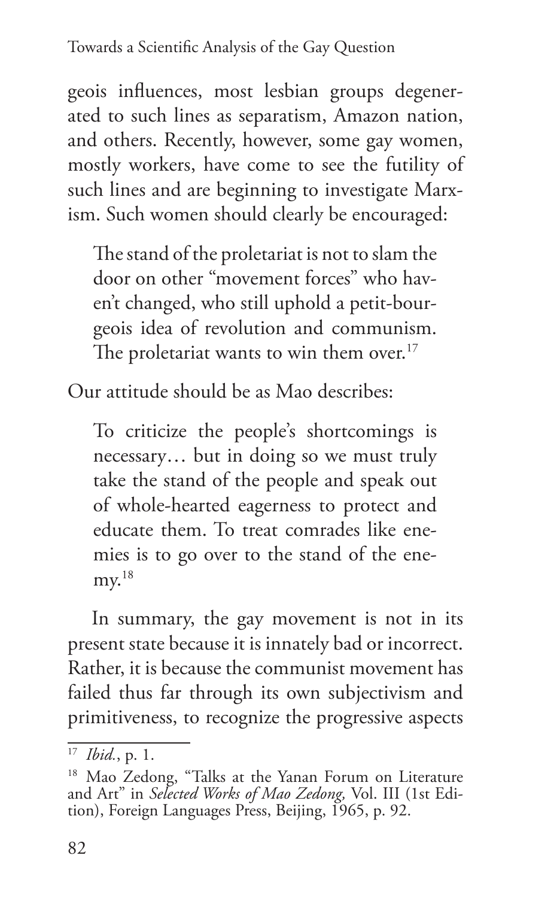geois influences, most lesbian groups degenerated to such lines as separatism, Amazon nation, and others. Recently, however, some gay women, mostly workers, have come to see the futility of such lines and are beginning to investigate Marxism. Such women should clearly be encouraged:

> The stand of the proletariat is not to slam the door on other "movement forces" who haven't changed, who still uphold a petit-bourgeois idea of revolution and communism. The proletariat wants to win them over.[17]

Our attitude should be as Mao describes:

> To criticize the people's shortcomings is necessary… but in doing so we must truly take the stand of the people and speak out of whole-hearted eagerness to protect and educate them. To treat comrades like enemies is to go over to the stand of the enemy.[18]

In summary, the gay movement is not in its present state because it is innately bad or incorrect. Rather, it is because the communist movement has failed thus far through its own subjectivism and primitiveness, to recognize the progressive aspects

---

[17] *Ibid.*, p. 1.

[18] Mao Zedong, "Talks at the Yanan Forum on Literature and Art" in *Selected Works of Mao Zedong,* Vol. III (1st Edition), Foreign Languages Press, Beijing, 1965, p. 92.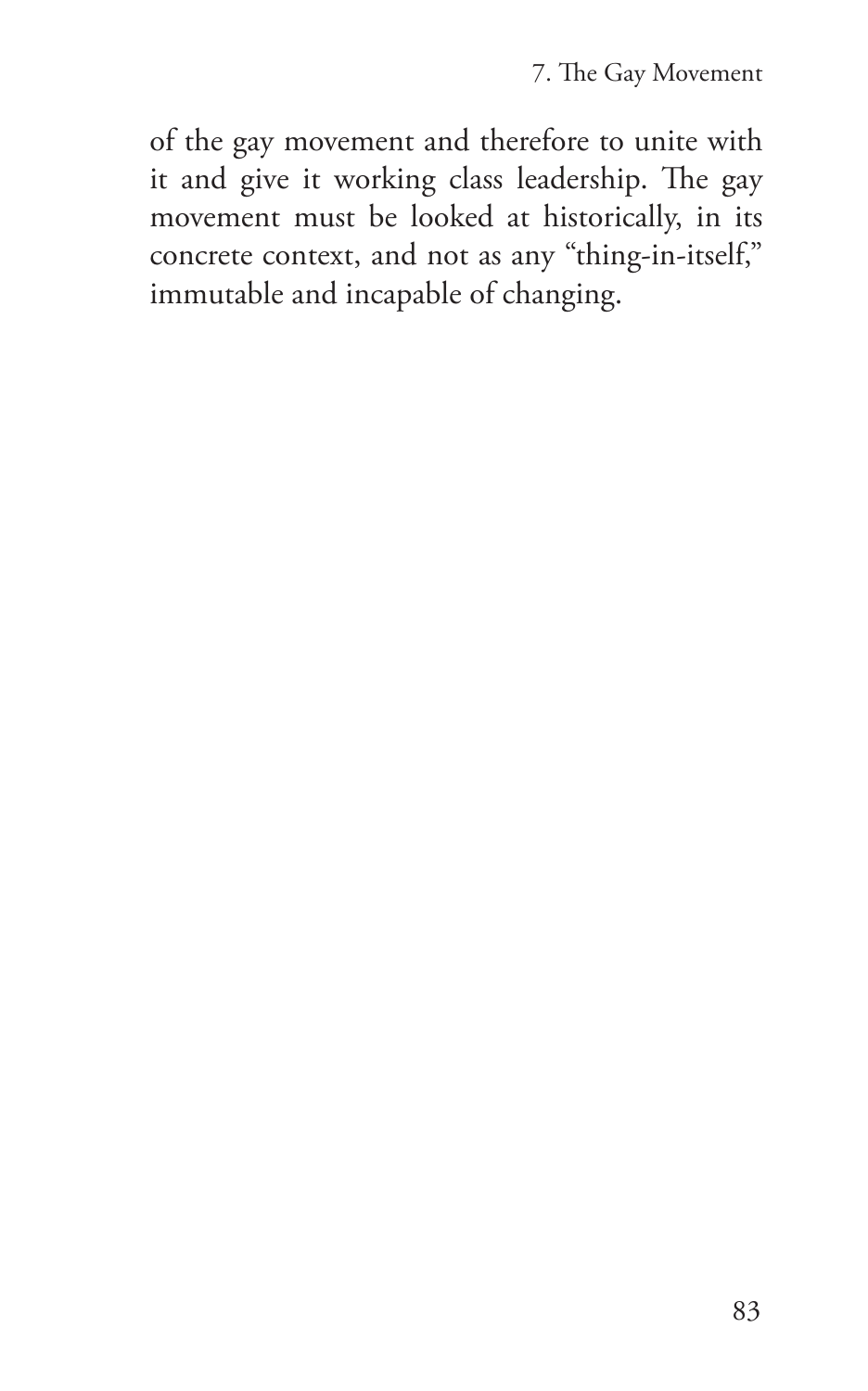of the gay movement and therefore to unite with it and give it working class leadership. The gay movement must be looked at historically, in its concrete context, and not as any "thing-in-itself," immutable and incapable of changing.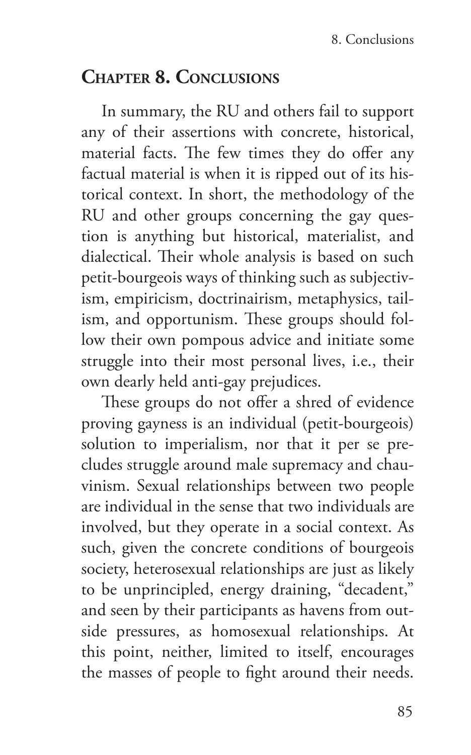## Chapter 8. Conclusions

In summary, the RU and others fail to support any of their assertions with concrete, historical, material facts. The few times they do offer any factual material is when it is ripped out of its historical context. In short, the methodology of the RU and other groups concerning the gay question is anything but historical, materialist, and dialectical. Their whole analysis is based on such petit-bourgeois ways of thinking such as subjectivism, empiricism, doctrinairism, metaphysics, tailism, and opportunism. These groups should follow their own pompous advice and initiate some struggle into their most personal lives, i.e., their own dearly held anti-gay prejudices.

These groups do not offer a shred of evidence proving gayness is an individual (petit-bourgeois) solution to imperialism, nor that it per se precludes struggle around male supremacy and chauvinism. Sexual relationships between two people are individual in the sense that two individuals are involved, but they operate in a social context. As such, given the concrete conditions of bourgeois society, heterosexual relationships are just as likely to be unprincipled, energy draining, "decadent," and seen by their participants as havens from outside pressures, as homosexual relationships. At this point, neither, limited to itself, encourages the masses of people to fight around their needs.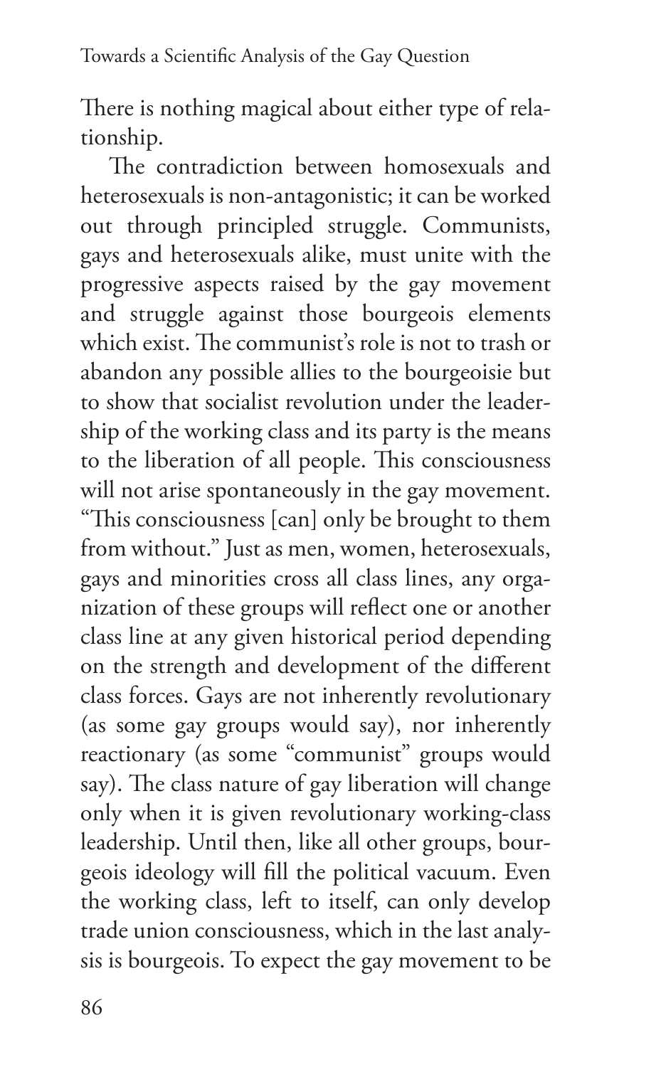There is nothing magical about either type of relationship.

The contradiction between homosexuals and heterosexuals is non-antagonistic; it can be worked out through principled struggle. Communists, gays and heterosexuals alike, must unite with the progressive aspects raised by the gay movement and struggle against those bourgeois elements which exist. The communist's role is not to trash or abandon any possible allies to the bourgeoisie but to show that socialist revolution under the leadership of the working class and its party is the means to the liberation of all people. This consciousness will not arise spontaneously in the gay movement. "This consciousness [can] only be brought to them from without." Just as men, women, heterosexuals, gays and minorities cross all class lines, any organization of these groups will reflect one or another class line at any given historical period depending on the strength and development of the different class forces. Gays are not inherently revolutionary (as some gay groups would say), nor inherently reactionary (as some "communist" groups would say). The class nature of gay liberation will change only when it is given revolutionary working-class leadership. Until then, like all other groups, bourgeois ideology will fill the political vacuum. Even the working class, left to itself, can only develop trade union consciousness, which in the last analysis is bourgeois. To expect the gay movement to be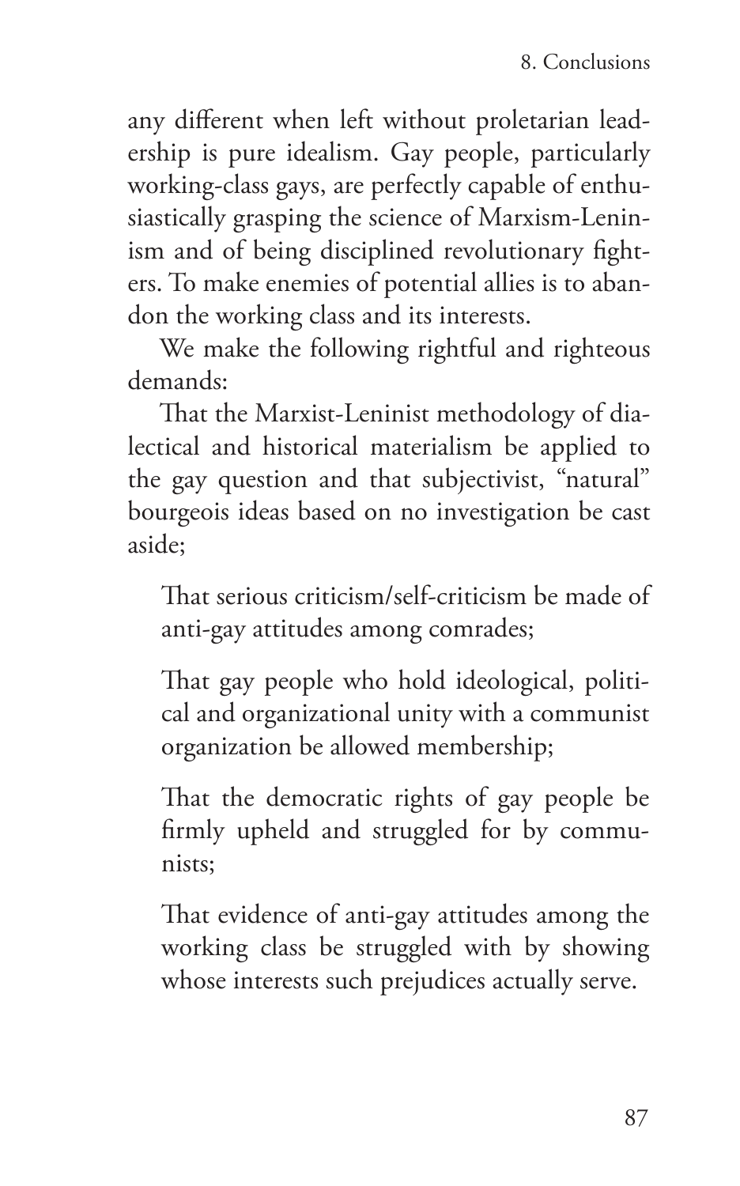any different when left without proletarian leadership is pure idealism. Gay people, particularly working-class gays, are perfectly capable of enthusiastically grasping the science of Marxism-Leninism and of being disciplined revolutionary fighters. To make enemies of potential allies is to abandon the working class and its interests.

We make the following rightful and righteous demands:

That the Marxist-Leninist methodology of dialectical and historical materialism be applied to the gay question and that subjectivist, "natural" bourgeois ideas based on no investigation be cast aside;

> That serious criticism/self-criticism be made of anti-gay attitudes among comrades;
>
> That gay people who hold ideological, political and organizational unity with a communist organization be allowed membership;
>
> That the democratic rights of gay people be firmly upheld and struggled for by communists;
>
> That evidence of anti-gay attitudes among the working class be struggled with by showing whose interests such prejudices actually serve.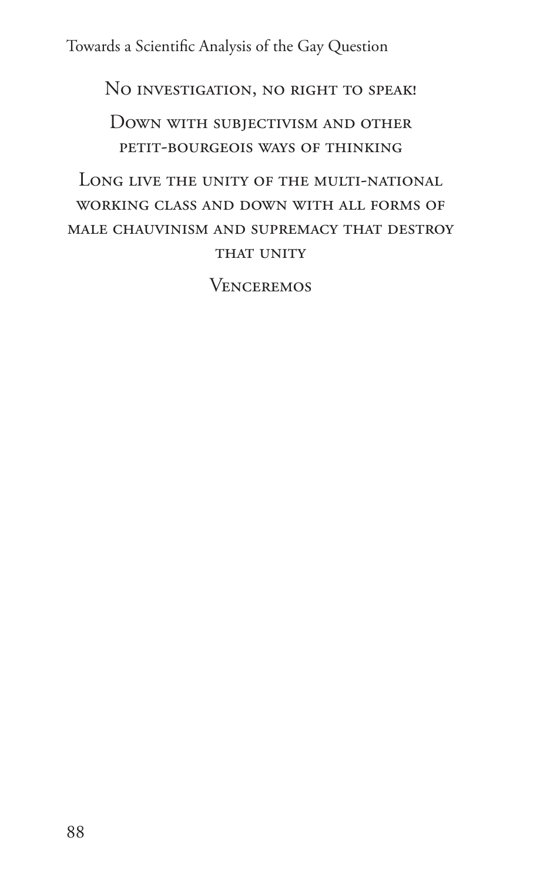No investigation, no right to speak!

Down with subjectivism and other petit-bourgeois ways of thinking

Long live the unity of the multi-national working class and down with all forms of male chauvinism and supremacy that destroy that unity

Venceremos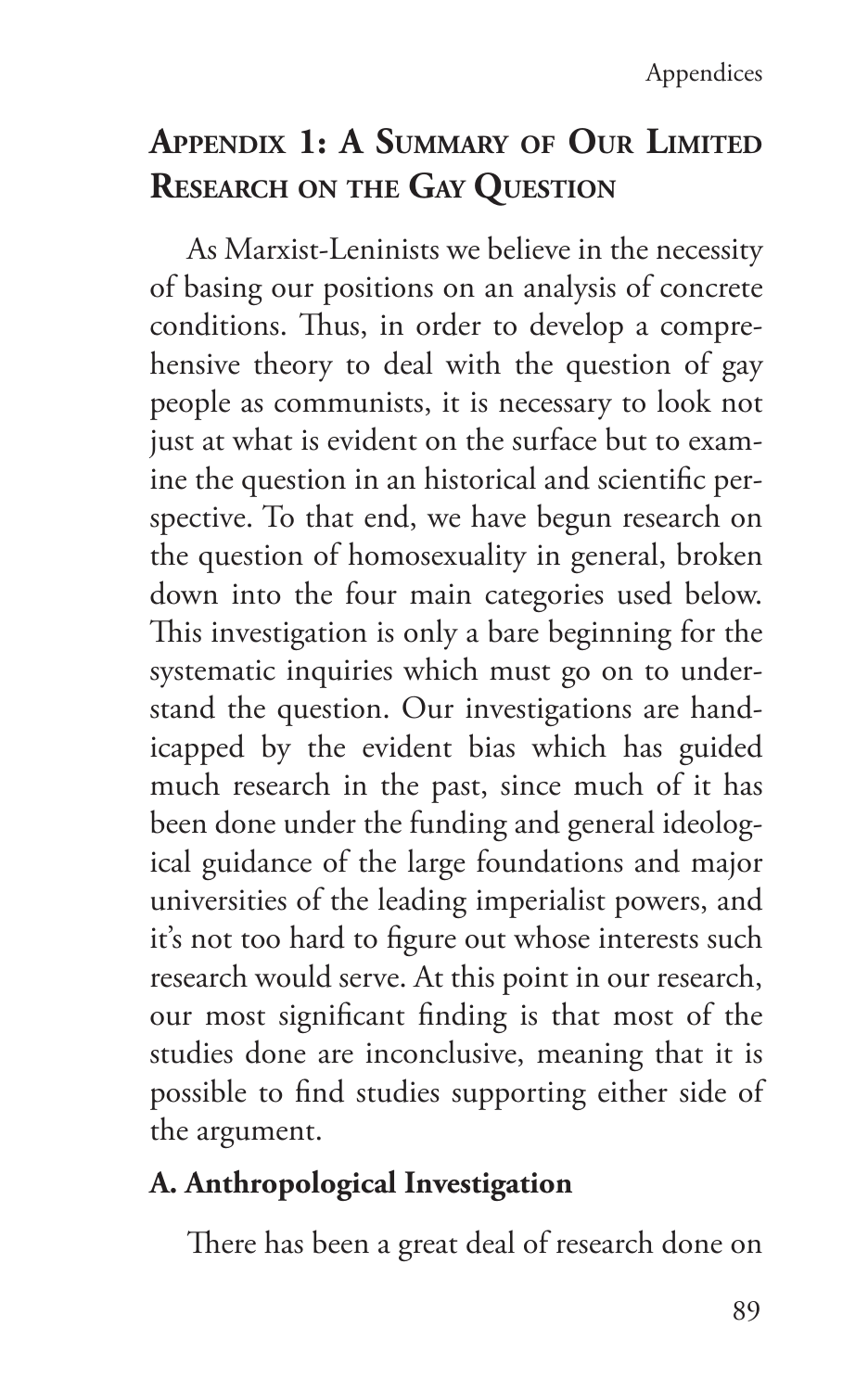## Appendix 1: A Summary of Our Limited Research on the Gay Question

As Marxist-Leninists we believe in the necessity of basing our positions on an analysis of concrete conditions. Thus, in order to develop a comprehensive theory to deal with the question of gay people as communists, it is necessary to look not just at what is evident on the surface but to examine the question in an historical and scientific perspective. To that end, we have begun research on the question of homosexuality in general, broken down into the four main categories used below. This investigation is only a bare beginning for the systematic inquiries which must go on to understand the question. Our investigations are handicapped by the evident bias which has guided much research in the past, since much of it has been done under the funding and general ideological guidance of the large foundations and major universities of the leading imperialist powers, and it's not too hard to figure out whose interests such research would serve. At this point in our research, our most significant finding is that most of the studies done are inconclusive, meaning that it is possible to find studies supporting either side of the argument.

### A. Anthropological Investigation

There has been a great deal of research done on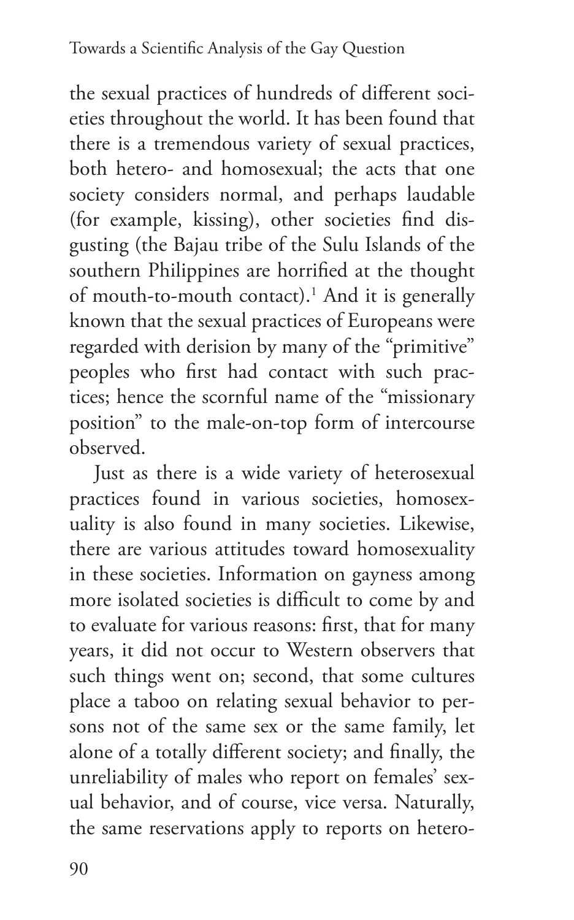the sexual practices of hundreds of different societies throughout the world. It has been found that there is a tremendous variety of sexual practices, both hetero- and homosexual; the acts that one society considers normal, and perhaps laudable (for example, kissing), other societies find disgusting (the Bajau tribe of the Sulu Islands of the southern Philippines are horrified at the thought of mouth-to-mouth contact).[1] And it is generally known that the sexual practices of Europeans were regarded with derision by many of the "primitive" peoples who first had contact with such practices; hence the scornful name of the "missionary position" to the male-on-top form of intercourse observed.

Just as there is a wide variety of heterosexual practices found in various societies, homosexuality is also found in many societies. Likewise, there are various attitudes toward homosexuality in these societies. Information on gayness among more isolated societies is difficult to come by and to evaluate for various reasons: first, that for many years, it did not occur to Western observers that such things went on; second, that some cultures place a taboo on relating sexual behavior to persons not of the same sex or the same family, let alone of a totally different society; and finally, the unreliability of males who report on females' sexual behavior, and of course, vice versa. Naturally, the same reservations apply to reports on hetero-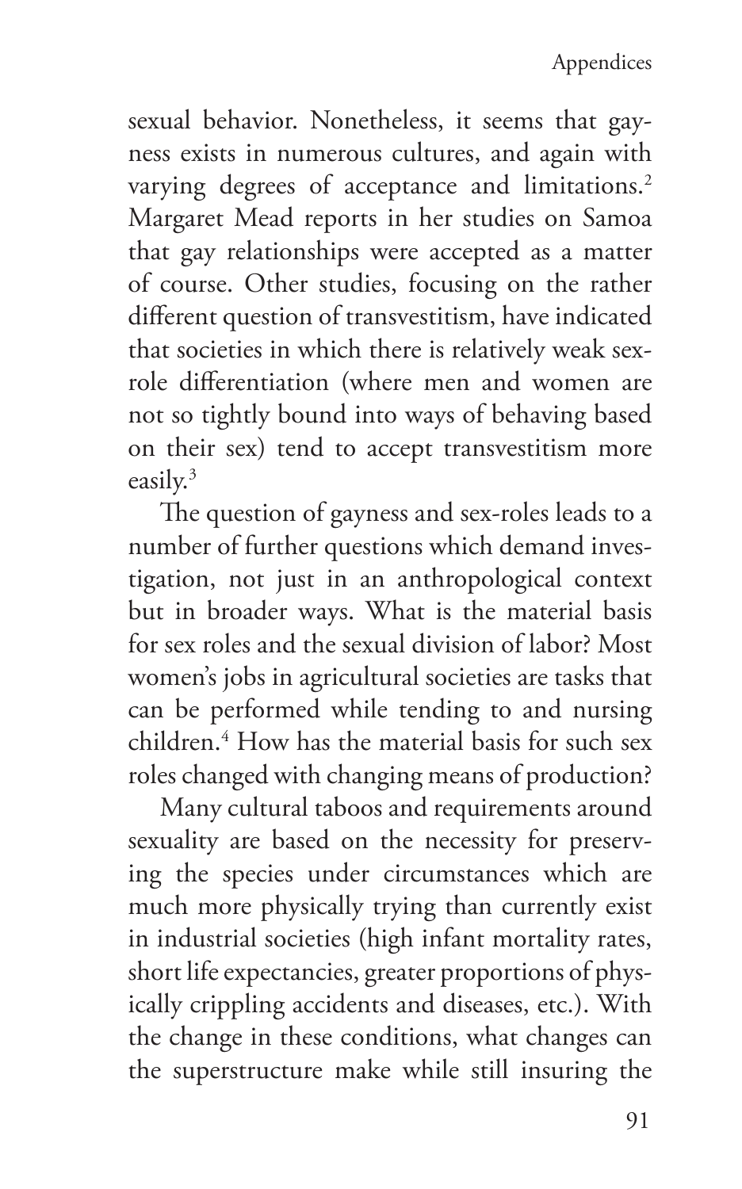sexual behavior. Nonetheless, it seems that gayness exists in numerous cultures, and again with varying degrees of acceptance and limitations.[2] Margaret Mead reports in her studies on Samoa that gay relationships were accepted as a matter of course. Other studies, focusing on the rather different question of transvestitism, have indicated that societies in which there is relatively weak sex-role differentiation (where men and women are not so tightly bound into ways of behaving based on their sex) tend to accept transvestitism more easily.[3]

The question of gayness and sex-roles leads to a number of further questions which demand investigation, not just in an anthropological context but in broader ways. What is the material basis for sex roles and the sexual division of labor? Most women's jobs in agricultural societies are tasks that can be performed while tending to and nursing children.[4] How has the material basis for such sex roles changed with changing means of production?

Many cultural taboos and requirements around sexuality are based on the necessity for preserving the species under circumstances which are much more physically trying than currently exist in industrial societies (high infant mortality rates, short life expectancies, greater proportions of physically crippling accidents and diseases, etc.). With the change in these conditions, what changes can the superstructure make while still insuring the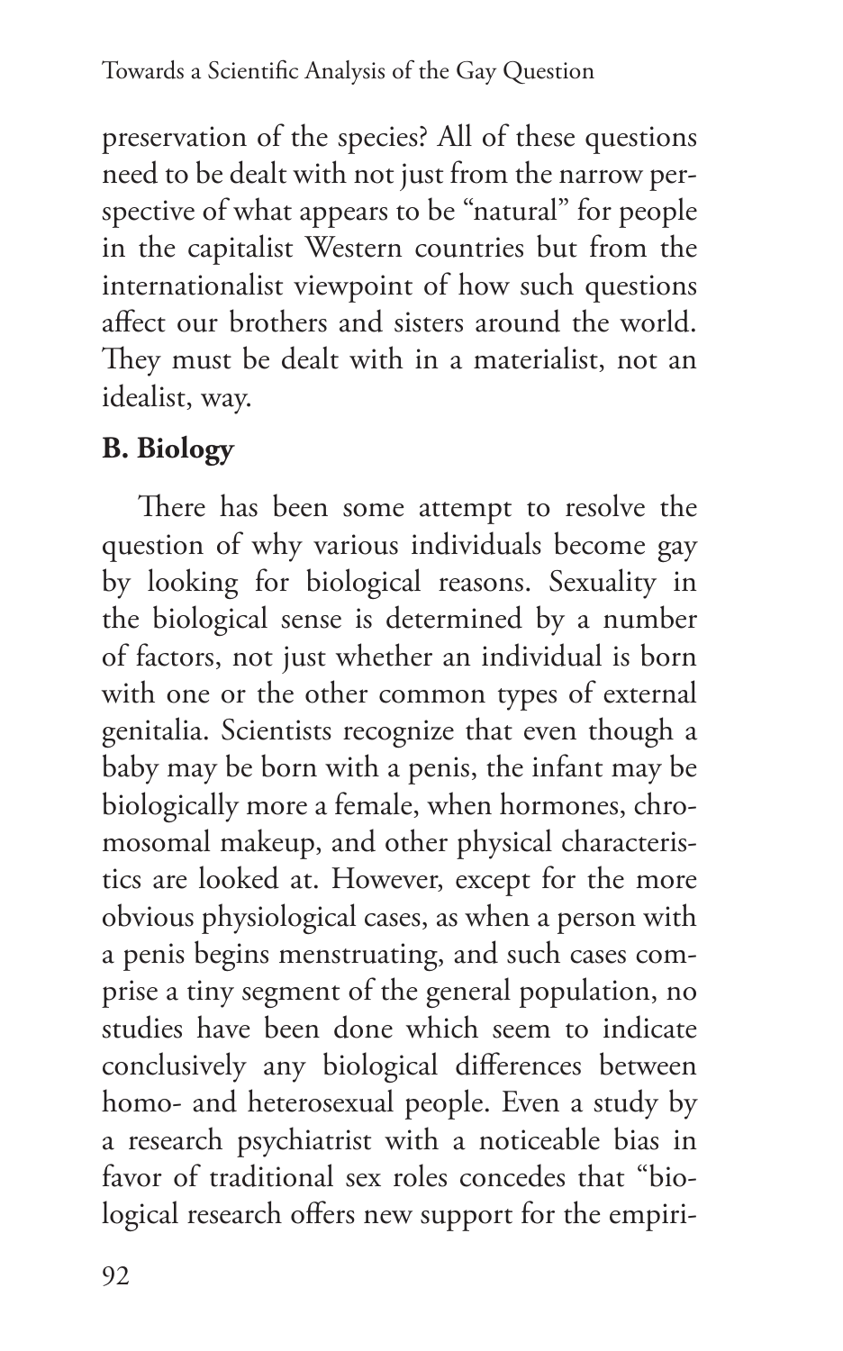preservation of the species? All of these questions need to be dealt with not just from the narrow perspective of what appears to be "natural" for people in the capitalist Western countries but from the internationalist viewpoint of how such questions affect our brothers and sisters around the world. They must be dealt with in a materialist, not an idealist, way.

### B. Biology

There has been some attempt to resolve the question of why various individuals become gay by looking for biological reasons. Sexuality in the biological sense is determined by a number of factors, not just whether an individual is born with one or the other common types of external genitalia. Scientists recognize that even though a baby may be born with a penis, the infant may be biologically more a female, when hormones, chromosomal makeup, and other physical characteristics are looked at. However, except for the more obvious physiological cases, as when a person with a penis begins menstruating, and such cases comprise a tiny segment of the general population, no studies have been done which seem to indicate conclusively any biological differences between homo- and heterosexual people. Even a study by a research psychiatrist with a noticeable bias in favor of traditional sex roles concedes that "biological research offers new support for the empiri-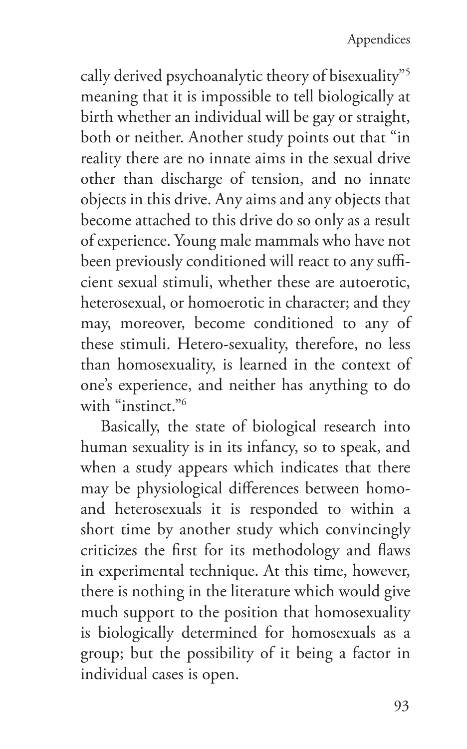cally derived psychoanalytic theory of bisexuality"[5] meaning that it is impossible to tell biologically at birth whether an individual will be gay or straight, both or neither. Another study points out that "in reality there are no innate aims in the sexual drive other than discharge of tension, and no innate objects in this drive. Any aims and any objects that become attached to this drive do so only as a result of experience. Young male mammals who have not been previously conditioned will react to any sufficient sexual stimuli, whether these are autoerotic, heterosexual, or homoerotic in character; and they may, moreover, become conditioned to any of these stimuli. Hetero-sexuality, therefore, no less than homosexuality, is learned in the context of one's experience, and neither has anything to do with "instinct."[6]

Basically, the state of biological research into human sexuality is in its infancy, so to speak, and when a study appears which indicates that there may be physiological differences between homo- and heterosexuals it is responded to within a short time by another study which convincingly criticizes the first for its methodology and flaws in experimental technique. At this time, however, there is nothing in the literature which would give much support to the position that homosexuality is biologically determined for homosexuals as a group; but the possibility of it being a factor in individual cases is open.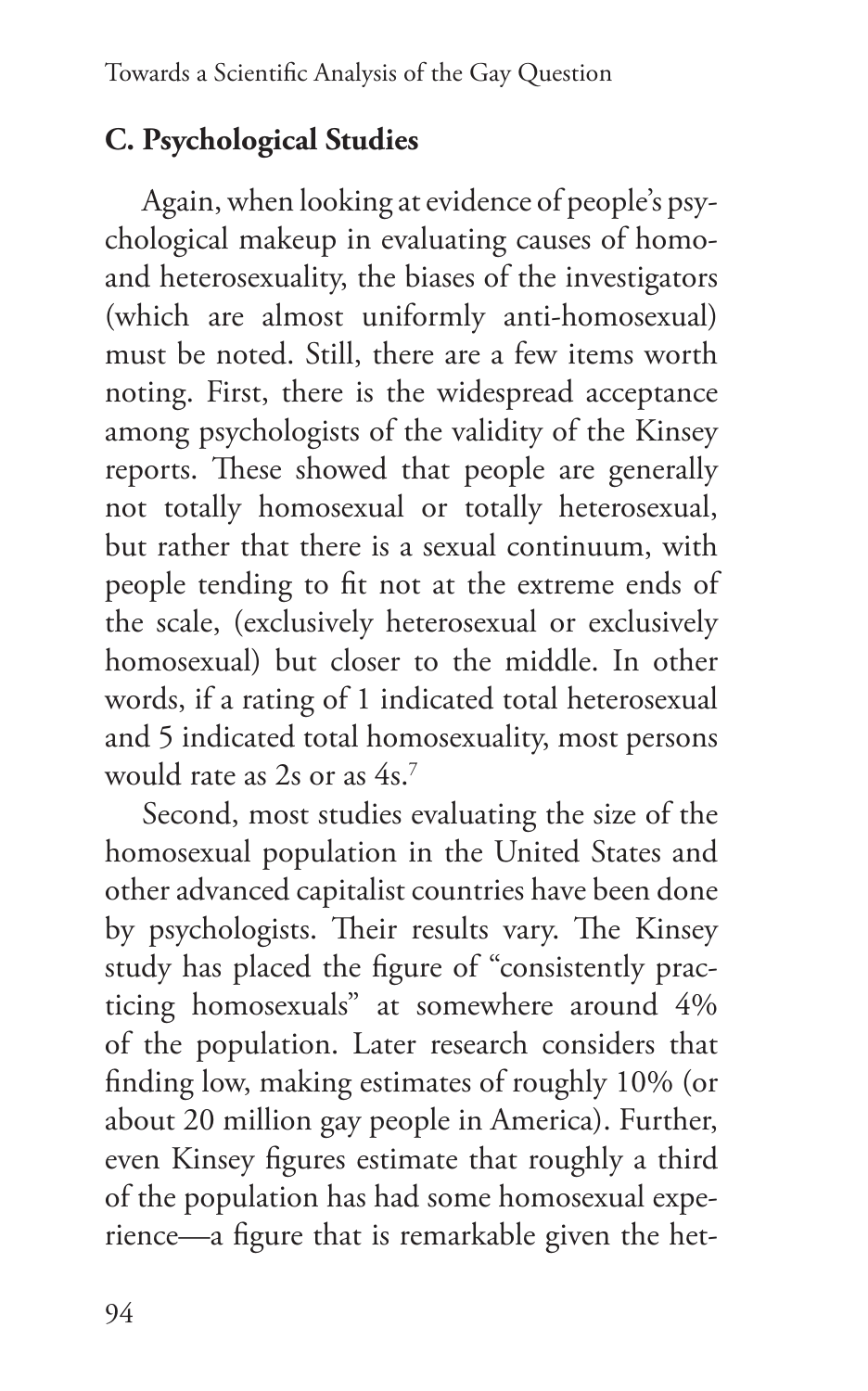## C. Psychological Studies

Again, when looking at evidence of people's psychological makeup in evaluating causes of homo- and heterosexuality, the biases of the investigators (which are almost uniformly anti-homosexual) must be noted. Still, there are a few items worth noting. First, there is the widespread acceptance among psychologists of the validity of the Kinsey reports. These showed that people are generally not totally homosexual or totally heterosexual, but rather that there is a sexual continuum, with people tending to fit not at the extreme ends of the scale, (exclusively heterosexual or exclusively homosexual) but closer to the middle. In other words, if a rating of 1 indicated total heterosexual and 5 indicated total homosexuality, most persons would rate as 2s or as 4s.[7]

Second, most studies evaluating the size of the homosexual population in the United States and other advanced capitalist countries have been done by psychologists. Their results vary. The Kinsey study has placed the figure of "consistently practicing homosexuals" at somewhere around 4% of the population. Later research considers that finding low, making estimates of roughly 10% (or about 20 million gay people in America). Further, even Kinsey figures estimate that roughly a third of the population has had some homosexual experience—a figure that is remarkable given the het-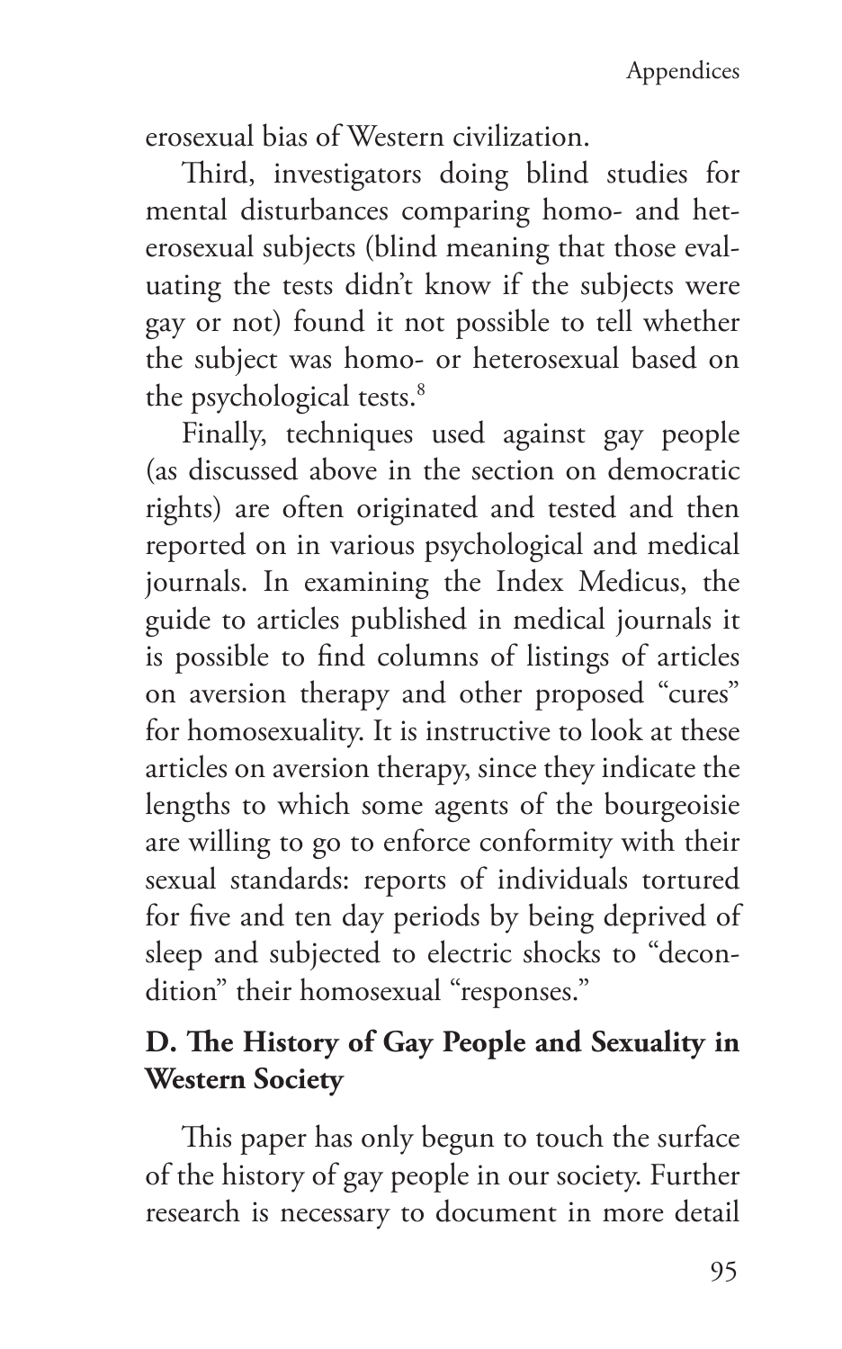erosexual bias of Western civilization.

Third, investigators doing blind studies for mental disturbances comparing homo- and heterosexual subjects (blind meaning that those evaluating the tests didn't know if the subjects were gay or not) found it not possible to tell whether the subject was homo- or heterosexual based on the psychological tests.[8]

Finally, techniques used against gay people (as discussed above in the section on democratic rights) are often originated and tested and then reported on in various psychological and medical journals. In examining the Index Medicus, the guide to articles published in medical journals it is possible to find columns of listings of articles on aversion therapy and other proposed "cures" for homosexuality. It is instructive to look at these articles on aversion therapy, since they indicate the lengths to which some agents of the bourgeoisie are willing to go to enforce conformity with their sexual standards: reports of individuals tortured for five and ten day periods by being deprived of sleep and subjected to electric shocks to "decondition" their homosexual "responses."

### D. The History of Gay People and Sexuality in Western Society

This paper has only begun to touch the surface of the history of gay people in our society. Further research is necessary to document in more detail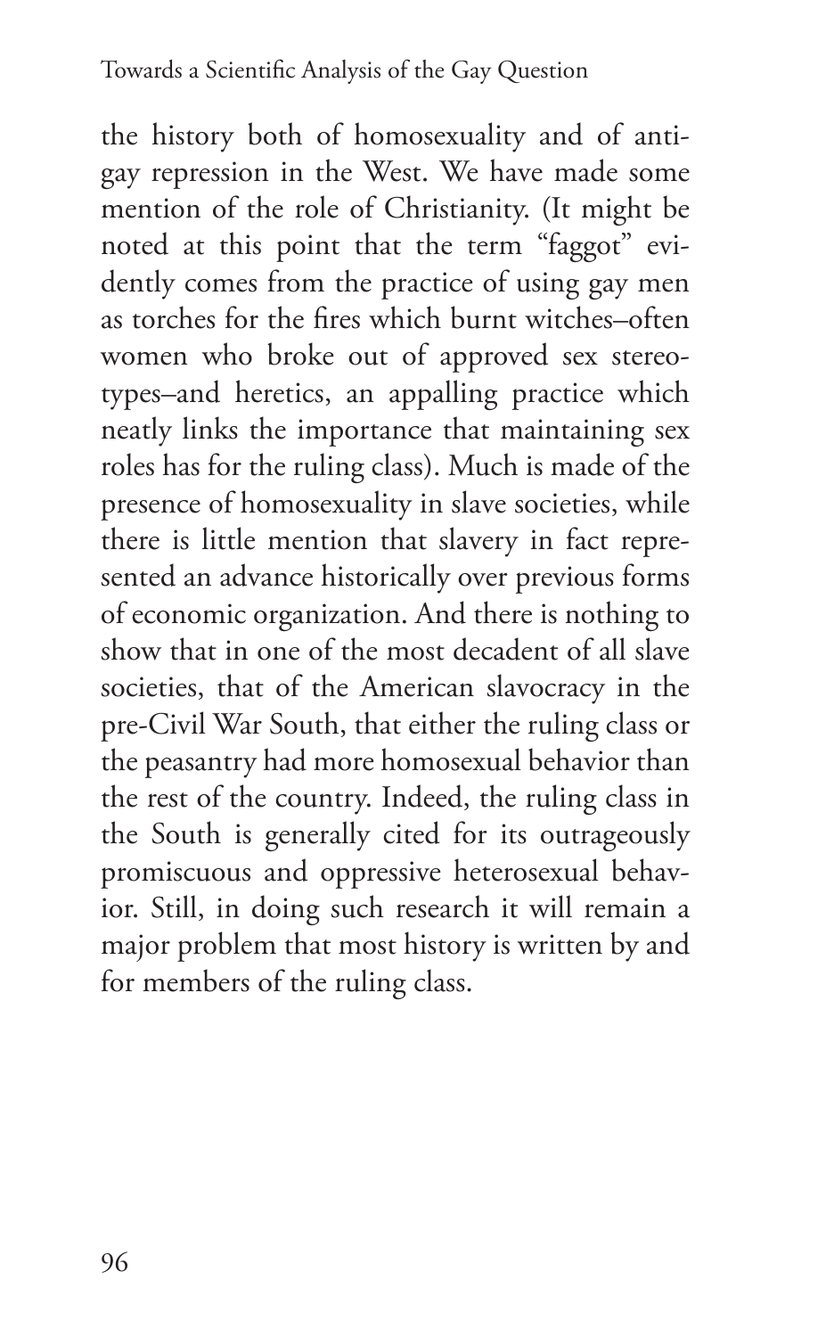the history both of homosexuality and of anti-gay repression in the West. We have made some mention of the role of Christianity. (It might be noted at this point that the term "faggot" evidently comes from the practice of using gay men as torches for the fires which burnt witches–often women who broke out of approved sex stereotypes–and heretics, an appalling practice which neatly links the importance that maintaining sex roles has for the ruling class). Much is made of the presence of homosexuality in slave societies, while there is little mention that slavery in fact represented an advance historically over previous forms of economic organization. And there is nothing to show that in one of the most decadent of all slave societies, that of the American slavocracy in the pre-Civil War South, that either the ruling class or the peasantry had more homosexual behavior than the rest of the country. Indeed, the ruling class in the South is generally cited for its outrageously promiscuous and oppressive heterosexual behavior. Still, in doing such research it will remain a major problem that most history is written by and for members of the ruling class.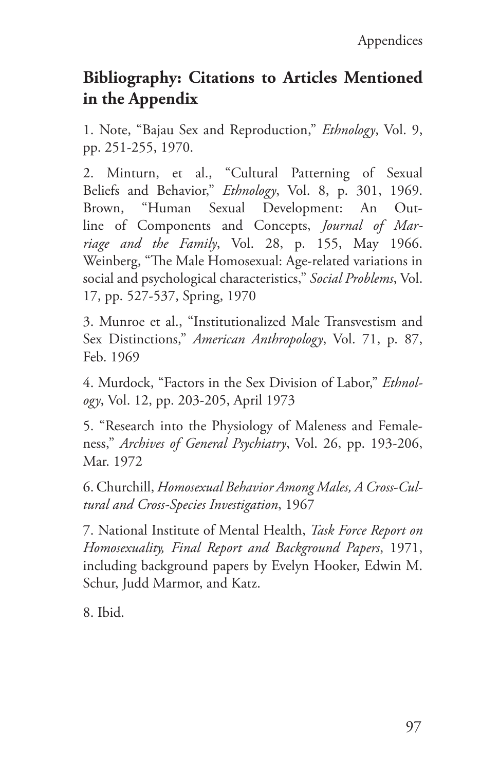## Bibliography: Citations to Articles Mentioned in the Appendix

1. Note, "Bajau Sex and Reproduction," *Ethnology*, Vol. 9, pp. 251-255, 1970.

2. Minturn, et al., "Cultural Patterning of Sexual Beliefs and Behavior," *Ethnology*, Vol. 8, p. 301, 1969. Brown, "Human Sexual Development: An Outline of Components and Concepts, *Journal of Marriage and the Family*, Vol. 28, p. 155, May 1966. Weinberg, "The Male Homosexual: Age-related variations in social and psychological characteristics," *Social Problems*, Vol. 17, pp. 527-537, Spring, 1970

3. Munroe et al., "Institutionalized Male Transvestism and Sex Distinctions," *American Anthropology*, Vol. 71, p. 87, Feb. 1969

4. Murdock, "Factors in the Sex Division of Labor," *Ethnology*, Vol. 12, pp. 203-205, April 1973

5. "Research into the Physiology of Maleness and Femaleness," *Archives of General Psychiatry*, Vol. 26, pp. 193-206, Mar. 1972

6. Churchill, *Homosexual Behavior Among Males, A Cross-Cultural and Cross-Species Investigation*, 1967

7. National Institute of Mental Health, *Task Force Report on Homosexuality, Final Report and Background Papers*, 1971, including background papers by Evelyn Hooker, Edwin M. Schur, Judd Marmor, and Katz.

8. Ibid.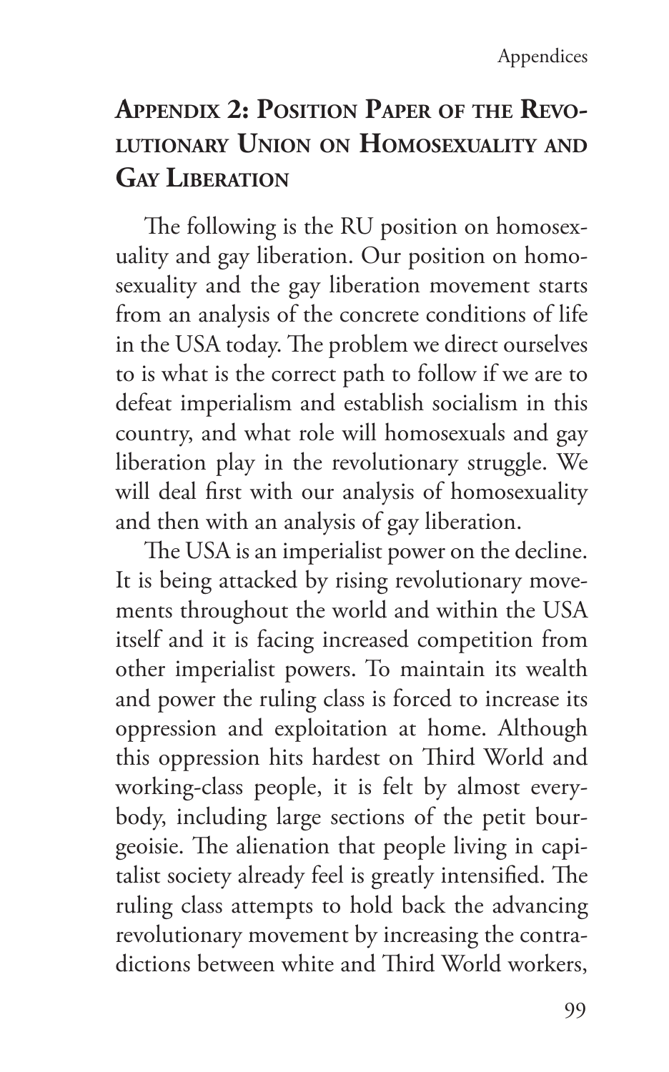## Appendix 2: Position Paper of the Revolutionary Union on Homosexuality and Gay Liberation

The following is the RU position on homosexuality and gay liberation. Our position on homosexuality and the gay liberation movement starts from an analysis of the concrete conditions of life in the USA today. The problem we direct ourselves to is what is the correct path to follow if we are to defeat imperialism and establish socialism in this country, and what role will homosexuals and gay liberation play in the revolutionary struggle. We will deal first with our analysis of homosexuality and then with an analysis of gay liberation.

The USA is an imperialist power on the decline. It is being attacked by rising revolutionary movements throughout the world and within the USA itself and it is facing increased competition from other imperialist powers. To maintain its wealth and power the ruling class is forced to increase its oppression and exploitation at home. Although this oppression hits hardest on Third World and working-class people, it is felt by almost everybody, including large sections of the petit bourgeoisie. The alienation that people living in capitalist society already feel is greatly intensified. The ruling class attempts to hold back the advancing revolutionary movement by increasing the contradictions between white and Third World workers,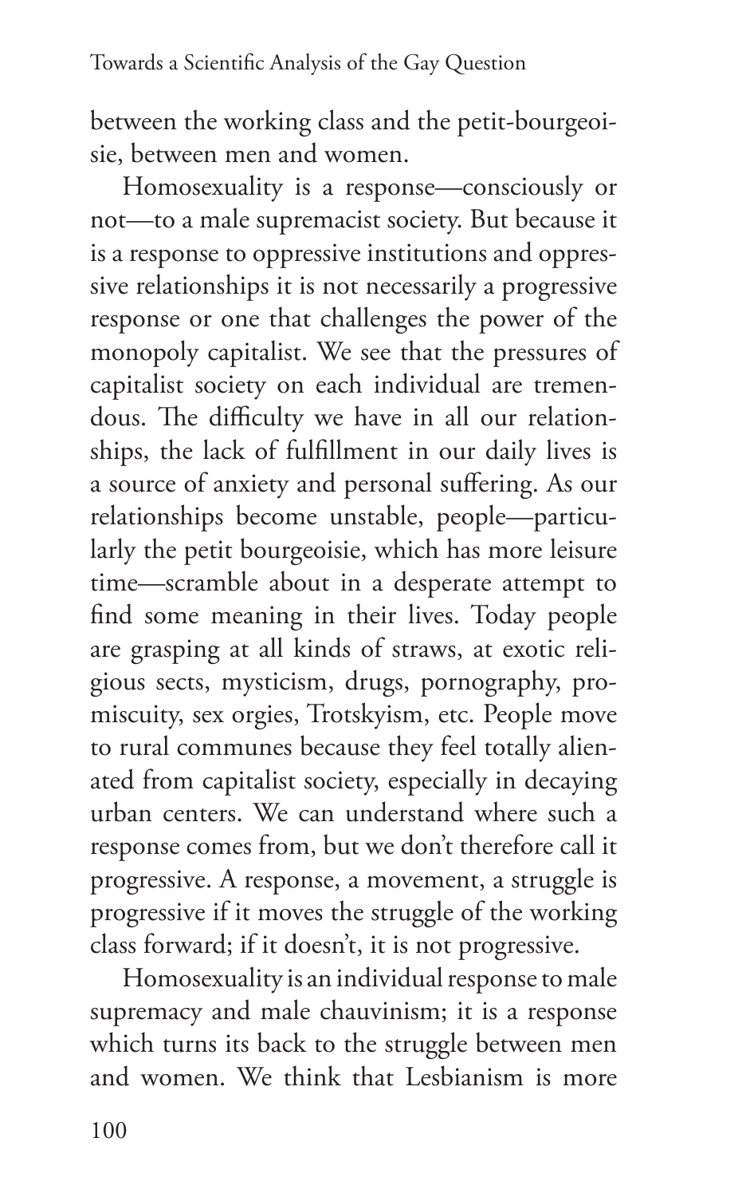between the working class and the petit-bourgeoisie, between men and women.

Homosexuality is a response—consciously or not—to a male supremacist society. But because it is a response to oppressive institutions and oppressive relationships it is not necessarily a progressive response or one that challenges the power of the monopoly capitalist. We see that the pressures of capitalist society on each individual are tremendous. The difficulty we have in all our relationships, the lack of fulfillment in our daily lives is a source of anxiety and personal suffering. As our relationships become unstable, people—particularly the petit bourgeoisie, which has more leisure time—scramble about in a desperate attempt to find some meaning in their lives. Today people are grasping at all kinds of straws, at exotic religious sects, mysticism, drugs, pornography, promiscuity, sex orgies, Trotskyism, etc. People move to rural communes because they feel totally alienated from capitalist society, especially in decaying urban centers. We can understand where such a response comes from, but we don't therefore call it progressive. A response, a movement, a struggle is progressive if it moves the struggle of the working class forward; if it doesn't, it is not progressive.

Homosexuality is an individual response to male supremacy and male chauvinism; it is a response which turns its back to the struggle between men and women. We think that Lesbianism is more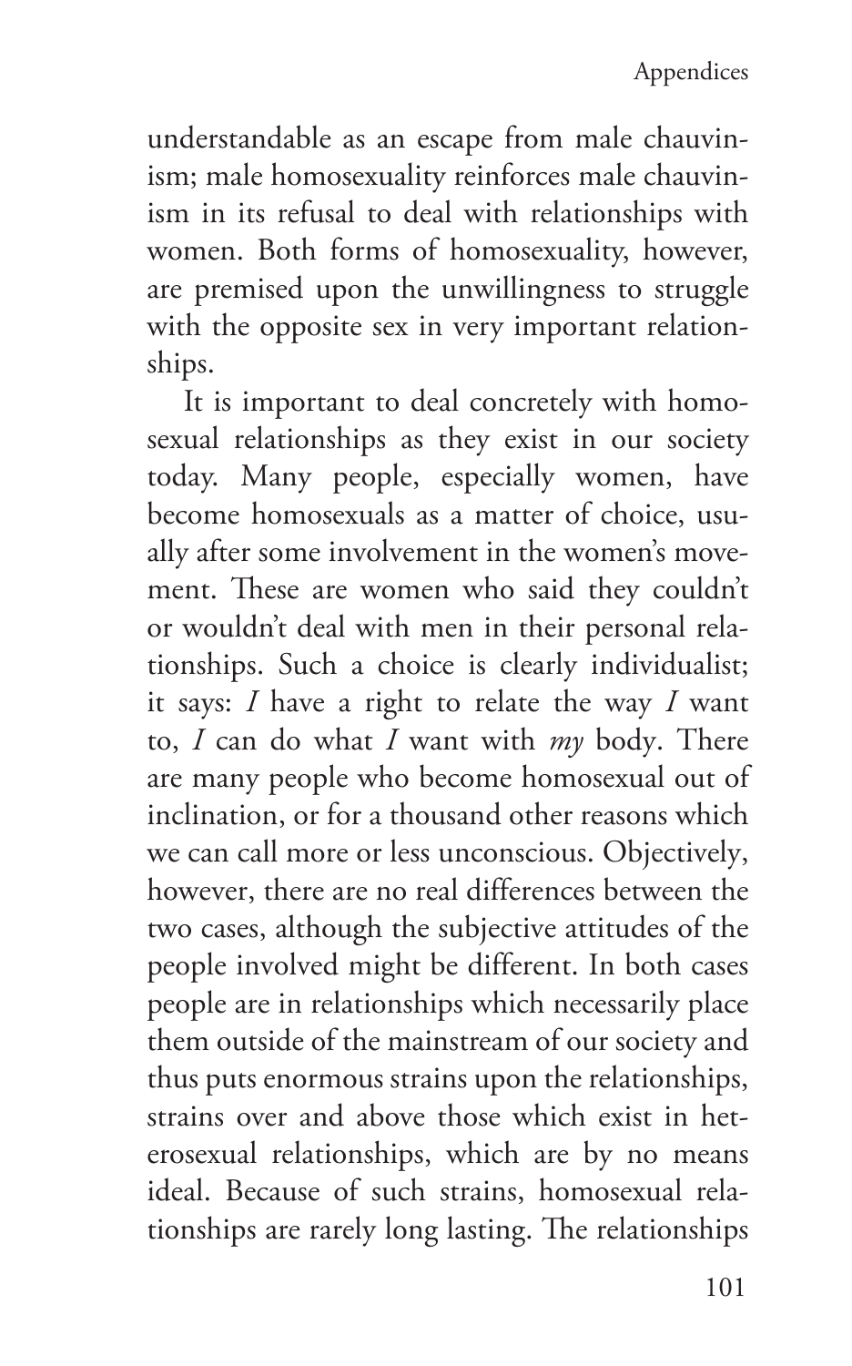understandable as an escape from male chauvinism; male homosexuality reinforces male chauvinism in its refusal to deal with relationships with women. Both forms of homosexuality, however, are premised upon the unwillingness to struggle with the opposite sex in very important relationships.

It is important to deal concretely with homosexual relationships as they exist in our society today. Many people, especially women, have become homosexuals as a matter of choice, usually after some involvement in the women's movement. These are women who said they couldn't or wouldn't deal with men in their personal relationships. Such a choice is clearly individualist; it says: *I* have a right to relate the way *I* want to, *I* can do what *I* want with *my* body. There are many people who become homosexual out of inclination, or for a thousand other reasons which we can call more or less unconscious. Objectively, however, there are no real differences between the two cases, although the subjective attitudes of the people involved might be different. In both cases people are in relationships which necessarily place them outside of the mainstream of our society and thus puts enormous strains upon the relationships, strains over and above those which exist in heterosexual relationships, which are by no means ideal. Because of such strains, homosexual relationships are rarely long lasting. The relationships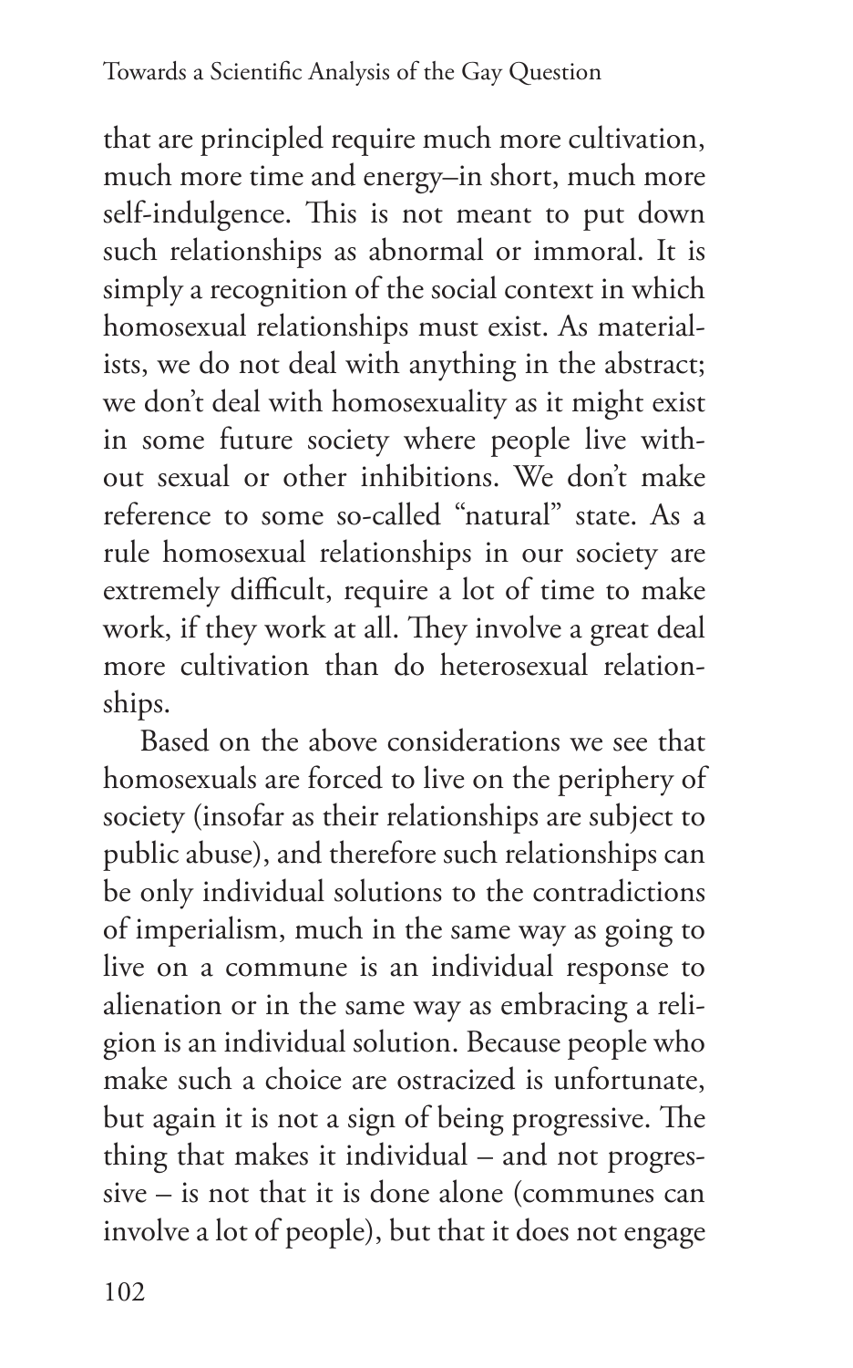that are principled require much more cultivation, much more time and energy–in short, much more self-indulgence. This is not meant to put down such relationships as abnormal or immoral. It is simply a recognition of the social context in which homosexual relationships must exist. As materialists, we do not deal with anything in the abstract; we don't deal with homosexuality as it might exist in some future society where people live without sexual or other inhibitions. We don't make reference to some so-called "natural" state. As a rule homosexual relationships in our society are extremely difficult, require a lot of time to make work, if they work at all. They involve a great deal more cultivation than do heterosexual relationships.

Based on the above considerations we see that homosexuals are forced to live on the periphery of society (insofar as their relationships are subject to public abuse), and therefore such relationships can be only individual solutions to the contradictions of imperialism, much in the same way as going to live on a commune is an individual response to alienation or in the same way as embracing a religion is an individual solution. Because people who make such a choice are ostracized is unfortunate, but again it is not a sign of being progressive. The thing that makes it individual – and not progressive – is not that it is done alone (communes can involve a lot of people), but that it does not engage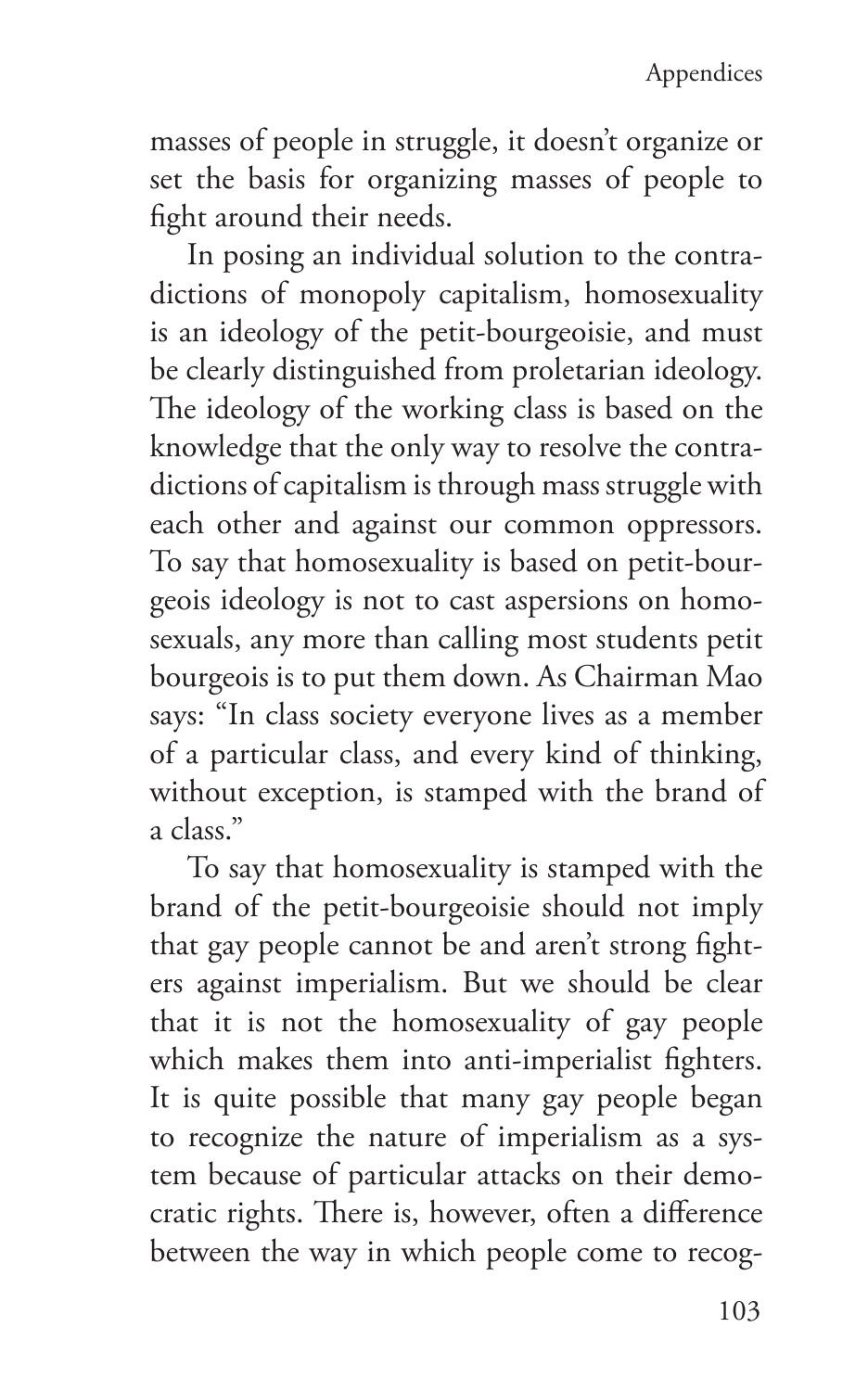masses of people in struggle, it doesn't organize or set the basis for organizing masses of people to fight around their needs.

In posing an individual solution to the contradictions of monopoly capitalism, homosexuality is an ideology of the petit-bourgeoisie, and must be clearly distinguished from proletarian ideology. The ideology of the working class is based on the knowledge that the only way to resolve the contradictions of capitalism is through mass struggle with each other and against our common oppressors. To say that homosexuality is based on petit-bourgeois ideology is not to cast aspersions on homosexuals, any more than calling most students petit bourgeois is to put them down. As Chairman Mao says: "In class society everyone lives as a member of a particular class, and every kind of thinking, without exception, is stamped with the brand of a class."

To say that homosexuality is stamped with the brand of the petit-bourgeoisie should not imply that gay people cannot be and aren't strong fighters against imperialism. But we should be clear that it is not the homosexuality of gay people which makes them into anti-imperialist fighters. It is quite possible that many gay people began to recognize the nature of imperialism as a system because of particular attacks on their democratic rights. There is, however, often a difference between the way in which people come to recog-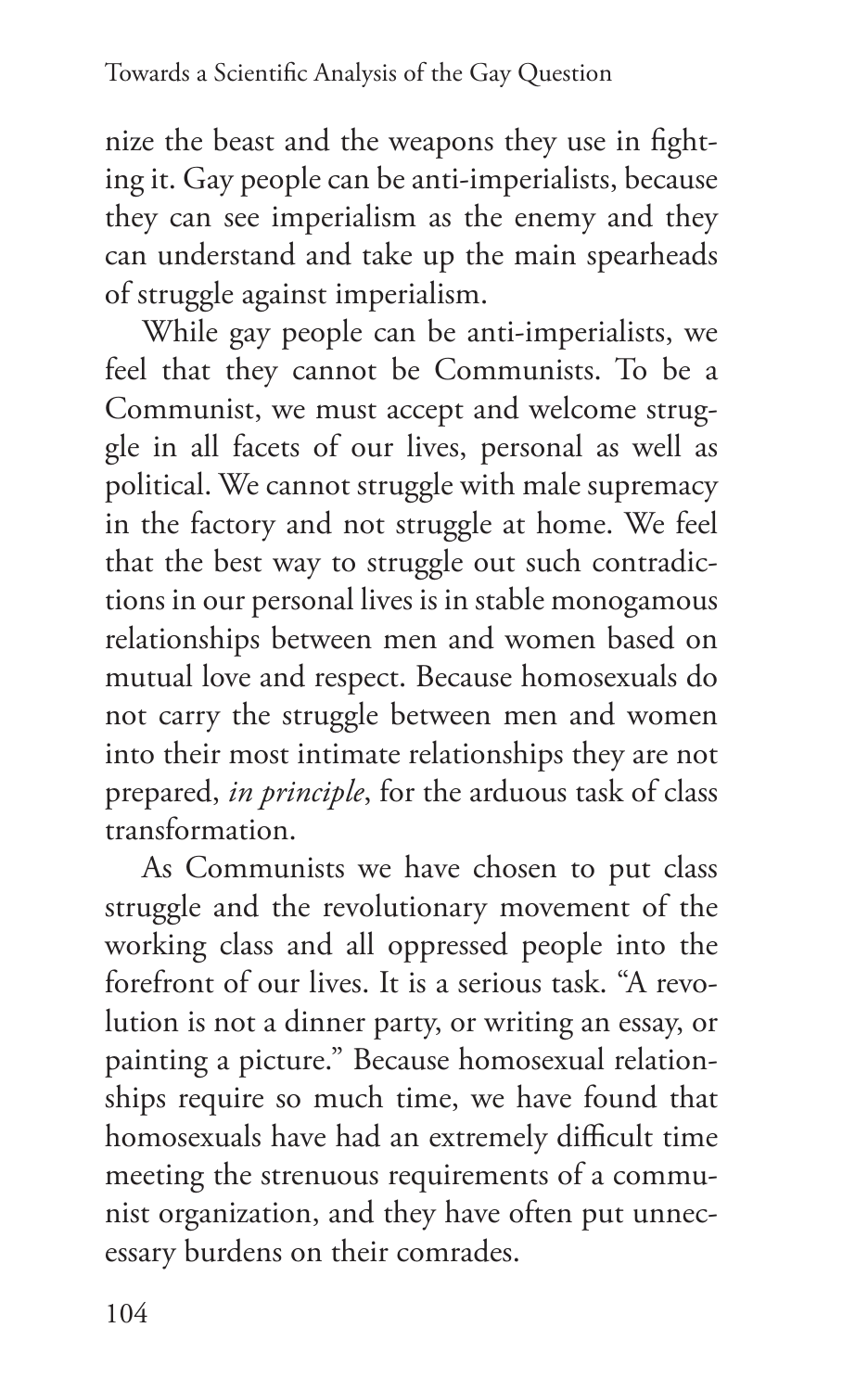nize the beast and the weapons they use in fighting it. Gay people can be anti-imperialists, because they can see imperialism as the enemy and they can understand and take up the main spearheads of struggle against imperialism.

While gay people can be anti-imperialists, we feel that they cannot be Communists. To be a Communist, we must accept and welcome struggle in all facets of our lives, personal as well as political. We cannot struggle with male supremacy in the factory and not struggle at home. We feel that the best way to struggle out such contradictions in our personal lives is in stable monogamous relationships between men and women based on mutual love and respect. Because homosexuals do not carry the struggle between men and women into their most intimate relationships they are not prepared, *in principle*, for the arduous task of class transformation.

As Communists we have chosen to put class struggle and the revolutionary movement of the working class and all oppressed people into the forefront of our lives. It is a serious task. "A revolution is not a dinner party, or writing an essay, or painting a picture." Because homosexual relationships require so much time, we have found that homosexuals have had an extremely difficult time meeting the strenuous requirements of a communist organization, and they have often put unnecessary burdens on their comrades.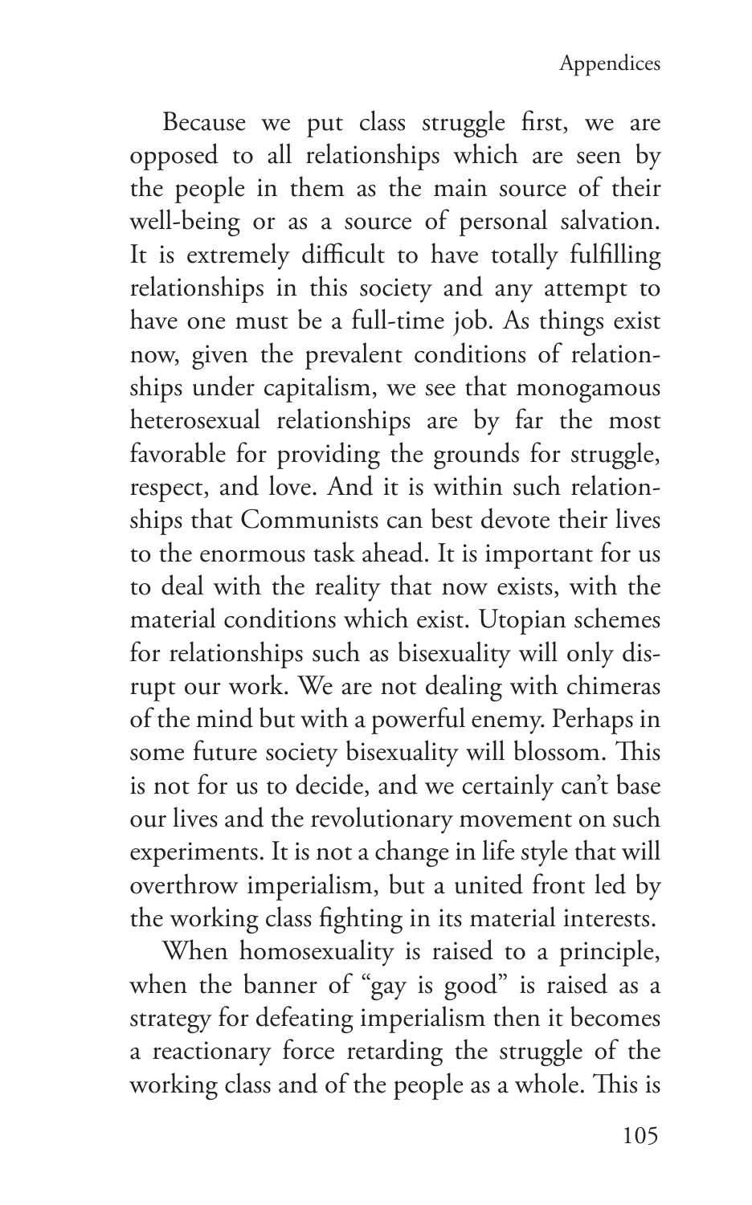Because we put class struggle first, we are opposed to all relationships which are seen by the people in them as the main source of their well-being or as a source of personal salvation. It is extremely difficult to have totally fulfilling relationships in this society and any attempt to have one must be a full-time job. As things exist now, given the prevalent conditions of relationships under capitalism, we see that monogamous heterosexual relationships are by far the most favorable for providing the grounds for struggle, respect, and love. And it is within such relationships that Communists can best devote their lives to the enormous task ahead. It is important for us to deal with the reality that now exists, with the material conditions which exist. Utopian schemes for relationships such as bisexuality will only disrupt our work. We are not dealing with chimeras of the mind but with a powerful enemy. Perhaps in some future society bisexuality will blossom. This is not for us to decide, and we certainly can't base our lives and the revolutionary movement on such experiments. It is not a change in life style that will overthrow imperialism, but a united front led by the working class fighting in its material interests.

When homosexuality is raised to a principle, when the banner of "gay is good" is raised as a strategy for defeating imperialism then it becomes a reactionary force retarding the struggle of the working class and of the people as a whole. This is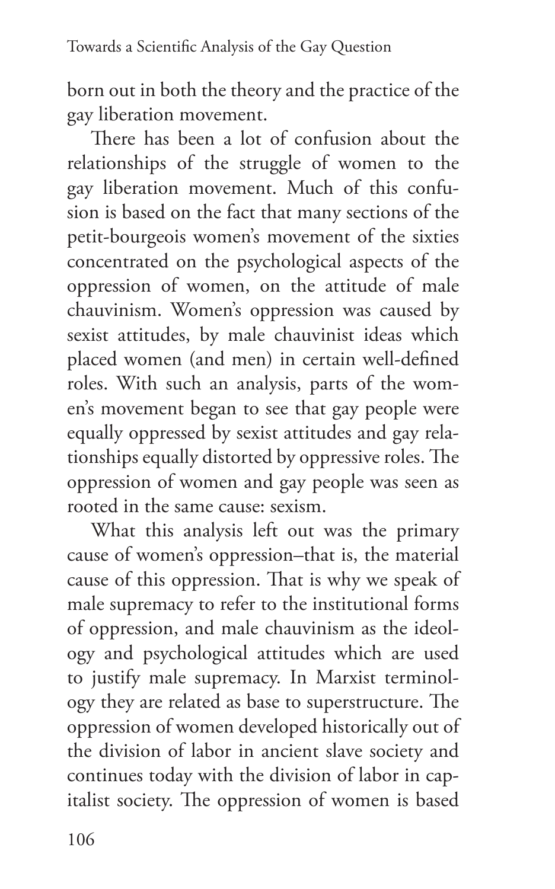born out in both the theory and the practice of the gay liberation movement.

There has been a lot of confusion about the relationships of the struggle of women to the gay liberation movement. Much of this confusion is based on the fact that many sections of the petit-bourgeois women's movement of the sixties concentrated on the psychological aspects of the oppression of women, on the attitude of male chauvinism. Women's oppression was caused by sexist attitudes, by male chauvinist ideas which placed women (and men) in certain well-defined roles. With such an analysis, parts of the women's movement began to see that gay people were equally oppressed by sexist attitudes and gay relationships equally distorted by oppressive roles. The oppression of women and gay people was seen as rooted in the same cause: sexism.

What this analysis left out was the primary cause of women's oppression–that is, the material cause of this oppression. That is why we speak of male supremacy to refer to the institutional forms of oppression, and male chauvinism as the ideology and psychological attitudes which are used to justify male supremacy. In Marxist terminology they are related as base to superstructure. The oppression of women developed historically out of the division of labor in ancient slave society and continues today with the division of labor in capitalist society. The oppression of women is based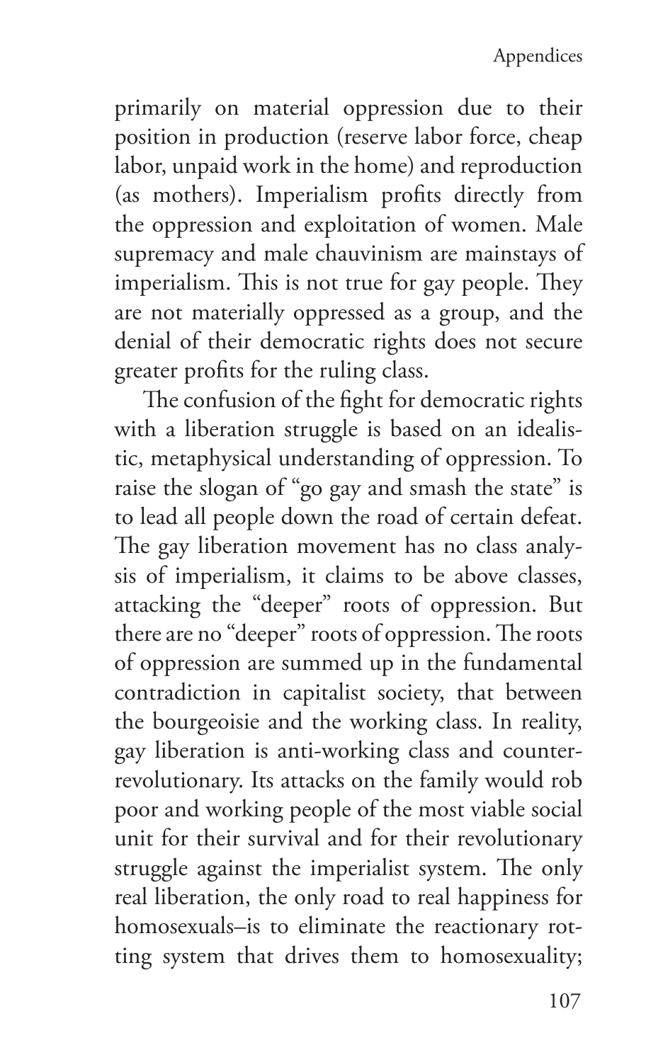primarily on material oppression due to their position in production (reserve labor force, cheap labor, unpaid work in the home) and reproduction (as mothers). Imperialism profits directly from the oppression and exploitation of women. Male supremacy and male chauvinism are mainstays of imperialism. This is not true for gay people. They are not materially oppressed as a group, and the denial of their democratic rights does not secure greater profits for the ruling class.

The confusion of the fight for democratic rights with a liberation struggle is based on an idealistic, metaphysical understanding of oppression. To raise the slogan of "go gay and smash the state" is to lead all people down the road of certain defeat. The gay liberation movement has no class analysis of imperialism, it claims to be above classes, attacking the "deeper" roots of oppression. But there are no "deeper" roots of oppression. The roots of oppression are summed up in the fundamental contradiction in capitalist society, that between the bourgeoisie and the working class. In reality, gay liberation is anti-working class and counter-revolutionary. Its attacks on the family would rob poor and working people of the most viable social unit for their survival and for their revolutionary struggle against the imperialist system. The only real liberation, the only road to real happiness for homosexuals–is to eliminate the reactionary rotting system that drives them to homosexuality;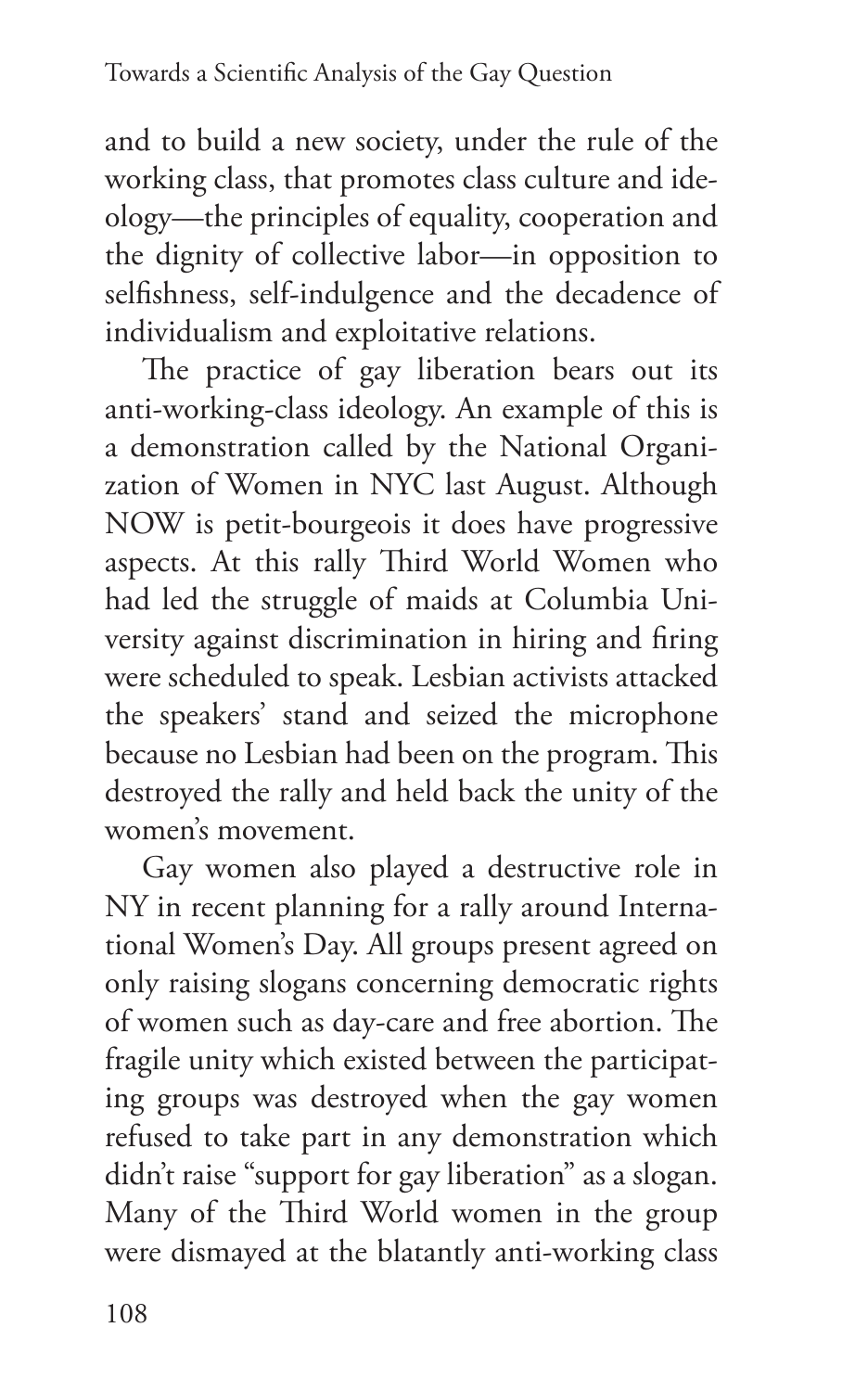and to build a new society, under the rule of the working class, that promotes class culture and ideology—the principles of equality, cooperation and the dignity of collective labor—in opposition to selfishness, self-indulgence and the decadence of individualism and exploitative relations.

The practice of gay liberation bears out its anti-working-class ideology. An example of this is a demonstration called by the National Organization of Women in NYC last August. Although NOW is petit-bourgeois it does have progressive aspects. At this rally Third World Women who had led the struggle of maids at Columbia University against discrimination in hiring and firing were scheduled to speak. Lesbian activists attacked the speakers' stand and seized the microphone because no Lesbian had been on the program. This destroyed the rally and held back the unity of the women's movement.

Gay women also played a destructive role in NY in recent planning for a rally around International Women's Day. All groups present agreed on only raising slogans concerning democratic rights of women such as day-care and free abortion. The fragile unity which existed between the participating groups was destroyed when the gay women refused to take part in any demonstration which didn't raise "support for gay liberation" as a slogan. Many of the Third World women in the group were dismayed at the blatantly anti-working class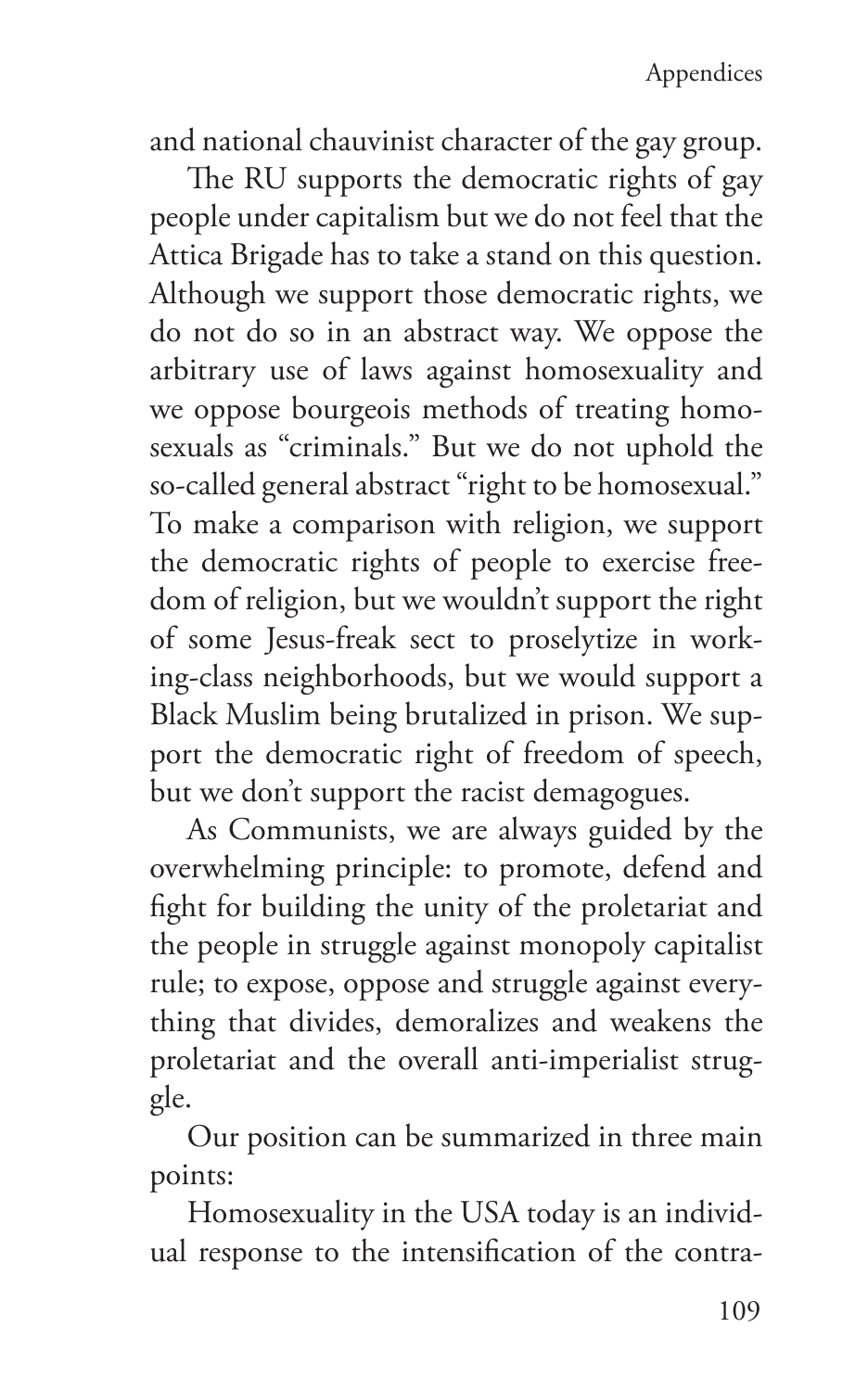and national chauvinist character of the gay group.

The RU supports the democratic rights of gay people under capitalism but we do not feel that the Attica Brigade has to take a stand on this question. Although we support those democratic rights, we do not do so in an abstract way. We oppose the arbitrary use of laws against homosexuality and we oppose bourgeois methods of treating homosexuals as "criminals." But we do not uphold the so-called general abstract "right to be homosexual." To make a comparison with religion, we support the democratic rights of people to exercise freedom of religion, but we wouldn't support the right of some Jesus-freak sect to proselytize in working-class neighborhoods, but we would support a Black Muslim being brutalized in prison. We support the democratic right of freedom of speech, but we don't support the racist demagogues.

As Communists, we are always guided by the overwhelming principle: to promote, defend and fight for building the unity of the proletariat and the people in struggle against monopoly capitalist rule; to expose, oppose and struggle against everything that divides, demoralizes and weakens the proletariat and the overall anti-imperialist struggle.

Our position can be summarized in three main points:

Homosexuality in the USA today is an individual response to the intensification of the contra-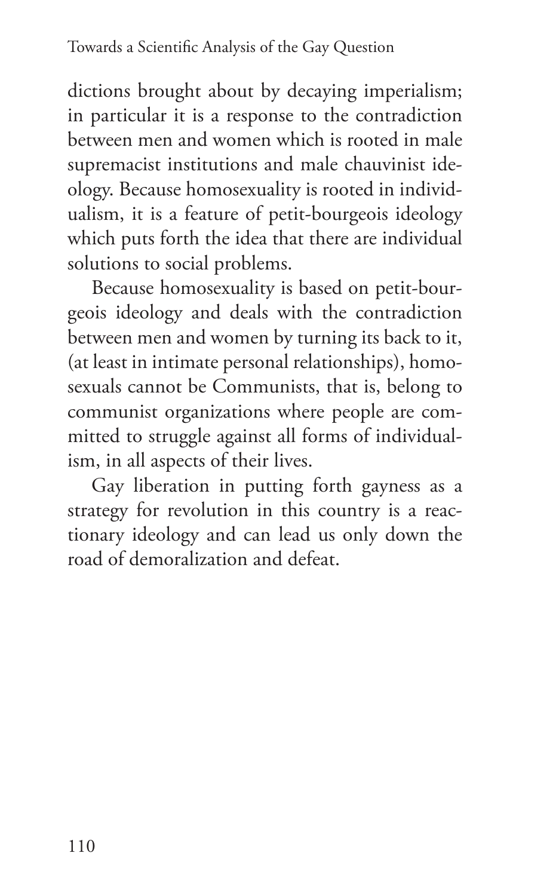dictions brought about by decaying imperialism; in particular it is a response to the contradiction between men and women which is rooted in male supremacist institutions and male chauvinist ideology. Because homosexuality is rooted in individualism, it is a feature of petit-bourgeois ideology which puts forth the idea that there are individual solutions to social problems.

Because homosexuality is based on petit-bourgeois ideology and deals with the contradiction between men and women by turning its back to it, (at least in intimate personal relationships), homosexuals cannot be Communists, that is, belong to communist organizations where people are committed to struggle against all forms of individualism, in all aspects of their lives.

Gay liberation in putting forth gayness as a strategy for revolution in this country is a reactionary ideology and can lead us only down the road of demoralization and defeat.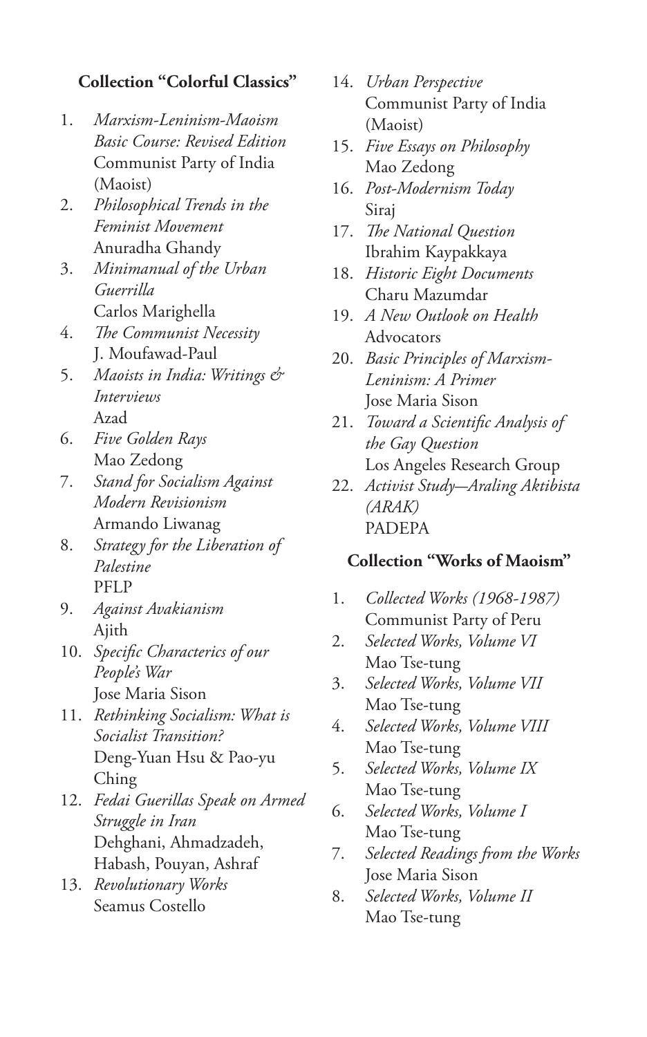**Collection "Colorful Classics"**

1. *Marxism-Leninism-Maoism Basic Course: Revised Edition*
   Communist Party of India (Maoist)
2. *Philosophical Trends in the Feminist Movement*
   Anuradha Ghandy
3. *Minimanual of the Urban Guerrilla*
   Carlos Marighella
4. *The Communist Necessity*
   J. Moufawad-Paul
5. *Maoists in India: Writings & Interviews*
   Azad
6. *Five Golden Rays*
   Mao Zedong
7. *Stand for Socialism Against Modern Revisionism*
   Armando Liwanag
8. *Strategy for the Liberation of Palestine*
   PFLP
9. *Against Avakianism*
   Ajith
10. *Specific Characterics of our People's War*
    Jose Maria Sison
11. *Rethinking Socialism: What is Socialist Transition?*
    Deng-Yuan Hsu & Pao-yu Ching
12. *Fedai Guerillas Speak on Armed Struggle in Iran*
    Dehghani, Ahmadzadeh, Habash, Pouyan, Ashraf
13. *Revolutionary Works*
    Seamus Costello
14. *Urban Perspective*
    Communist Party of India (Maoist)
15. *Five Essays on Philosophy*
    Mao Zedong
16. *Post-Modernism Today*
    Siraj
17. *The National Question*
    Ibrahim Kaypakkaya
18. *Historic Eight Documents*
    Charu Mazumdar
19. *A New Outlook on Health*
    Advocators
20. *Basic Principles of Marxism-Leninism: A Primer*
    Jose Maria Sison
21. *Toward a Scientific Analysis of the Gay Question*
    Los Angeles Research Group
22. *Activist Study—Araling Aktibista (ARAK)*
    PADEPA

**Collection "Works of Maoism"**

1. *Collected Works (1968-1987)*
   Communist Party of Peru
2. *Selected Works, Volume VI*
   Mao Tse-tung
3. *Selected Works, Volume VII*
   Mao Tse-tung
4. *Selected Works, Volume VIII*
   Mao Tse-tung
5. *Selected Works, Volume IX*
   Mao Tse-tung
6. *Selected Works, Volume I*
   Mao Tse-tung
7. *Selected Readings from the Works*
   Jose Maria Sison
8. *Selected Works, Volume II*
   Mao Tse-tung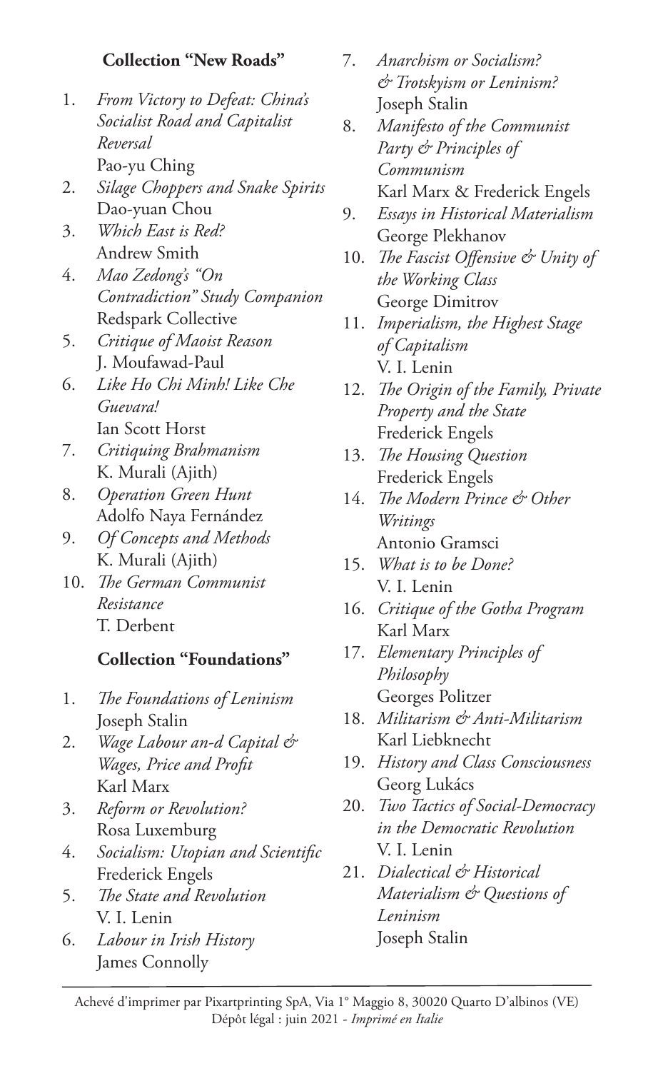**Collection "New Roads"**

1. *From Victory to Defeat: China's Socialist Road and Capitalist Reversal*
   Pao-yu Ching
2. *Silage Choppers and Snake Spirits*
   Dao-yuan Chou
3. *Which East is Red?*
   Andrew Smith
4. *Mao Zedong's "On Contradiction" Study Companion*
   Redspark Collective
5. *Critique of Maoist Reason*
   J. Moufawad-Paul
6. *Like Ho Chi Minh! Like Che Guevara!*
   Ian Scott Horst
7. *Critiquing Brahmanism*
   K. Murali (Ajith)
8. *Operation Green Hunt*
   Adolfo Naya Fernández
9. *Of Concepts and Methods*
   K. Murali (Ajith)
10. *The German Communist Resistance*
    T. Derbent

**Collection "Foundations"**

1. *The Foundations of Leninism*
   Joseph Stalin
2. *Wage Labour an-d Capital & Wages, Price and Profit*
   Karl Marx
3. *Reform or Revolution?*
   Rosa Luxemburg
4. *Socialism: Utopian and Scientific*
   Frederick Engels
5. *The State and Revolution*
   V. I. Lenin
6. *Labour in Irish History*
   James Connolly
7. *Anarchism or Socialism? & Trotskyism or Leninism?*
   Joseph Stalin
8. *Manifesto of the Communist Party & Principles of Communism*
   Karl Marx & Frederick Engels
9. *Essays in Historical Materialism*
   George Plekhanov
10. *The Fascist Offensive & Unity of the Working Class*
    George Dimitrov
11. *Imperialism, the Highest Stage of Capitalism*
    V. I. Lenin
12. *The Origin of the Family, Private Property and the State*
    Frederick Engels
13. *The Housing Question*
    Frederick Engels
14. *The Modern Prince & Other Writings*
    Antonio Gramsci
15. *What is to be Done?*
    V. I. Lenin
16. *Critique of the Gotha Program*
    Karl Marx
17. *Elementary Principles of Philosophy*
    Georges Politzer
18. *Militarism & Anti-Militarism*
    Karl Liebknecht
19. *History and Class Consciousness*
    Georg Lukács
20. *Two Tactics of Social-Democracy in the Democratic Revolution*
    V. I. Lenin
21. *Dialectical & Historical Materialism & Questions of Leninism*
    Joseph Stalin

---

Achevé d'imprimer par Pixartprinting SpA, Via 1° Maggio 8, 30020 Quarto D'albinos (VE)
Dépôt légal : juin 2021 - *Imprimé en Italie*